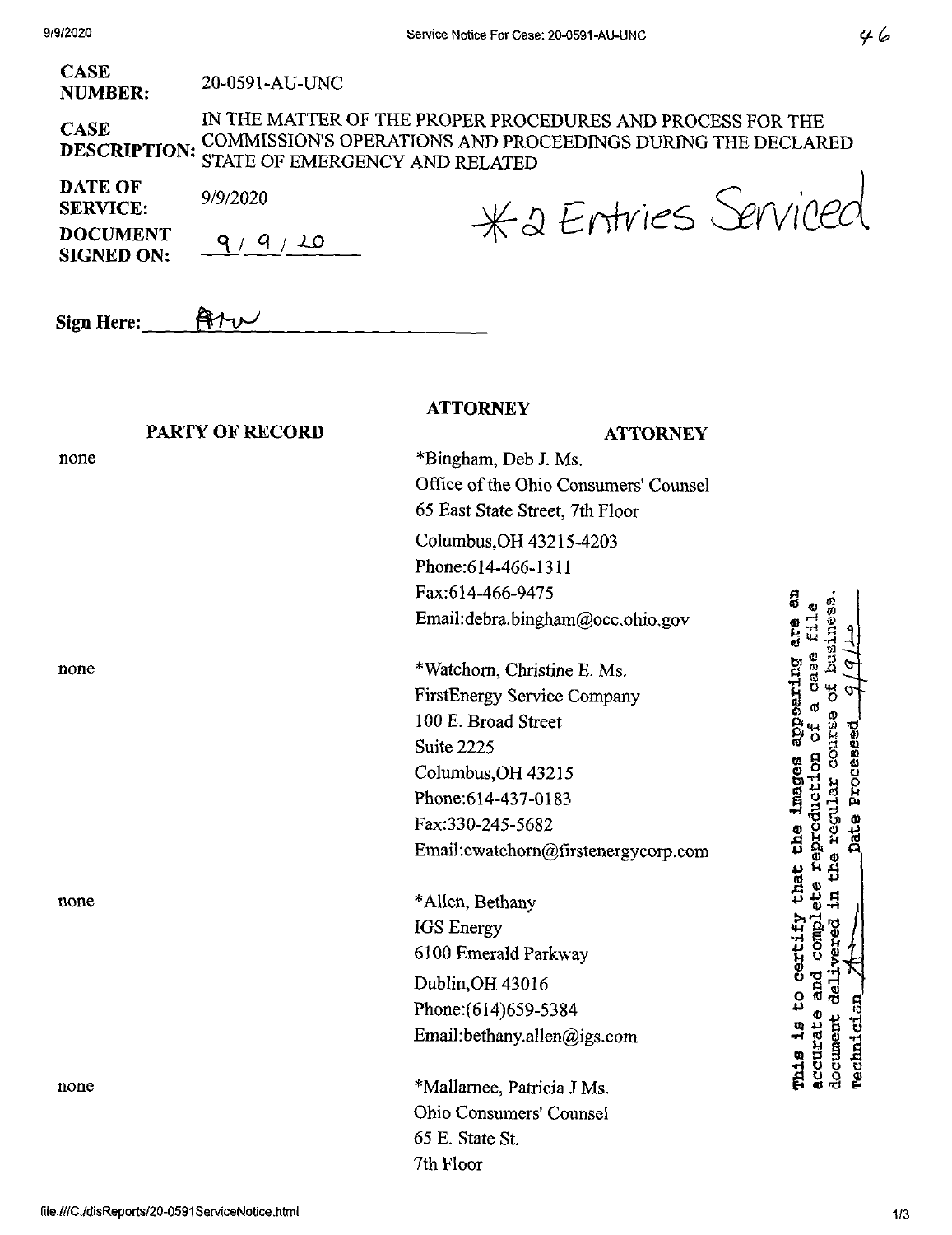**CASE NUMBER:** 20-0591-AU-UNC

**CASE DESCRIPTION:** IN THE MATTER OF THE PROPER PROCEDURES AND PROCESS FOR THE COMMISSION'S OPERATIONS AND PROCEEDINGS DURING THE DECLARED STATE OF EMERGENCY AND RELATED

**DATE OF SERVICE:** 9/9/2020

**DOCUMENT SIGNED ON:** 9 / 9 / 20

*2 Entries Serviced

**Sign Here:** AHW

| PARTY OF RECORD | ATTORNEY |
|---|---|
| none | *Bingham, Deb J. Ms.<br>Office of the Ohio Consumers' Counsel<br>65 East State Street, 7th Floor<br>Columbus,OH 43215-4203<br>Phone:614-466-1311<br>Fax:614-466-9475<br>Email:debra.bingham@occ.ohio.gov |
| none | *Watchorn, Christine E. Ms.<br>FirstEnergy Service Company<br>100 E. Broad Street<br>Suite 2225<br>Columbus,OH 43215<br>Phone:614-437-0183<br>Fax:330-245-5682<br>Email:cwatchorn@firstenergycorp.com |
| none | *Allen, Bethany<br>IGS Energy<br>6100 Emerald Parkway<br>Dublin,OH 43016<br>Phone:(614)659-5384<br>Email:bethany.allen@igs.com |
| none | *Mallarnee, Patricia J Ms.<br>Ohio Consumers' Counsel<br>65 E. State St.<br>7th Floor |

This is to certify that the images appearing are an accurate and complete reproduction of a case file document delivered in the regular course of business. Technician AH Date Processed 9/9/20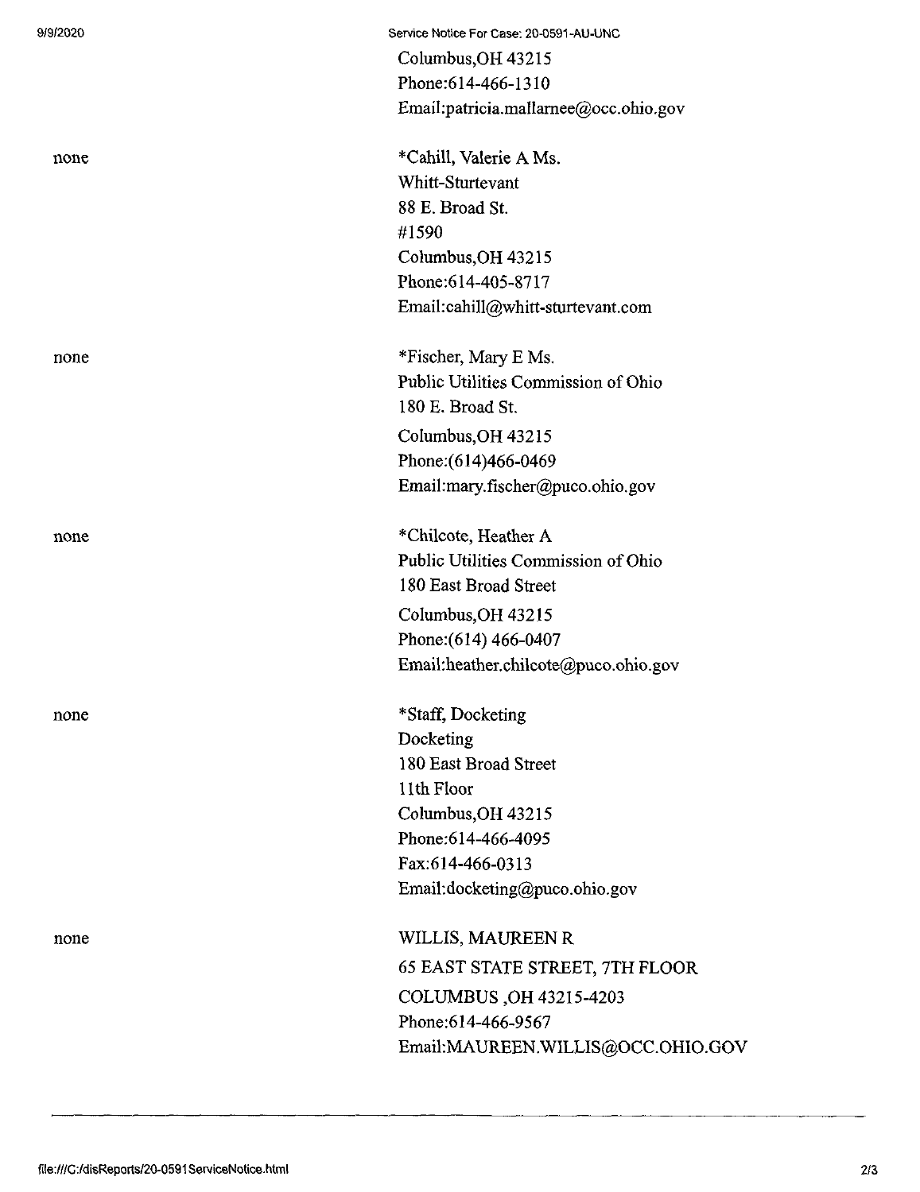Columbus,OH 43215
Phone:614-466-1310
Email:patricia.mallarnee@occ.ohio.gov

| | |
|---|---|
| none | *Cahill, Valerie A Ms.<br>Whitt-Sturtevant<br>88 E. Broad St.<br>#1590<br>Columbus,OH 43215<br>Phone:614-405-8717<br>Email:cahill@whitt-sturtevant.com |
| none | *Fischer, Mary E Ms.<br>Public Utilities Commission of Ohio<br>180 E. Broad St.<br>Columbus,OH 43215<br>Phone:(614)466-0469<br>Email:mary.fischer@puco.ohio.gov |
| none | *Chilcote, Heather A<br>Public Utilities Commission of Ohio<br>180 East Broad Street<br>Columbus,OH 43215<br>Phone:(614) 466-0407<br>Email:heather.chilcote@puco.ohio.gov |
| none | *Staff, Docketing<br>Docketing<br>180 East Broad Street<br>11th Floor<br>Columbus,OH 43215<br>Phone:614-466-4095<br>Fax:614-466-0313<br>Email:docketing@puco.ohio.gov |
| none | WILLIS, MAUREEN R<br>65 EAST STATE STREET, 7TH FLOOR<br>COLUMBUS ,OH 43215-4203<br>Phone:614-466-9567<br>Email:MAUREEN.WILLIS@OCC.OHIO.GOV |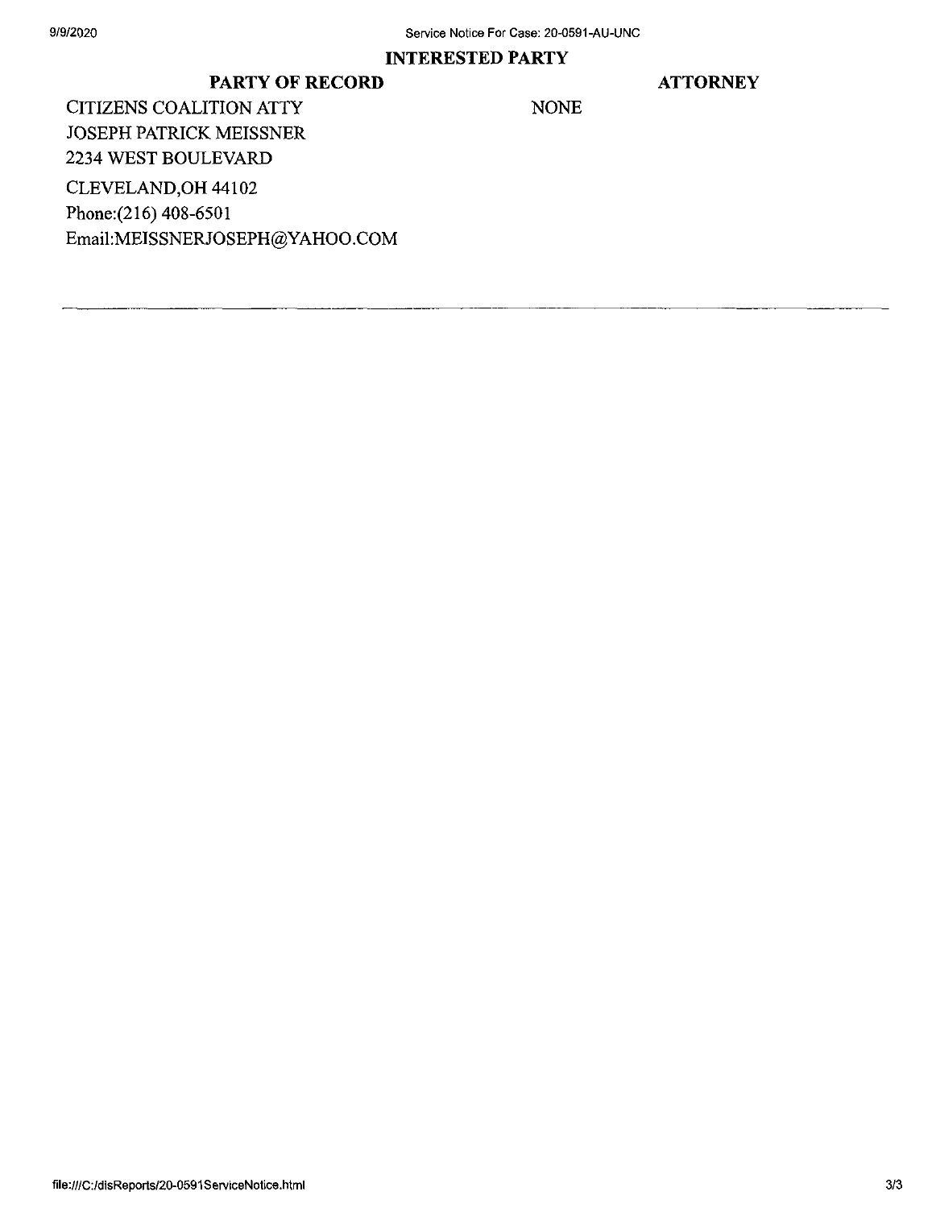## INTERESTED PARTY

| PARTY OF RECORD | ATTORNEY |
|---|---|
| CITIZENS COALITION ATTY<br>JOSEPH PATRICK MEISSNER<br>2234 WEST BOULEVARD<br>CLEVELAND,OH 44102<br>Phone:(216) 408-6501<br>Email:MEISSNERJOSEPH@YAHOO.COM | NONE |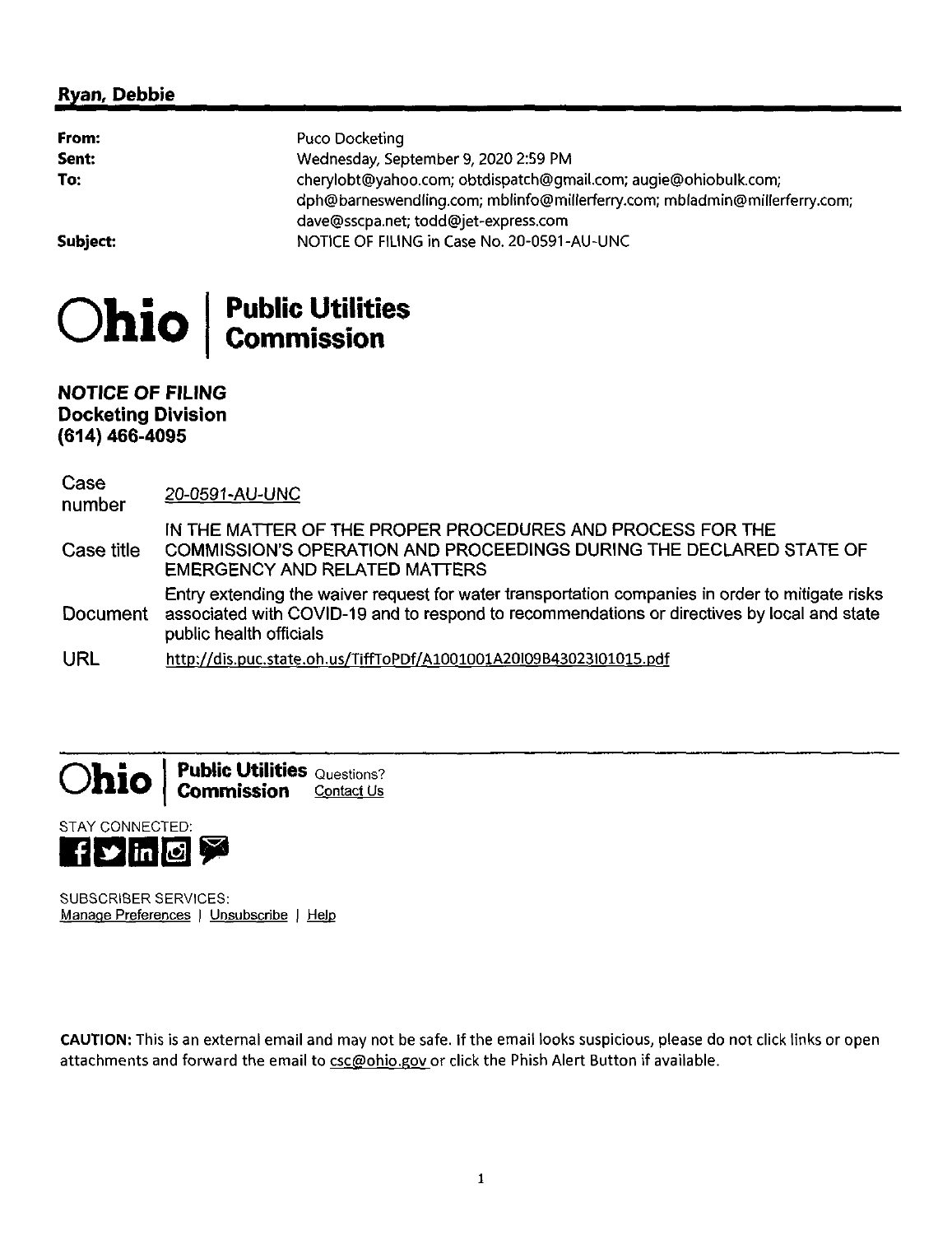## Ryan, Debbie

| | |
|---|---|
| **From:** | Puco Docketing |
| **Sent:** | Wednesday, September 9, 2020 2:59 PM |
| **To:** | cherylobt@yahoo.com; obtdispatch@gmail.com; augie@ohiobulk.com; dph@barneswendling.com; mblinfo@millerferry.com; mbladmin@millerferry.com; dave@sscpa.net; todd@jet-express.com |
| **Subject:** | NOTICE OF FILING in Case No. 20-0591-AU-UNC |

**Ohio | Public Utilities Commission**

**NOTICE OF FILING**
**Docketing Division**
**(614) 466-4095**

| | |
|---|---|
| Case number | 20-0591-AU-UNC |
| Case title | IN THE MATTER OF THE PROPER PROCEDURES AND PROCESS FOR THE COMMISSION'S OPERATION AND PROCEEDINGS DURING THE DECLARED STATE OF EMERGENCY AND RELATED MATTERS |
| Document | Entry extending the waiver request for water transportation companies in order to mitigate risks associated with COVID-19 and to respond to recommendations or directives by local and state public health officials |
| URL | http://dis.puc.state.oh.us/TiffToPDf/A1001001A20I09B43023I01015.pdf |

**Ohio | Public Utilities Commission** Questions? Contact Us

STAY CONNECTED:

SUBSCRIBER SERVICES:
Manage Preferences | Unsubscribe | Help

**CAUTION:** This is an external email and may not be safe. If the email looks suspicious, please do not click links or open attachments and forward the email to csc@ohio.gov or click the Phish Alert Button if available.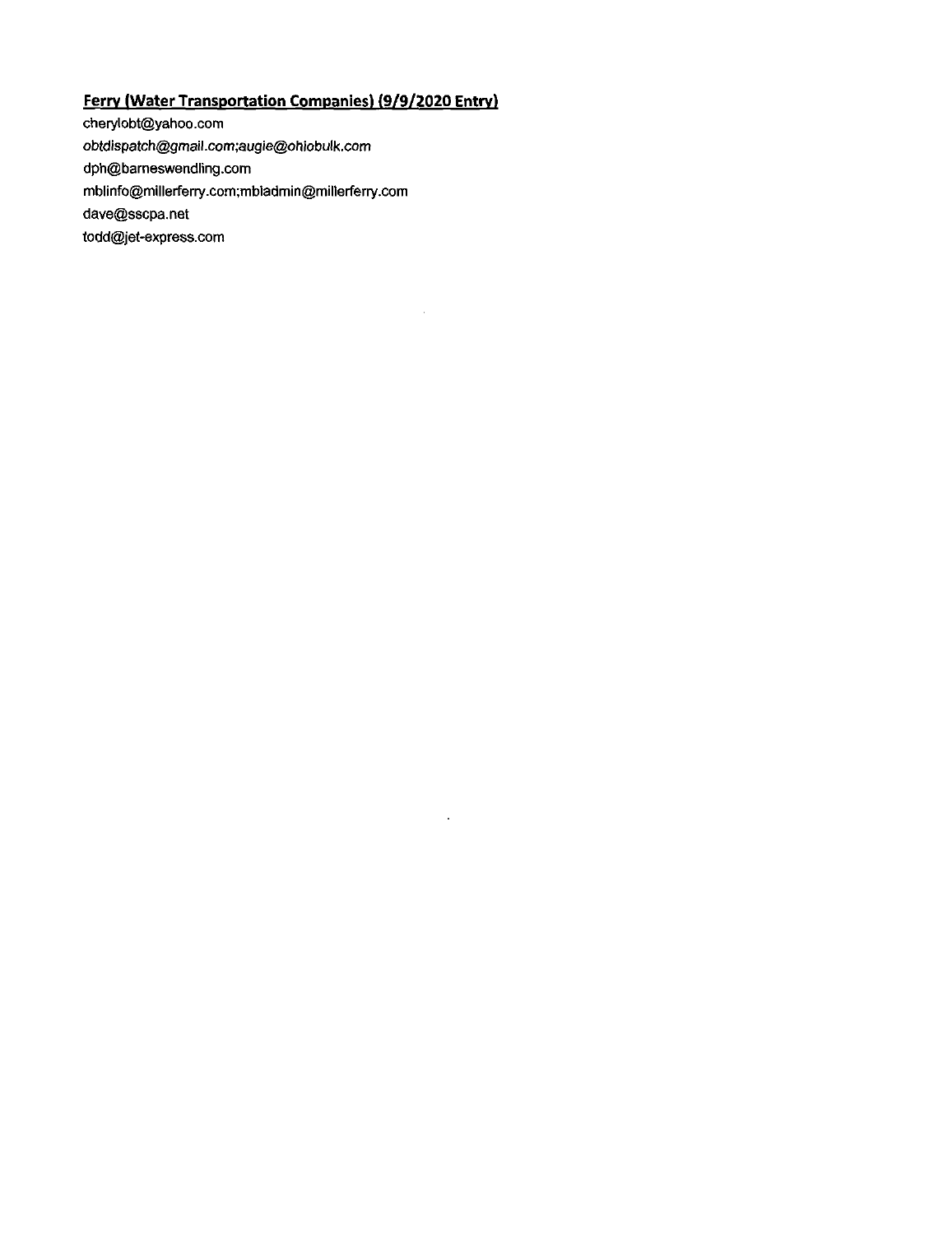**Ferry (Water Transportation Companies) (9/9/2020 Entry)**

cherylobt@yahoo.com

*obtdispatch@gmail.com;augie@ohiobulk.com*

dph@barneswendling.com

mblinfo@millerferry.com;mbladmin@millerferry.com

dave@sscpa.net

todd@jet-express.com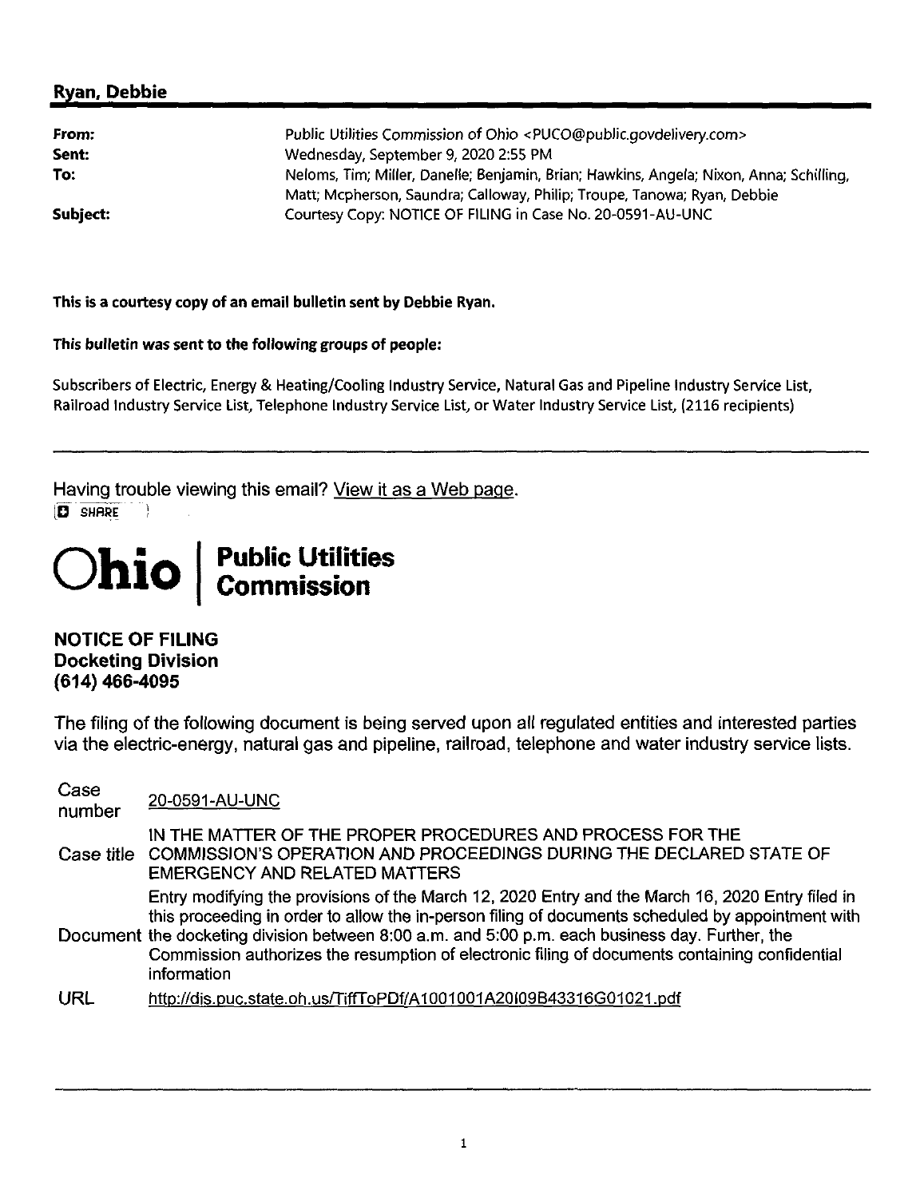## Ryan, Debbie

| | |
|---|---|
| **From:** | Public Utilities Commission of Ohio <PUCO@public.govdelivery.com> |
| **Sent:** | Wednesday, September 9, 2020 2:55 PM |
| **To:** | Neloms, Tim; Miller, Danelle; Benjamin, Brian; Hawkins, Angela; Nixon, Anna; Schilling, Matt; Mcpherson, Saundra; Calloway, Philip; Troupe, Tanowa; Ryan, Debbie |
| **Subject:** | Courtesy Copy: NOTICE OF FILING in Case No. 20-0591-AU-UNC |

**This is a courtesy copy of an email bulletin sent by Debbie Ryan.**

**This bulletin was sent to the following groups of people:**

Subscribers of Electric, Energy & Heating/Cooling Industry Service, Natural Gas and Pipeline Industry Service List, Railroad Industry Service List, Telephone Industry Service List, or Water Industry Service List, (2116 recipients)

---

Having trouble viewing this email? View it as a Web page.

SHARE

# Ohio | Public Utilities Commission

**NOTICE OF FILING**
**Docketing Division**
**(614) 466-4095**

The filing of the following document is being served upon all regulated entities and interested parties via the electric-energy, natural gas and pipeline, railroad, telephone and water industry service lists.

| | |
|---|---|
| Case number | 20-0591-AU-UNC |
| Case title | IN THE MATTER OF THE PROPER PROCEDURES AND PROCESS FOR THE COMMISSION'S OPERATION AND PROCEEDINGS DURING THE DECLARED STATE OF EMERGENCY AND RELATED MATTERS |
| Document | Entry modifying the provisions of the March 12, 2020 Entry and the March 16, 2020 Entry filed in this proceeding in order to allow the in-person filing of documents scheduled by appointment with the docketing division between 8:00 a.m. and 5:00 p.m. each business day. Further, the Commission authorizes the resumption of electronic filing of documents containing confidential information |
| URL | http://dis.puc.state.oh.us/TiffToPDf/A1001001A20I09B43316G01021.pdf |

---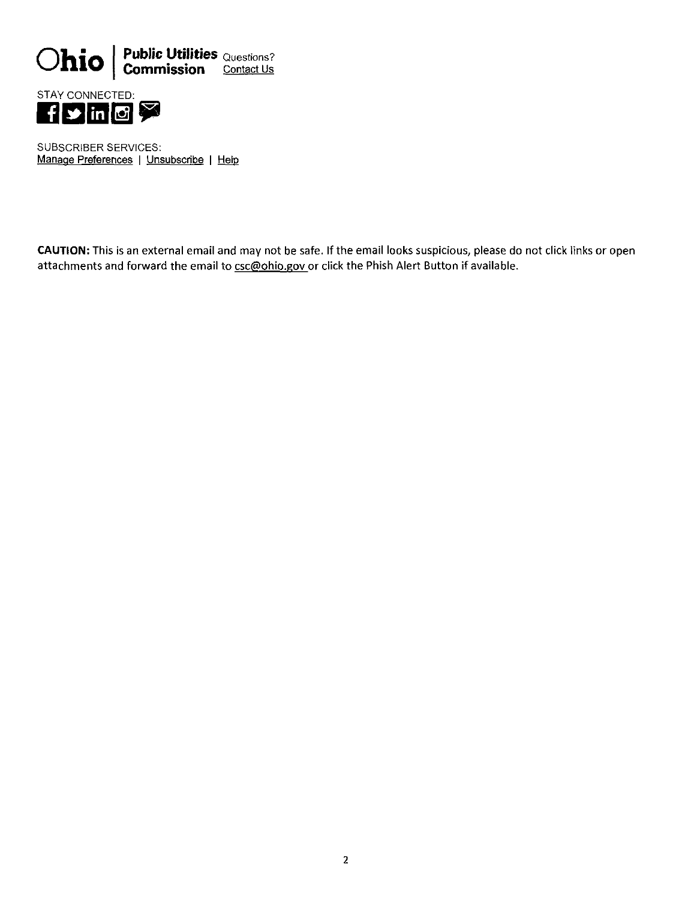**Ohio | Public Utilities Commission** Questions? Contact Us

STAY CONNECTED:

SUBSCRIBER SERVICES:
Manage Preferences | Unsubscribe | Help

**CAUTION:** This is an external email and may not be safe. If the email looks suspicious, please do not click links or open attachments and forward the email to csc@ohio.gov or click the Phish Alert Button if available.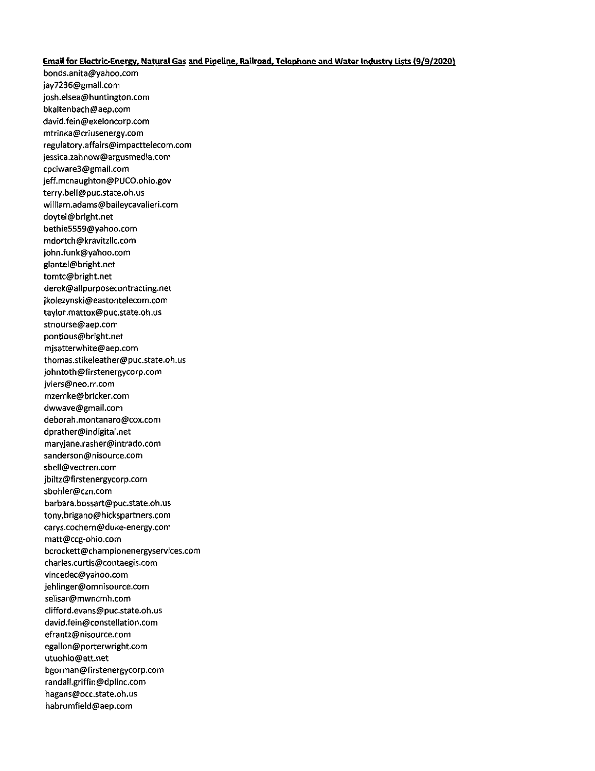**Email for Electric-Energy, Natural Gas and Pipeline, Railroad, Telephone and Water Industry Lists (9/9/2020)**

bonds.anita@yahoo.com
jay7236@gmail.com
josh.elsea@huntington.com
bkaltenbach@aep.com
david.fein@exeloncorp.com
mtrinka@criusenergy.com
regulatory.affairs@impacttelecom.com
jessica.zahnow@argusmedia.com
cpciware3@gmail.com
jeff.mcnaughton@PUCO.ohio.gov
terry.bell@puc.state.oh.us
william.adams@baileycavalieri.com
doytel@bright.net
bethie5559@yahoo.com
mdortch@kravitzllc.com
john.funk@yahoo.com
glantel@bright.net
tomtc@bright.net
derek@allpurposecontracting.net
jkolezynski@eastontelecom.com
taylor.mattox@puc.state.oh.us
stnourse@aep.com
pontious@bright.net
mjsatterwhite@aep.com
thomas.stikeleather@puc.state.oh.us
johntoth@firstenergycorp.com
jviers@neo.rr.com
mzemke@bricker.com
dwwave@gmail.com
deborah.montanaro@cox.com
dprather@indigital.net
maryjane.rasher@intrado.com
sanderson@nisource.com
sbell@vectren.com
jbiltz@firstenergycorp.com
sbohler@czn.com
barbara.bossart@puc.state.oh.us
tony.brigano@hickspartners.com
carys.cochern@duke-energy.com
matt@ccg-ohio.com
bcrockett@championenergyservices.com
charles.curtis@contaegis.com
vincedec@yahoo.com
jehlinger@omnisource.com
selisar@mwncmh.com
clifford.evans@puc.state.oh.us
david.fein@constellation.com
efrantz@nisource.com
egallon@porterwright.com
utuohio@att.net
bgorman@firstenergycorp.com
randall.griffin@dplinc.com
hagans@occ.state.oh.us
habrumfield@aep.com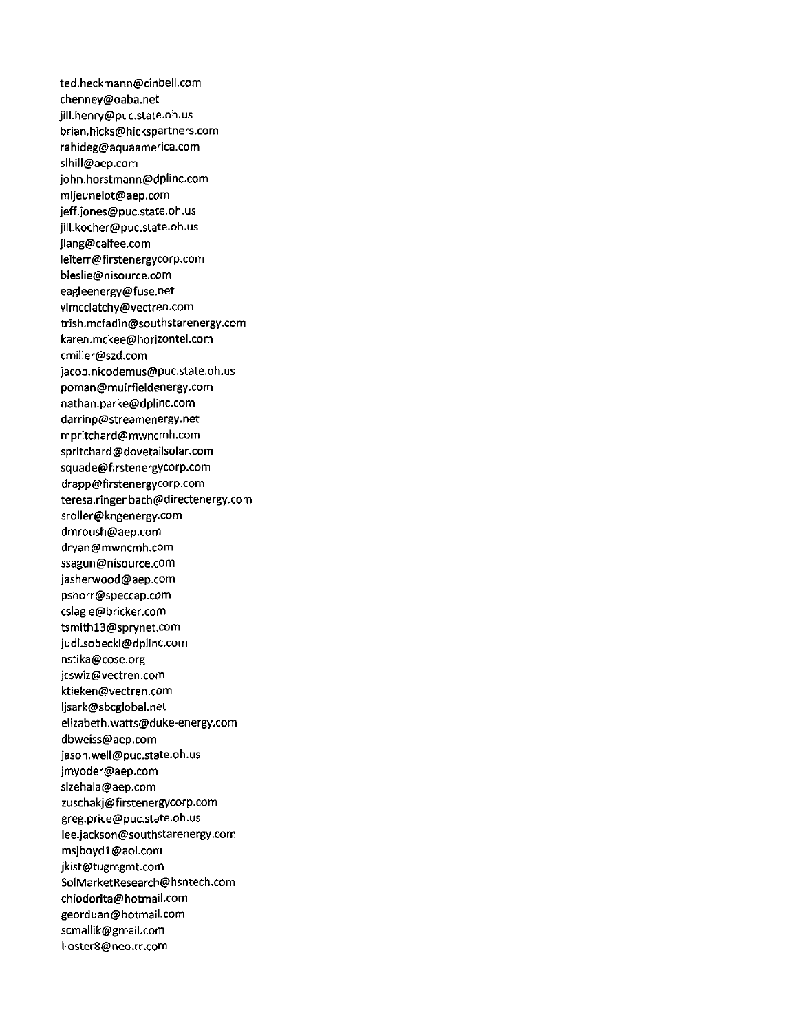ted.heckmann@cinbell.com
chenney@oaba.net
jill.henry@puc.state.oh.us
brian.hicks@hickspartners.com
rahideg@aquaamerica.com
slhill@aep.com
john.horstmann@dplinc.com
mljeunelot@aep.com
jeff.jones@puc.state.oh.us
jill.kocher@puc.state.oh.us
jlang@calfee.com
leiterr@firstenergycorp.com
bleslie@nisource.com
eagleenergy@fuse.net
vlmcclatchy@vectren.com
trish.mcfadin@southstarenergy.com
karen.mckee@horizontel.com
cmiller@szd.com
jacob.nicodemus@puc.state.oh.us
poman@muirfieldenergy.com
nathan.parke@dplinc.com
darrinp@streamenergy.net
mpritchard@mwncmh.com
spritchard@dovetailsolar.com
squade@firstenergycorp.com
drapp@firstenergycorp.com
teresa.ringenbach@directenergy.com
sroller@kngenergy.com
dmroush@aep.com
dryan@mwncmh.com
ssagun@nisource.com
jasherwood@aep.com
pshorr@speccap.com
cslagle@bricker.com
tsmith13@sprynet.com
judi.sobecki@dplinc.com
nstika@cose.org
jcswiz@vectren.com
ktieken@vectren.com
ljsark@sbcglobal.net
elizabeth.watts@duke-energy.com
dbweiss@aep.com
jason.well@puc.state.oh.us
jmyoder@aep.com
slzehala@aep.com
zuschakj@firstenergycorp.com
greg.price@puc.state.oh.us
lee.jackson@southstarenergy.com
msjboyd1@aol.com
jkist@tugmgmt.com
SolMarketResearch@hsntech.com
chiodorita@hotmail.com
georduan@hotmail.com
scmallik@gmail.com
l-oster8@neo.rr.com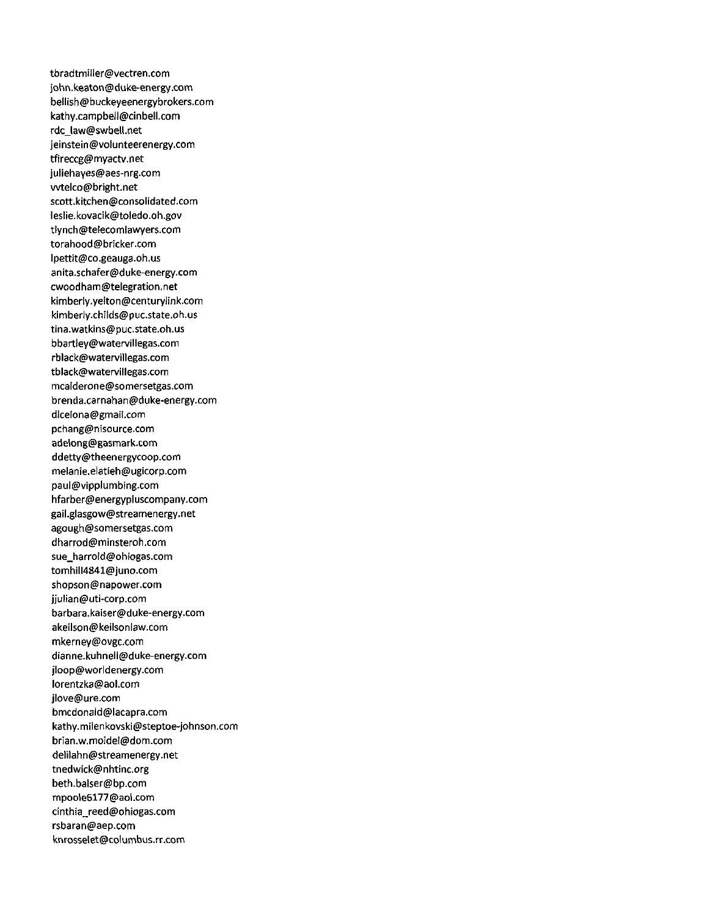tbradtmiller@vectren.com
john.keaton@duke-energy.com
bellish@buckeyeenergybrokers.com
kathy.campbell@cinbell.com
rdc_law@swbell.net
jeinstein@volunteerenergy.com
tfireccg@myactv.net
juliehayes@aes-nrg.com
vvtelco@bright.net
scott.kitchen@consolidated.com
leslie.kovacik@toledo.oh.gov
tlynch@telecomlawyers.com
torahood@bricker.com
lpettit@co.geauga.oh.us
anita.schafer@duke-energy.com
cwoodham@telegration.net
kimberly.yelton@centurylink.com
kimberly.childs@puc.state.oh.us
tina.watkins@puc.state.oh.us
bbartley@watervillegas.com
rblack@watervillegas.com
tblack@watervillegas.com
mcalderone@somersetgas.com
brenda.carnahan@duke-energy.com
dlcelona@gmail.com
pchang@nisource.com
adelong@gasmark.com
ddetty@theenergycoop.com
melanie.elatieh@ugicorp.com
paul@vipplumbing.com
hfarber@energypluscompany.com
gail.glasgow@streamenergy.net
agough@somersetgas.com
dharrod@minsteroh.com
sue_harrold@ohiogas.com
tomhill4841@juno.com
shopson@napower.com
jjulian@uti-corp.com
barbara.kaiser@duke-energy.com
akeilson@keilsonlaw.com
mkerney@ovgc.com
dianne.kuhnell@duke-energy.com
jloop@worldenergy.com
lorentzka@aol.com
jlove@ure.com
bmcdonald@lacapra.com
kathy.milenkovski@steptoe-johnson.com
brian.w.moidel@dom.com
delilahn@streamenergy.net
tnedwick@nhtinc.org
beth.balser@bp.com
mpoole6177@aol.com
cinthia_reed@ohiogas.com
rsbaran@aep.com
knrosselet@columbus.rr.com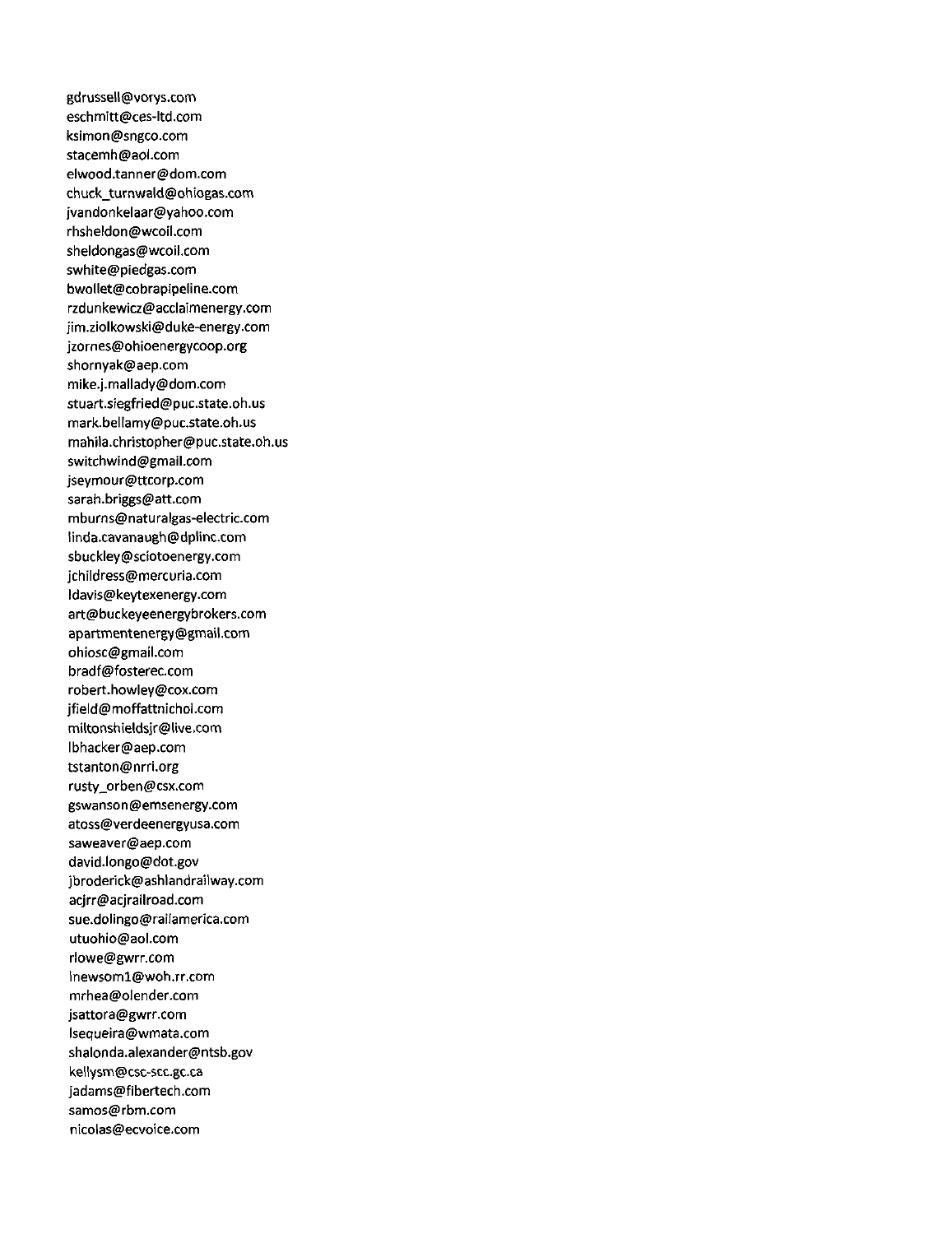gdrussell@vorys.com
eschmitt@ces-ltd.com
ksimon@sngco.com
stacemh@aol.com
elwood.tanner@dom.com
chuck_turnwald@ohiogas.com
jvandonkelaar@yahoo.com
rhsheldon@wcoil.com
sheldongas@wcoil.com
swhite@piedgas.com
bwollet@cobrapipeline.com
rzdunkewicz@acclaimenergy.com
jim.ziolkowski@duke-energy.com
jzornes@ohioenergycoop.org
shornyak@aep.com
mike.j.mallady@dom.com
stuart.siegfried@puc.state.oh.us
mark.bellamy@puc.state.oh.us
mahila.christopher@puc.state.oh.us
switchwind@gmail.com
jseymour@ttcorp.com
sarah.briggs@att.com
mburns@naturalgas-electric.com
linda.cavanaugh@dplinc.com
sbuckley@sciotoenergy.com
jchildress@mercuria.com
ldavis@keytexenergy.com
art@buckeyeenergybrokers.com
apartmentenergy@gmail.com
ohiosc@gmail.com
bradf@fosterec.com
robert.howley@cox.com
jfield@moffattnichol.com
miltonshieldsjr@live.com
lbhacker@aep.com
tstanton@nrri.org
rusty_orben@csx.com
gswanson@emsenergy.com
atoss@verdeenergyusa.com
saweaver@aep.com
david.longo@dot.gov
jbroderick@ashlandrailway.com
acjrr@acjrailroad.com
sue.dolingo@railamerica.com
utuohio@aol.com
rlowe@gwrr.com
lnewsom1@woh.rr.com
mrhea@olender.com
jsattora@gwrr.com
lsequeira@wmata.com
shalonda.alexander@ntsb.gov
kellysm@csc-scc.gc.ca
jadams@fibertech.com
samos@rbm.com
nicolas@ecvoice.com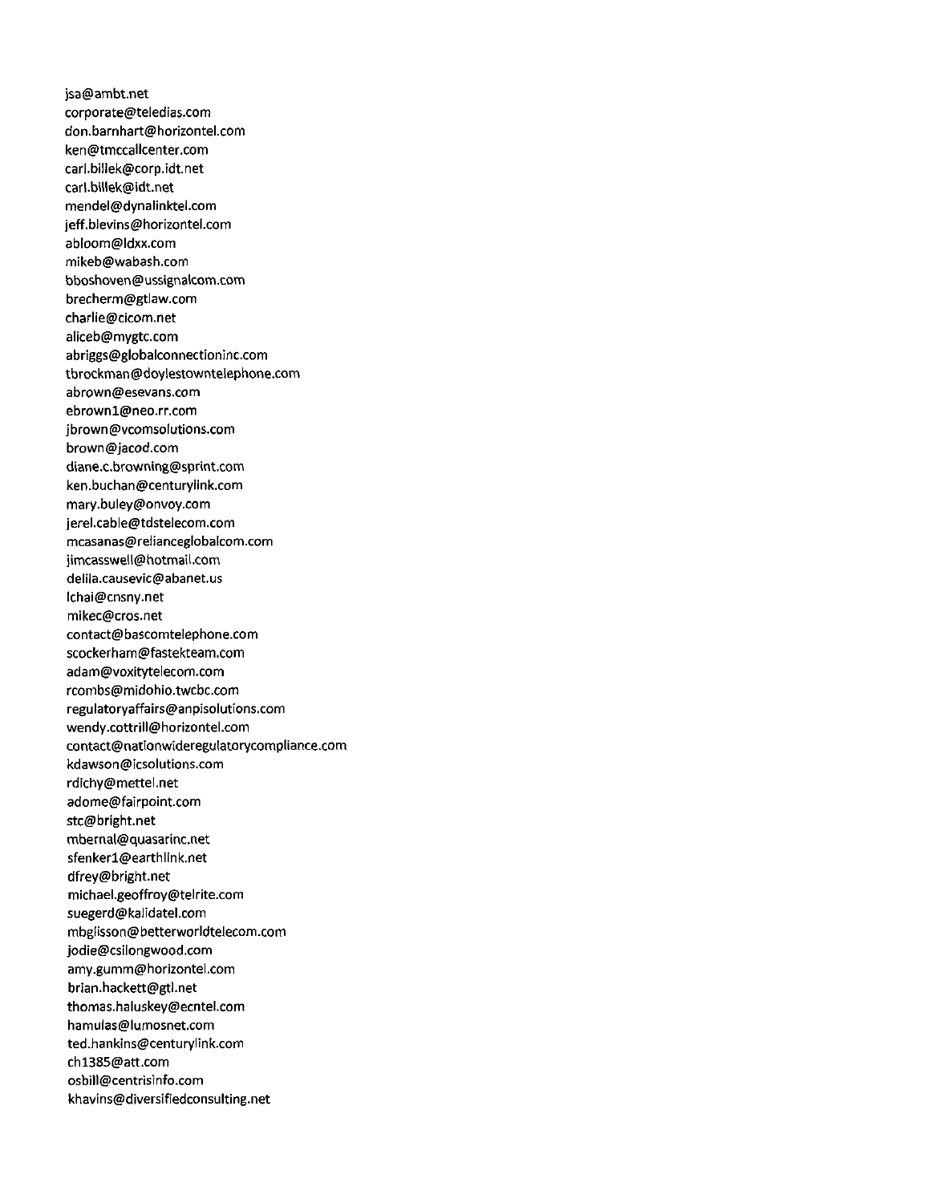jsa@ambt.net
corporate@teledias.com
don.barnhart@horizontel.com
ken@tmccallcenter.com
carl.billek@corp.idt.net
carl.billek@idt.net
mendel@dynalinktel.com
jeff.blevins@horizontel.com
abloom@ldxx.com
mikeb@wabash.com
bboshoven@ussignalcom.com
brecherm@gtlaw.com
charlie@cicom.net
aliceb@mygtc.com
abriggs@globalconnectioninc.com
tbrockman@doylestowntelephone.com
abrown@esevans.com
ebrown1@neo.rr.com
jbrown@vcomsolutions.com
brown@jacod.com
diane.c.browning@sprint.com
ken.buchan@centurylink.com
mary.buley@onvoy.com
jerel.cable@tdstelecom.com
mcasanas@relianceglobalcom.com
jimcasswell@hotmail.com
delila.causevic@abanet.us
lchai@cnsny.net
mikec@cros.net
contact@bascomtelephone.com
scockerham@fastekteam.com
adam@voxitytelecom.com
rcombs@midohio.twcbc.com
regulatoryaffairs@anpisolutions.com
wendy.cottrill@horizontel.com
contact@nationwideregulatorycompliance.com
kdawson@icsolutions.com
rdichy@mettel.net
adome@fairpoint.com
stc@bright.net
mbernal@quasarinc.net
sfenker1@earthlink.net
dfrey@bright.net
michael.geoffroy@telrite.com
suegerd@kalidatel.com
mbglisson@betterworldtelecom.com
jodie@csilongwood.com
amy.gumm@horizontel.com
brian.hackett@gtl.net
thomas.haluskey@ecntel.com
hamulas@lumosnet.com
ted.hankins@centurylink.com
ch1385@att.com
osbill@centrisinfo.com
khavins@diversifiedconsulting.net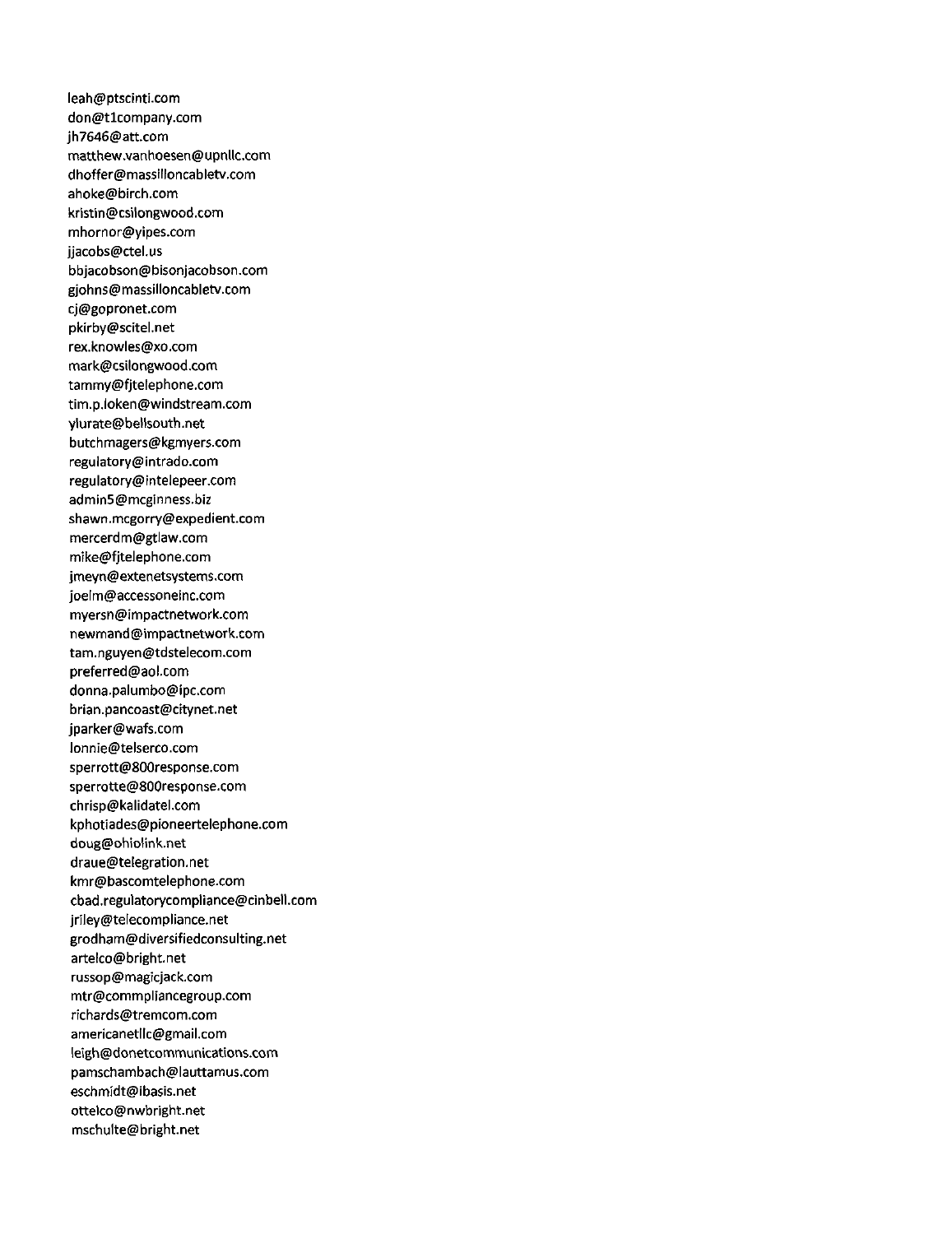leah@ptscinti.com
don@t1company.com
jh7646@att.com
matthew.vanhoesen@upnllc.com
dhoffer@massilloncabletv.com
ahoke@birch.com
kristin@csilongwood.com
mhornor@yipes.com
jjacobs@ctel.us
bbjacobson@bisonjacobson.com
gjohns@massilloncabletv.com
cj@gopronet.com
pkirby@scitel.net
rex.knowles@xo.com
mark@csilongwood.com
tammy@fjtelephone.com
tim.p.loken@windstream.com
ylurate@bellsouth.net
butchmagers@kgmyers.com
regulatory@intrado.com
regulatory@intelepeer.com
admin5@mcginness.biz
shawn.mcgorry@expedient.com
mercerdm@gtlaw.com
mike@fjtelephone.com
jmeyn@extenetsystems.com
joelm@accessoneinc.com
myersn@impactnetwork.com
newmand@impactnetwork.com
tam.nguyen@tdstelecom.com
preferred@aol.com
donna.palumbo@ipc.com
brian.pancoast@citynet.net
jparker@wafs.com
lonnie@telserco.com
sperrott@800response.com
sperrotte@800response.com
chrisp@kalidatel.com
kphotiades@pioneertelephone.com
doug@ohiolink.net
draue@telegration.net
kmr@bascomtelephone.com
cbad.regulatorycompliance@cinbell.com
jriley@telecompliance.net
grodham@diversifiedconsulting.net
artelco@bright.net
russop@magicjack.com
mtr@commpliancegroup.com
richards@tremcom.com
americanetllc@gmail.com
leigh@donetcommunications.com
pamschambach@lauttamus.com
eschmidt@ibasis.net
ottelco@nwbright.net
mschulte@bright.net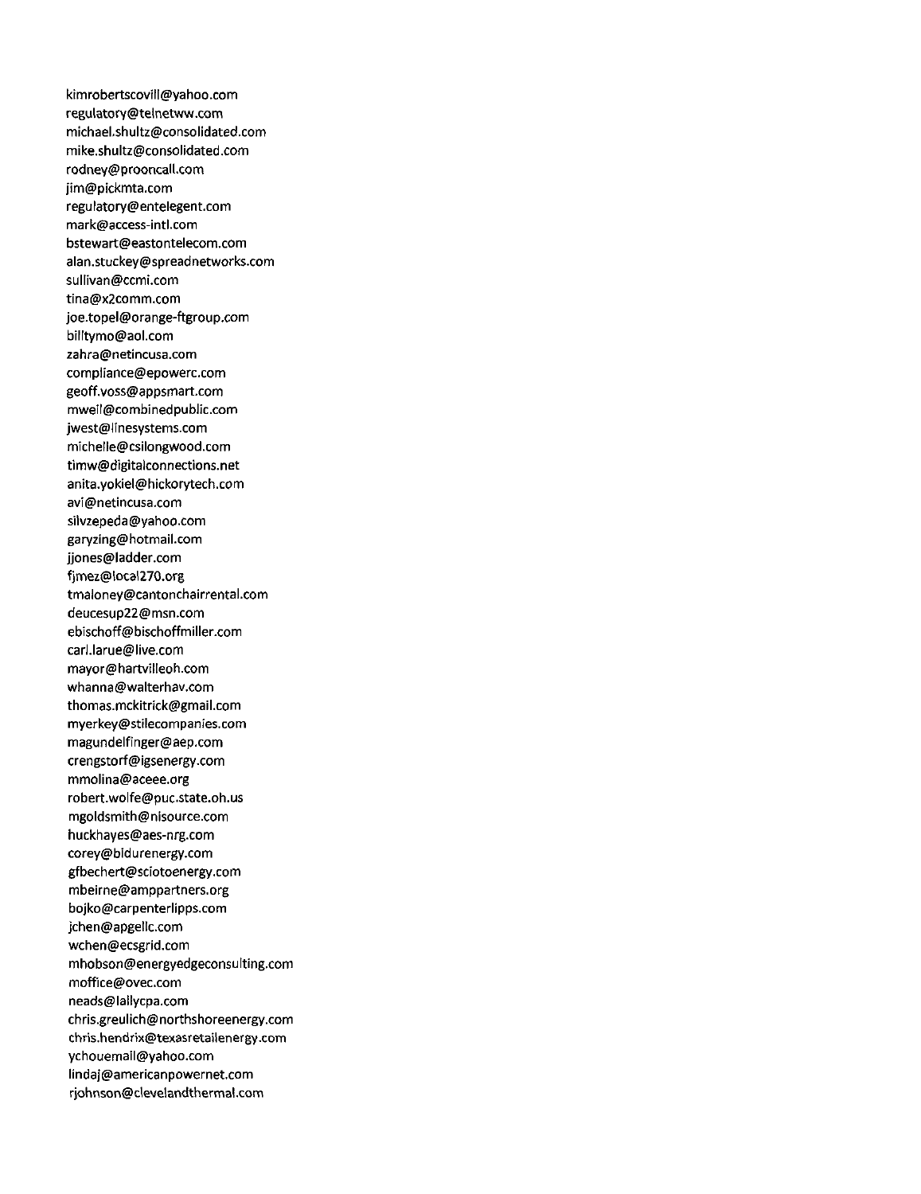kimrobertscovill@yahoo.com
regulatory@telnetww.com
michael.shultz@consolidated.com
mike.shultz@consolidated.com
rodney@prooncall.com
jim@pickmta.com
regulatory@entelegent.com
mark@access-intl.com
bstewart@eastontelecom.com
alan.stuckey@spreadnetworks.com
sullivan@ccmi.com
tina@x2comm.com
joe.topel@orange-ftgroup.com
billtymo@aol.com
zahra@netincusa.com
compliance@epowerc.com
geoff.voss@appsmart.com
mweil@combinedpublic.com
jwest@linesystems.com
michelle@csilongwood.com
timw@digitalconnections.net
anita.yokiel@hickorytech.com
avi@netincusa.com
silvzepeda@yahoo.com
garyzing@hotmail.com
jjones@ladder.com
fjmez@local270.org
tmaloney@cantonchairrental.com
deucesup22@msn.com
ebischoff@bischoffmiller.com
carl.larue@live.com
mayor@hartvilleoh.com
whanna@walterhav.com
thomas.mckitrick@gmail.com
myerkey@stilecompanies.com
magundelfinger@aep.com
crengstorf@igsenergy.com
mmolina@aceee.org
robert.wolfe@puc.state.oh.us
mgoldsmith@nisource.com
huckhayes@aes-nrg.com
corey@bidurenergy.com
gfbechert@sciotoenergy.com
mbeirne@amppartners.org
bojko@carpenterlipps.com
jchen@apgellc.com
wchen@ecsgrid.com
mhobson@energyedgeconsulting.com
moffice@ovec.com
neads@lallycpa.com
chris.greulich@northshoreenergy.com
chris.hendrix@texasretailenergy.com
ychouemail@yahoo.com
lindaj@americanpowernet.com
rjohnson@clevelandthermal.com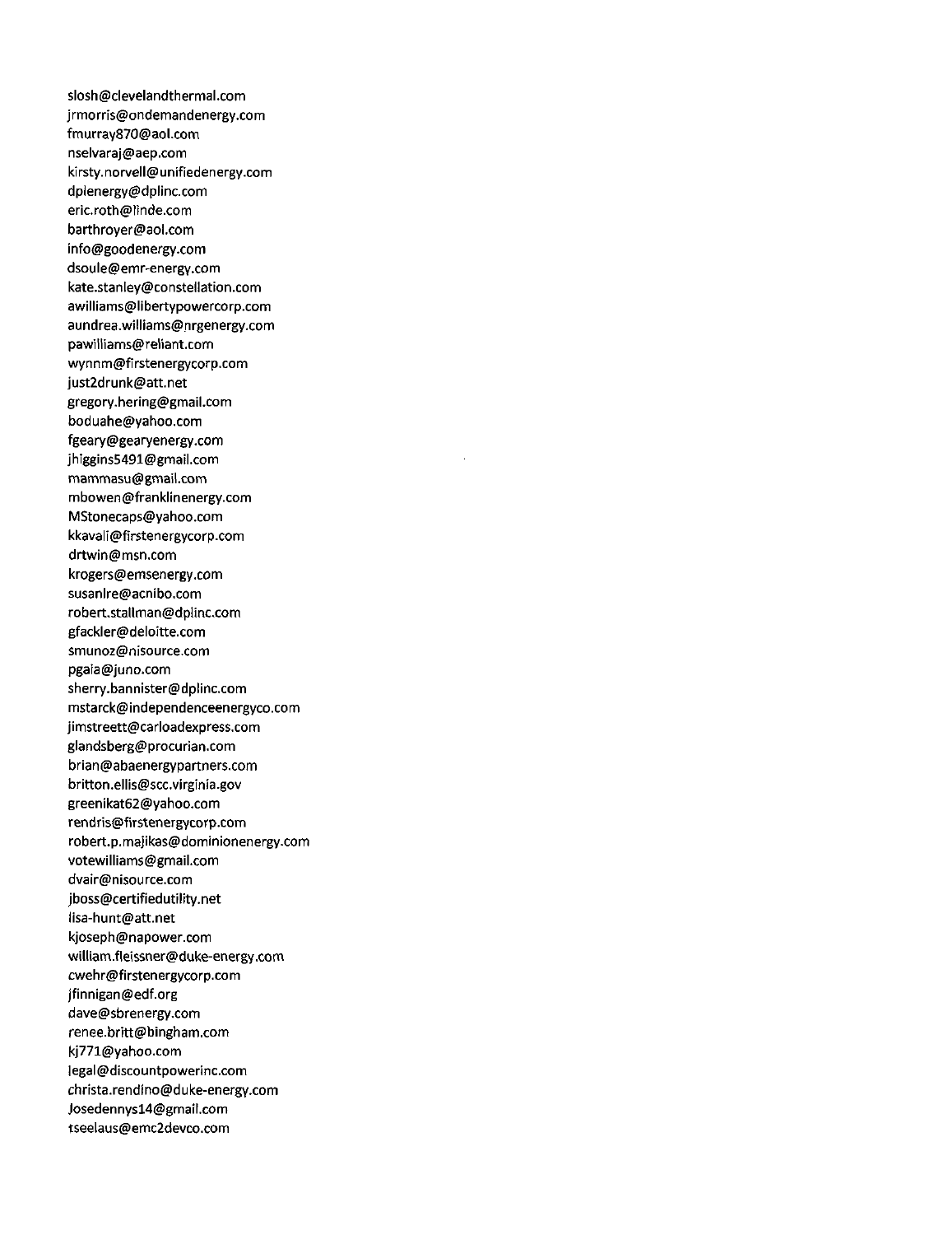slosh@clevelandthermal.com
jrmorris@ondemandenergy.com
fmurray870@aol.com
nselvaraj@aep.com
kirsty.norvell@unifiedenergy.com
dplenergy@dplinc.com
eric.roth@linde.com
barthroyer@aol.com
info@goodenergy.com
dsoule@emr-energy.com
kate.stanley@constellation.com
awilliams@libertypowercorp.com
aundrea.williams@nrgenergy.com
pawilliams@reliant.com
wynnm@firstenergycorp.com
just2drunk@att.net
gregory.hering@gmail.com
boduahe@yahoo.com
fgeary@gearyenergy.com
jhiggins5491@gmail.com
mammasu@gmail.com
mbowen@franklinenergy.com
MStonecaps@yahoo.com
kkavali@firstenergycorp.com
drtwin@msn.com
krogers@emsenergy.com
susanlre@acnibo.com
robert.stallman@dplinc.com
gfackler@deloitte.com
smunoz@nisource.com
pgaia@juno.com
sherry.bannister@dplinc.com
mstarck@independenceenergyco.com
jimstreett@carloadexpress.com
glandsberg@procurian.com
brian@abaenergypartners.com
britton.ellis@scc.virginia.gov
greenikat62@yahoo.com
rendris@firstenergycorp.com
robert.p.majikas@dominionenergy.com
votewilliams@gmail.com
dvair@nisource.com
jboss@certifiedutility.net
lisa-hunt@att.net
kjoseph@napower.com
william.fleissner@duke-energy.com
cwehr@firstenergycorp.com
jfinnigan@edf.org
dave@sbrenergy.com
renee.britt@bingham.com
kj771@yahoo.com
legal@discountpowerinc.com
christa.rendino@duke-energy.com
Josedennys14@gmail.com
tseelaus@emc2devco.com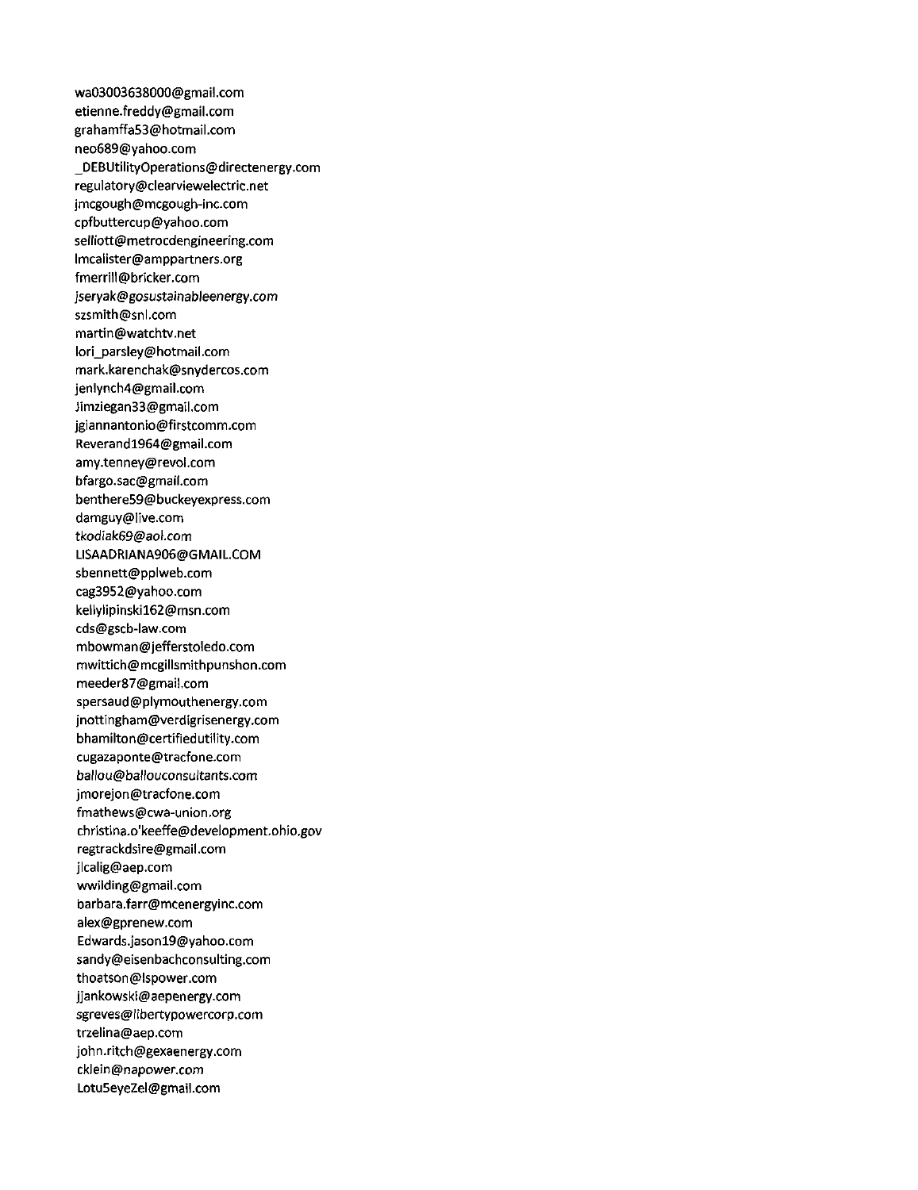wa03003638000@gmail.com
etienne.freddy@gmail.com
grahamffa53@hotmail.com
neo689@yahoo.com
_DEBUtilityOperations@directenergy.com
regulatory@clearviewelectric.net
jmcgough@mcgough-inc.com
cpfbuttercup@yahoo.com
selliott@metrocdengineering.com
lmcalister@amppartners.org
fmerrill@bricker.com
*jseryak@gosustainableenergy.com*
szsmith@snl.com
martin@watchtv.net
lori_parsley@hotmail.com
mark.karenchak@snydercos.com
jenlynch4@gmail.com
Jimziegan33@gmail.com
jgiannantonio@firstcomm.com
Reverand1964@gmail.com
amy.tenney@revol.com
bfargo.sac@gmail.com
benthere59@buckeyexpress.com
damguy@live.com
*tkodiak69@aol.com*
LISAADRIANA906@GMAIL.COM
sbennett@pplweb.com
cag3952@yahoo.com
kellylipinski162@msn.com
cds@gscb-law.com
mbowman@jefferstoledo.com
mwittich@mcgillsmithpunshon.com
meeder87@gmail.com
spersaud@plymouthenergy.com
jnottingham@verdigrisenergy.com
bhamilton@certifiedutility.com
cugazaponte@tracfone.com
*ballou@ballouconsultants.com*
jmorejon@tracfone.com
fmathews@cwa-union.org
christina.o'keeffe@development.ohio.gov
regtrackdsire@gmail.com
jlcalig@aep.com
wwilding@gmail.com
barbara.farr@mcenergyinc.com
alex@gprenew.com
Edwards.jason19@yahoo.com
sandy@eisenbachconsulting.com
thoatson@lspower.com
jjankowski@aepenergy.com
sgreves@libertypowercorp.com
trzelina@aep.com
john.ritch@gexaenergy.com
cklein@napower.com
Lotu5eyeZel@gmail.com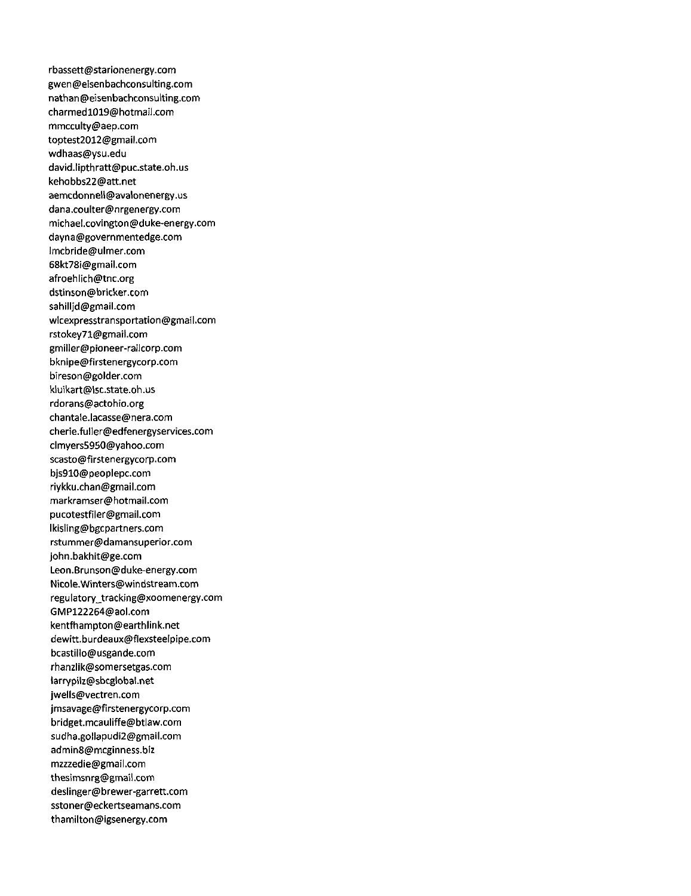rbassett@starionenergy.com
gwen@eisenbachconsulting.com
nathan@eisenbachconsulting.com
charmed1019@hotmail.com
mmcculty@aep.com
toptest2012@gmail.com
wdhaas@ysu.edu
david.lipthratt@puc.state.oh.us
kehobbs22@att.net
aemcdonnell@avalonenergy.us
dana.coulter@nrgenergy.com
michael.covington@duke-energy.com
dayna@governmentedge.com
lmcbride@ulmer.com
68kt78i@gmail.com
afroehlich@tnc.org
dstinson@bricker.com
sahilljd@gmail.com
wlcexpresstransportation@gmail.com
rstokey71@gmail.com
gmiller@pioneer-railcorp.com
bknipe@firstenergycorp.com
bireson@golder.com
kluikart@lsc.state.oh.us
rdorans@actohio.org
chantale.lacasse@nera.com
cherie.fuller@edfenergyservices.com
clmyers5950@yahoo.com
scasto@firstenergycorp.com
bjs910@peoplepc.com
riykku.chan@gmail.com
markramser@hotmail.com
pucotestfiler@gmail.com
lkisling@bgcpartners.com
rstummer@damansuperior.com
john.bakhit@ge.com
Leon.Brunson@duke-energy.com
Nicole.Winters@windstream.com
regulatory_tracking@xoomenergy.com
GMP122264@aol.com
kentfhampton@earthlink.net
dewitt.burdeaux@flexsteelpipe.com
bcastillo@usgande.com
rhanzlik@somersetgas.com
larrypilz@sbcglobal.net
jwells@vectren.com
jmsavage@firstenergycorp.com
bridget.mcauliffe@btlaw.com
sudha.gollapudi2@gmail.com
admin8@mcginness.biz
mzzzedie@gmail.com
thesimsnrg@gmail.com
deslinger@brewer-garrett.com
sstoner@eckertseamans.com
thamilton@igsenergy.com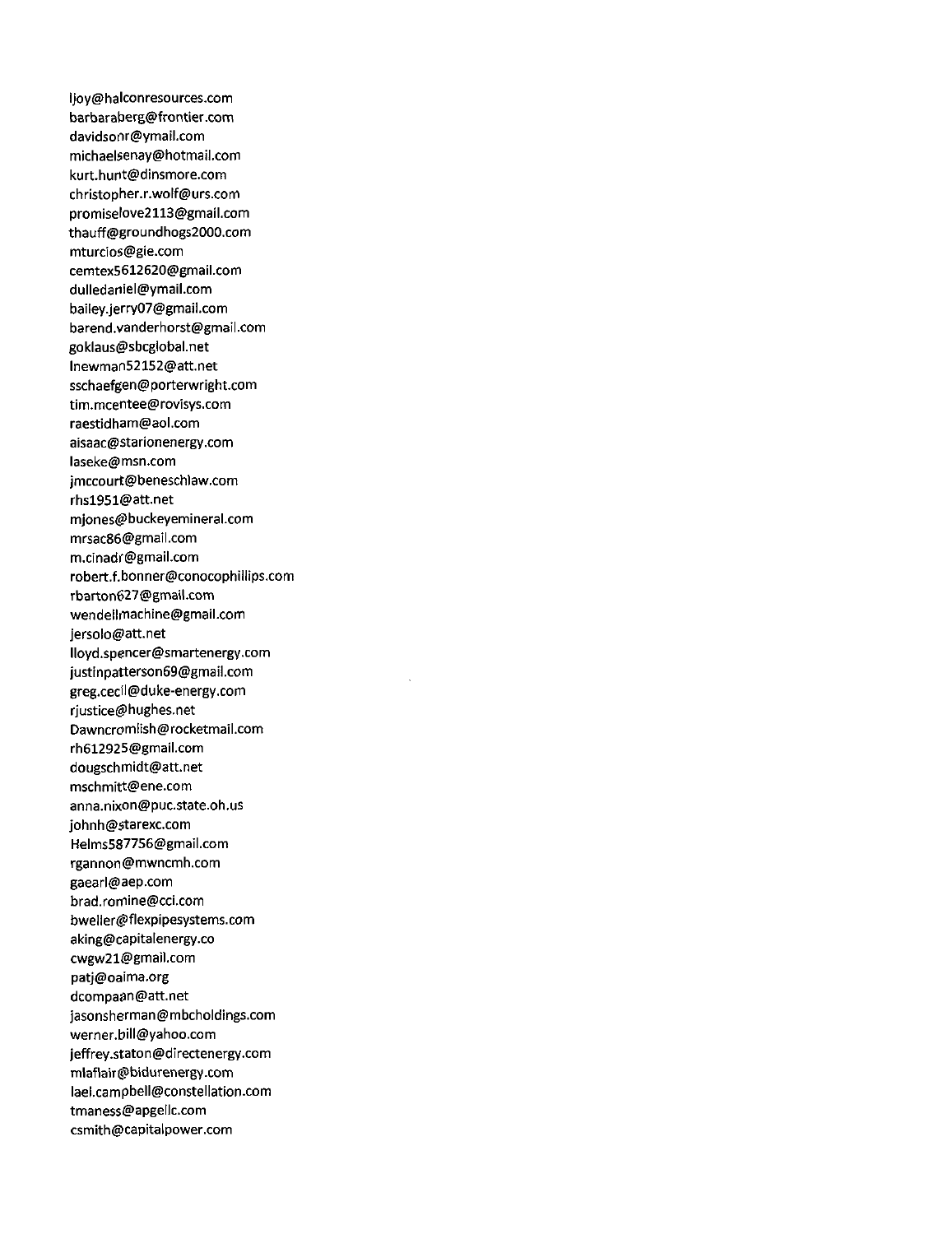ljoy@halconresources.com
barbaraberg@frontier.com
davidsonr@ymail.com
michaelsenay@hotmail.com
kurt.hunt@dinsmore.com
christopher.r.wolf@urs.com
promiselove2113@gmail.com
thauff@groundhogs2000.com
mturcios@gie.com
cemtex5612620@gmail.com
dulledaniel@ymail.com
bailey.jerry07@gmail.com
barend.vanderhorst@gmail.com
goklaus@sbcglobal.net
lnewman52152@att.net
sschaefgen@porterwright.com
tim.mcentee@rovisys.com
raestidham@aol.com
aisaac@starionenergy.com
laseke@msn.com
jmccourt@beneschlaw.com
rhs1951@att.net
mjones@buckeyemineral.com
mrsac86@gmail.com
m.cinadr@gmail.com
robert.f.bonner@conocophillips.com
rbarton627@gmail.com
wendellmachine@gmail.com
jersolo@att.net
lloyd.spencer@smartenergy.com
justinpatterson69@gmail.com
greg.cecil@duke-energy.com
rjustice@hughes.net
Dawncromlish@rocketmail.com
rh612925@gmail.com
dougschmidt@att.net
mschmitt@ene.com
anna.nixon@puc.state.oh.us
johnh@starexc.com
Helms587756@gmail.com
rgannon@mwncmh.com
gaearl@aep.com
brad.romine@cci.com
bweller@flexpipesystems.com
aking@capitalenergy.co
cwgw21@gmail.com
patj@oaima.org
dcompaan@att.net
jasonsherman@mbcholdings.com
werner.bill@yahoo.com
jeffrey.staton@directenergy.com
mlaflair@bidurenergy.com
lael.campbell@constellation.com
tmaness@apgellc.com
csmith@capitalpower.com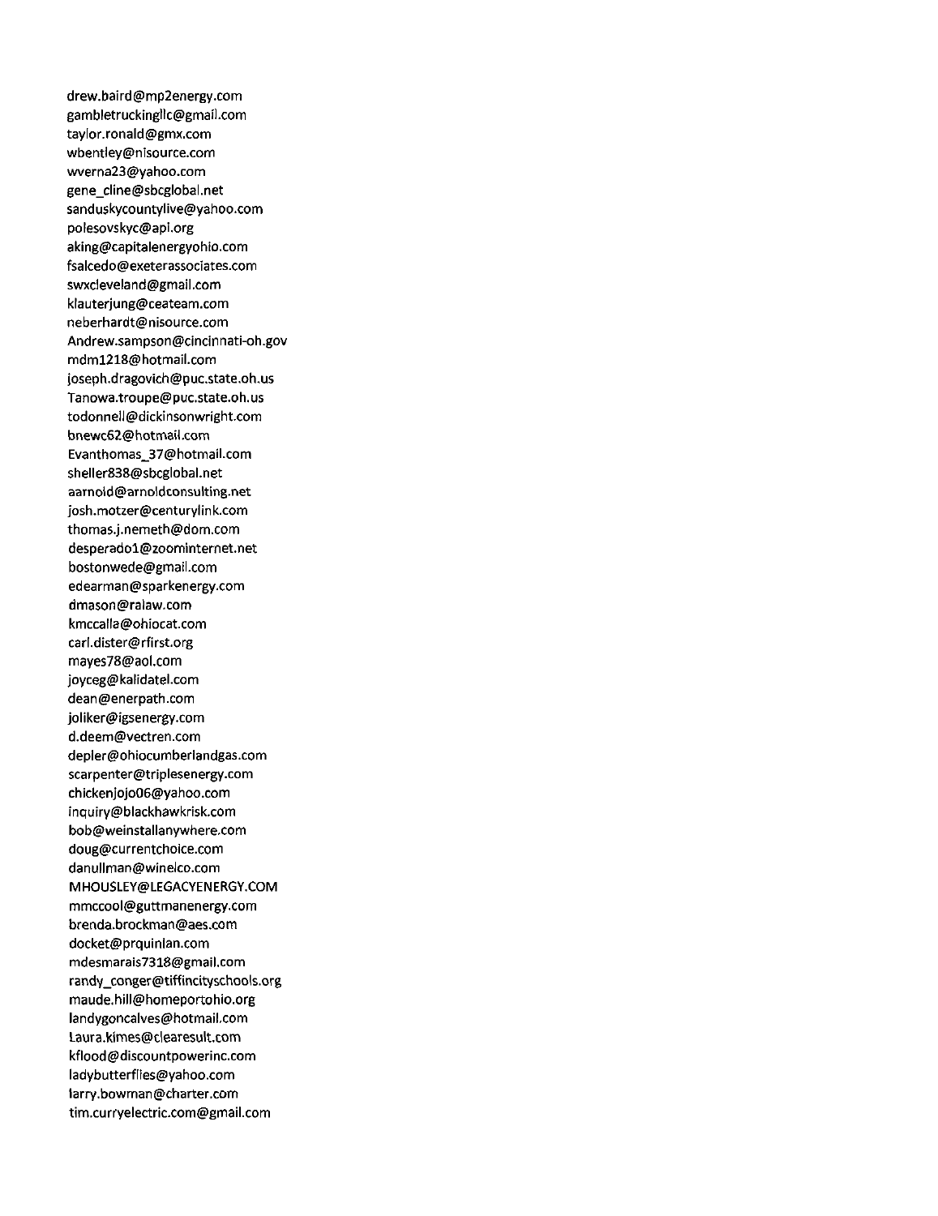drew.baird@mp2energy.com
gambletruckingllc@gmail.com
taylor.ronald@gmx.com
wbentley@nisource.com
wverna23@yahoo.com
gene_cline@sbcglobal.net
sanduskycountylive@yahoo.com
polesovskyc@api.org
aking@capitalenergyohio.com
fsalcedo@exeterassociates.com
swxcleveland@gmail.com
klauterjung@ceateam.com
neberhardt@nisource.com
Andrew.sampson@cincinnati-oh.gov
mdm1218@hotmail.com
joseph.dragovich@puc.state.oh.us
Tanowa.troupe@puc.state.oh.us
todonnell@dickinsonwright.com
bnewc62@hotmail.com
Evanthomas_37@hotmail.com
sheller838@sbcglobal.net
aarnold@arnoldconsulting.net
josh.motzer@centurylink.com
thomas.j.nemeth@dom.com
desperado1@zoominternet.net
bostonwede@gmail.com
edearman@sparkenergy.com
dmason@ralaw.com
kmccalla@ohiocat.com
carl.dister@rfirst.org
mayes78@aol.com
joyceg@kalidatel.com
dean@enerpath.com
joliker@igsenergy.com
d.deem@vectren.com
depler@ohiocumberlandgas.com
scarpenter@triplesenergy.com
chickenjojo06@yahoo.com
inquiry@blackhawkrisk.com
bob@weinstallanywhere.com
doug@currentchoice.com
danullman@winelco.com
MHOUSLEY@LEGACYENERGY.COM
mmccool@guttmanenergy.com
brenda.brockman@aes.com
docket@prquinlan.com
mdesmarais7318@gmail.com
randy_conger@tiffincityschools.org
maude.hill@homeportohio.org
landygoncalves@hotmail.com
Laura.kimes@clearesult.com
kflood@discountpowerinc.com
ladybutterflies@yahoo.com
larry.bowman@charter.com
tim.curryelectric.com@gmail.com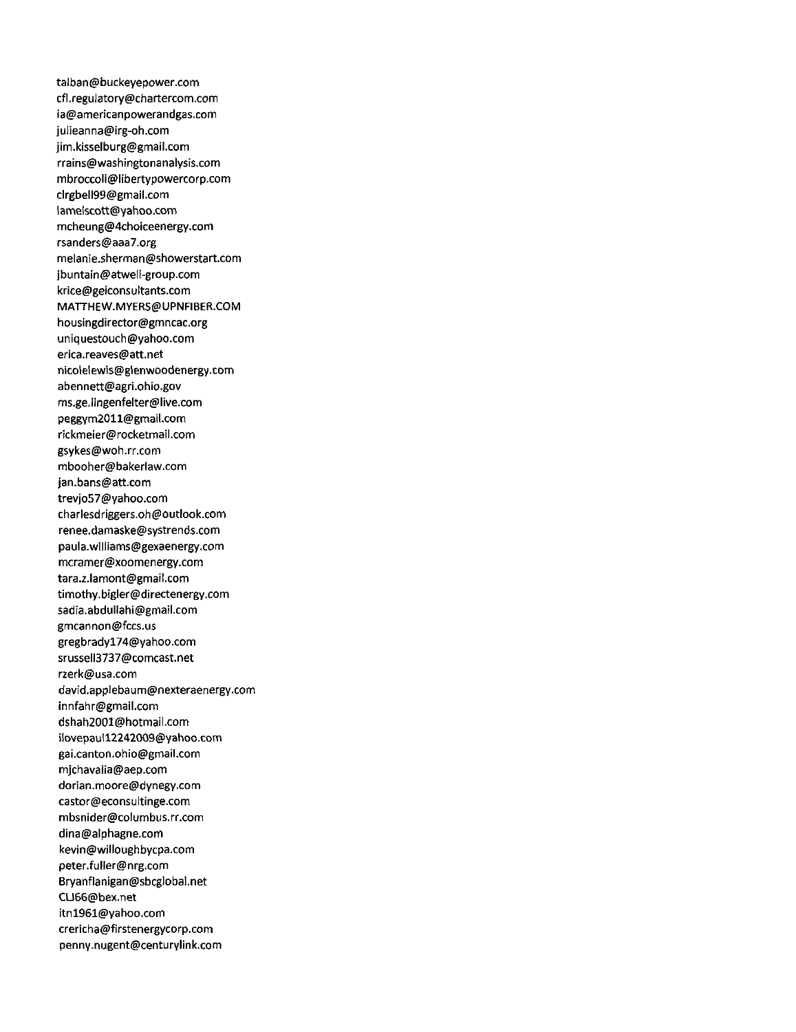talban@buckeyepower.com
cfl.regulatory@chartercom.com
ia@americanpowerandgas.com
julieanna@irg-oh.com
jim.kisselburg@gmail.com
rrains@washingtonanalysis.com
mbroccoli@libertypowercorp.com
clrgbell99@gmail.com
lamelscott@yahoo.com
mcheung@4choiceenergy.com
rsanders@aaa7.org
melanie.sherman@showerstart.com
jbuntain@atwell-group.com
krice@geiconsultants.com
MATTHEW.MYERS@UPNFIBER.COM
housingdirector@gmncac.org
uniquestouch@yahoo.com
erica.reaves@att.net
nicolelewis@glenwoodenergy.com
abennett@agri.ohio.gov
ms.ge.lingenfelter@live.com
peggym2011@gmail.com
rickmeier@rocketmail.com
gsykes@woh.rr.com
mbooher@bakerlaw.com
jan.bans@att.com
trevjo57@yahoo.com
charlesdriggers.oh@outlook.com
renee.damaske@systrends.com
paula.williams@gexaenergy.com
mcramer@xoomenergy.com
tara.z.lamont@gmail.com
timothy.bigler@directenergy.com
sadia.abdullahi@gmail.com
gmcannon@fccs.us
gregbrady174@yahoo.com
srussell3737@comcast.net
rzerk@usa.com
david.applebaum@nexteraenergy.com
innfahr@gmail.com
dshah2001@hotmail.com
ilovepaul12242009@yahoo.com
gai.canton.ohio@gmail.com
mjchavalia@aep.com
dorian.moore@dynegy.com
castor@econsultinge.com
mbsnider@columbus.rr.com
dina@alphagne.com
kevin@willoughbycpa.com
peter.fuller@nrg.com
Bryanflanigan@sbcglobal.net
CLJ66@bex.net
itn1961@yahoo.com
crericha@firstenergycorp.com
penny.nugent@centurylink.com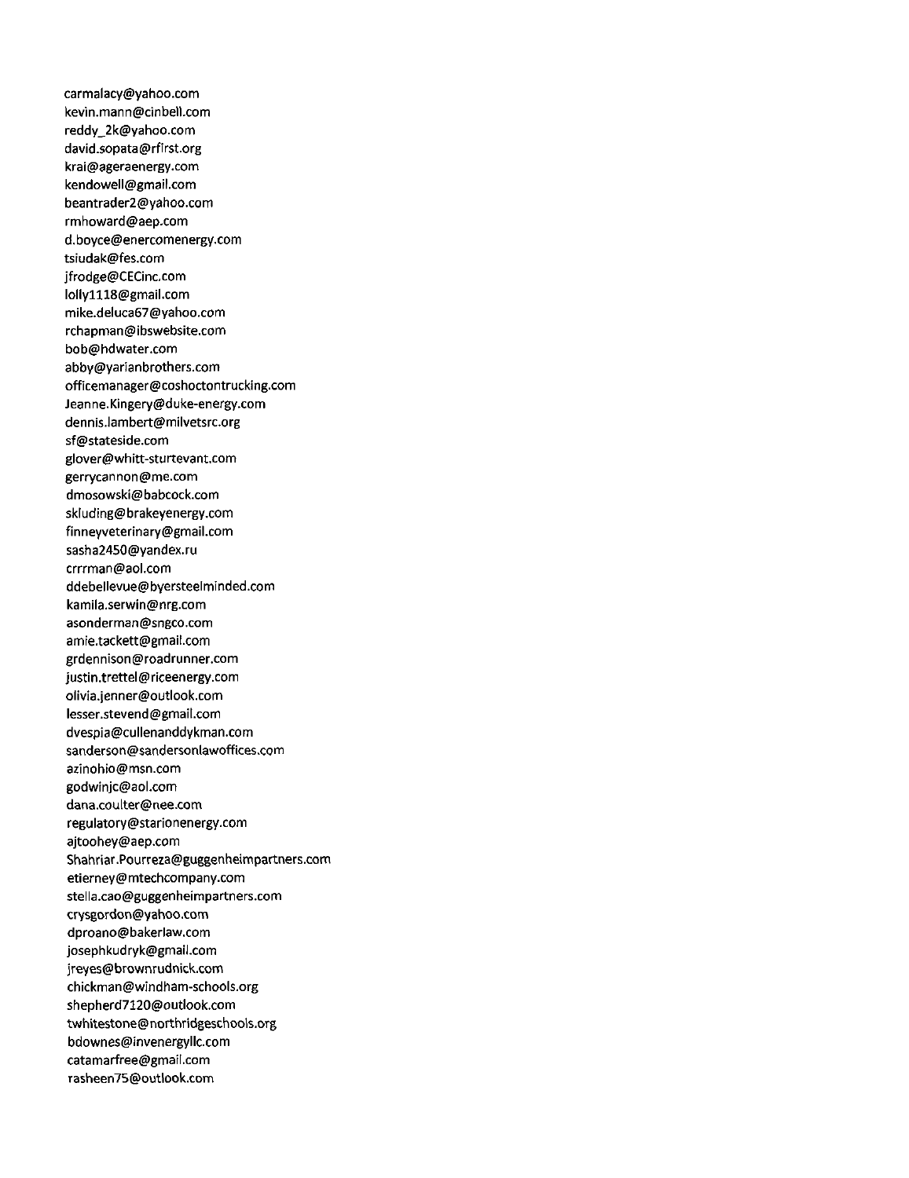carmalacy@yahoo.com
kevin.mann@cinbell.com
reddy_2k@yahoo.com
david.sopata@rfirst.org
krai@ageraenergy.com
kendowell@gmail.com
beantrader2@yahoo.com
rmhoward@aep.com
d.boyce@enercomenergy.com
tsiudak@fes.com
jfrodge@CECinc.com
lolly1118@gmail.com
mike.deluca67@yahoo.com
rchapman@ibswebsite.com
bob@hdwater.com
abby@yarianbrothers.com
officemanager@coshoctontrucking.com
Jeanne.Kingery@duke-energy.com
dennis.lambert@milvetsrc.org
sf@stateside.com
glover@whitt-sturtevant.com
gerrycannon@me.com
dmosowski@babcock.com
skluding@brakeyenergy.com
finneyveterinary@gmail.com
sasha2450@yandex.ru
crrrman@aol.com
ddebellevue@byersteelminded.com
kamila.serwin@nrg.com
asonderman@sngco.com
amie.tackett@gmail.com
grdennison@roadrunner.com
justin.trettel@riceenergy.com
olivia.jenner@outlook.com
lesser.stevend@gmail.com
dvespia@cullenanddykman.com
sanderson@sandersonlawoffices.com
azinohio@msn.com
godwinjc@aol.com
dana.coulter@nee.com
regulatory@starionenergy.com
ajtoohey@aep.com
Shahriar.Pourreza@guggenheimpartners.com
etierney@mtechcompany.com
stella.cao@guggenheimpartners.com
crysgordon@yahoo.com
dproano@bakerlaw.com
josephkudryk@gmail.com
jreyes@brownrudnick.com
chickman@windham-schools.org
shepherd7120@outlook.com
twhitestone@northridgeschools.org
bdownes@invenergyllc.com
catamarfree@gmail.com
rasheen75@outlook.com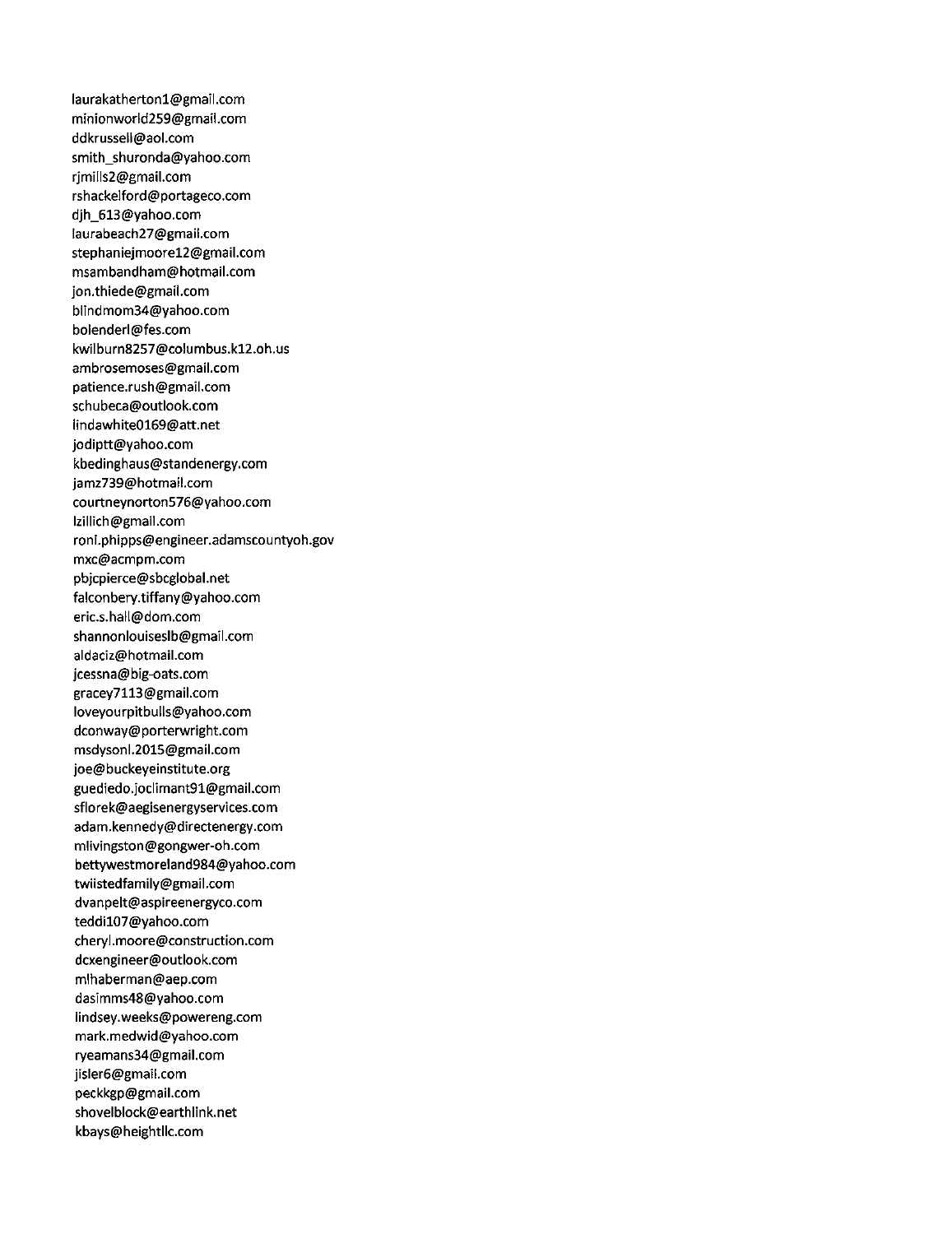laurakatherton1@gmail.com
minionworld259@gmail.com
ddkrussell@aol.com
smith_shuronda@yahoo.com
rjmills2@gmail.com
rshackelford@portageco.com
djh_613@yahoo.com
laurabeach27@gmail.com
stephaniejmoore12@gmail.com
msambandham@hotmail.com
jon.thiede@gmail.com
blindmom34@yahoo.com
bolenderl@fes.com
kwilburn8257@columbus.k12.oh.us
ambrosemoses@gmail.com
patience.rush@gmail.com
schubeca@outlook.com
lindawhite0169@att.net
jodiptt@yahoo.com
kbedinghaus@standenergy.com
jamz739@hotmail.com
courtneynorton576@yahoo.com
lzillich@gmail.com
roni.phipps@engineer.adamscountyoh.gov
mxc@acmpm.com
pbjcpierce@sbcglobal.net
falconbery.tiffany@yahoo.com
eric.s.hall@dom.com
shannonlouiseslb@gmail.com
aldaciz@hotmail.com
jcessna@big-oats.com
gracey7113@gmail.com
loveyourpitbulls@yahoo.com
dconway@porterwright.com
msdysonl.2015@gmail.com
joe@buckeyeinstitute.org
guediedo.joclimant91@gmail.com
sflorek@aegisenergyservices.com
adam.kennedy@directenergy.com
mlivingston@gongwer-oh.com
bettywestmoreland984@yahoo.com
twiistedfamily@gmail.com
dvanpelt@aspireenergyco.com
teddi107@yahoo.com
cheryl.moore@construction.com
dcxengineer@outlook.com
mlhaberman@aep.com
dasimms48@yahoo.com
lindsey.weeks@powereng.com
mark.medwid@yahoo.com
ryeamans34@gmail.com
jisler6@gmail.com
peckkgp@gmail.com
shovelblock@earthlink.net
kbays@heightllc.com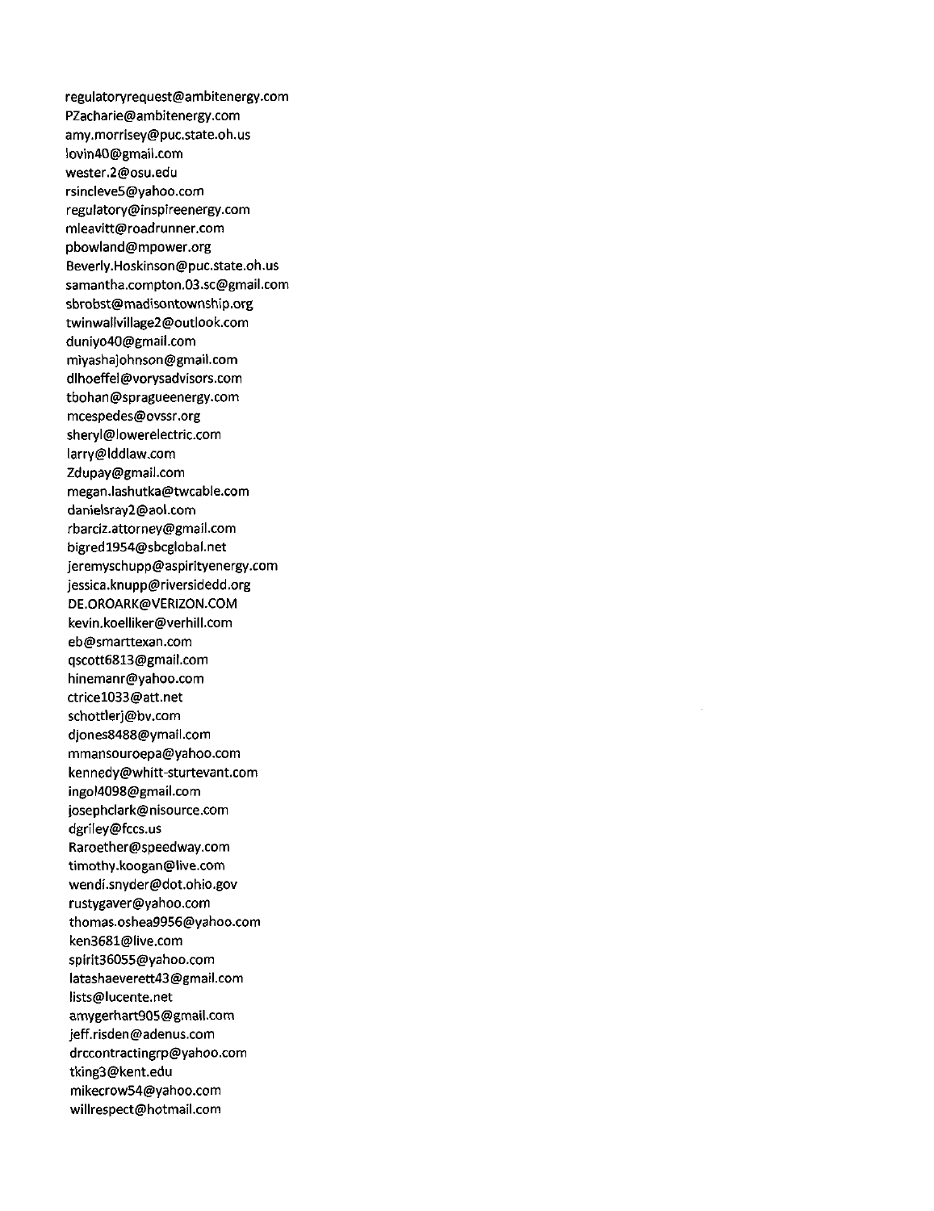regulatoryrequest@ambitenergy.com
PZacharie@ambitenergy.com
amy.morrisey@puc.state.oh.us
lovin40@gmail.com
wester.2@osu.edu
rsincleve5@yahoo.com
regulatory@inspireenergy.com
mleavitt@roadrunner.com
pbowland@mpower.org
Beverly.Hoskinson@puc.state.oh.us
samantha.compton.03.sc@gmail.com
sbrobst@madisontownship.org
twinwallvillage2@outlook.com
duniyo40@gmail.com
miyashajohnson@gmail.com
dlhoeffel@vorysadvisors.com
tbohan@spragueenergy.com
mcespedes@ovssr.org
sheryl@lowerelectric.com
larry@lddlaw.com
Zdupay@gmail.com
megan.lashutka@twcable.com
danielsray2@aol.com
rbarciz.attorney@gmail.com
bigred1954@sbcglobal.net
jeremyschupp@aspirityenergy.com
jessica.knupp@riversidedd.org
DE.OROARK@VERIZON.COM
kevin.koelliker@verhill.com
eb@smarttexan.com
qscott6813@gmail.com
hinemanr@yahoo.com
ctrice1033@att.net
schottlerj@bv.com
djones8488@ymail.com
mmansouroepa@yahoo.com
kennedy@whitt-sturtevant.com
ingol4098@gmail.com
josephclark@nisource.com
dgriley@fccs.us
Raroether@speedway.com
timothy.koogan@live.com
wendi.snyder@dot.ohio.gov
rustygaver@yahoo.com
thomas.oshea9956@yahoo.com
ken3681@live.com
spirit36055@yahoo.com
latashaeverett43@gmail.com
lists@lucente.net
amygerhart905@gmail.com
jeff.risden@adenus.com
drccontractingrp@yahoo.com
tking3@kent.edu
mikecrow54@yahoo.com
willrespect@hotmail.com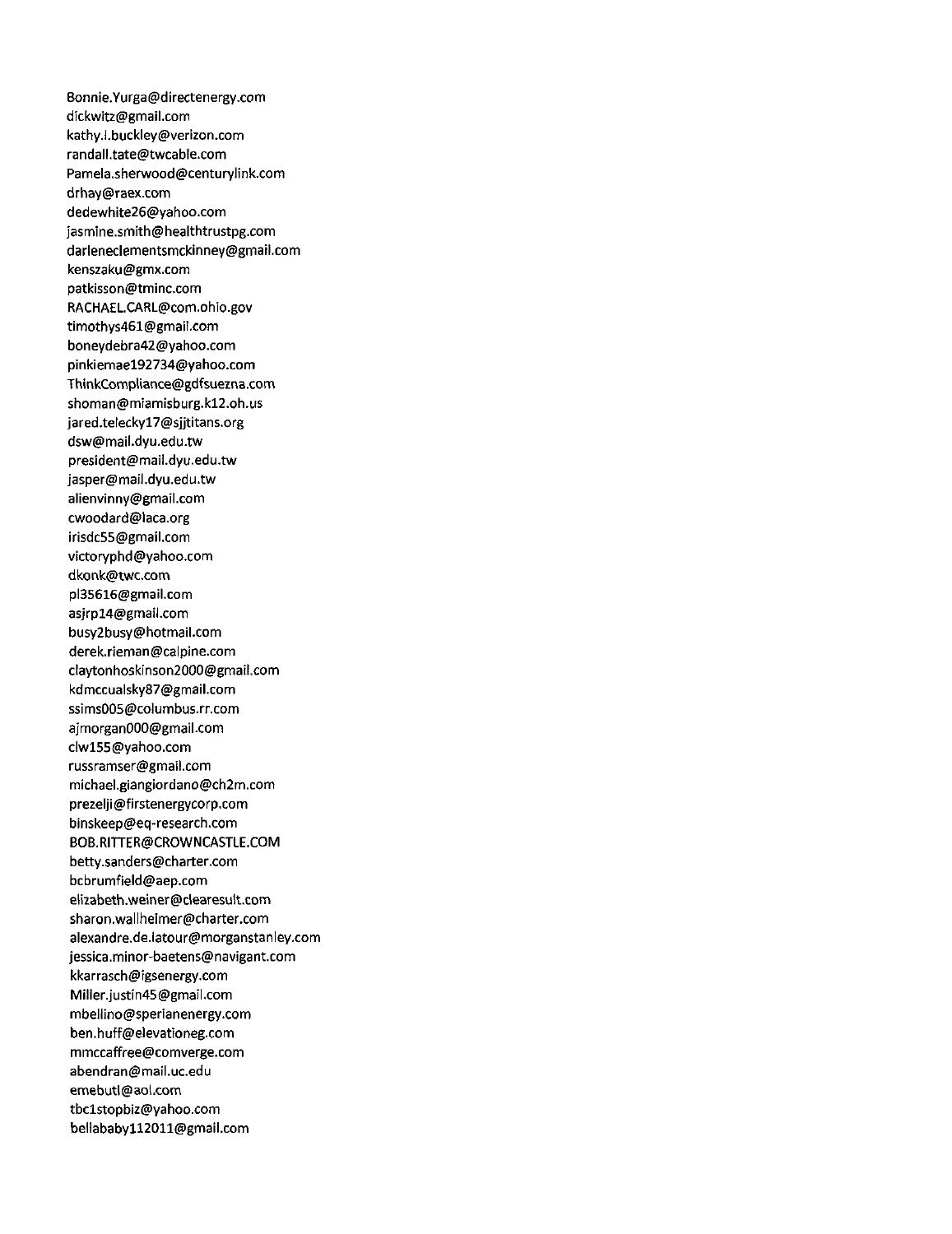Bonnie.Yurga@directenergy.com
dickwitz@gmail.com
kathy.l.buckley@verizon.com
randall.tate@twcable.com
Pamela.sherwood@centurylink.com
drhay@raex.com
dedewhite26@yahoo.com
jasmine.smith@healthtrustpg.com
darleneclementsmckinney@gmail.com
kenszaku@gmx.com
patkisson@tminc.com
RACHAEL.CARL@com.ohio.gov
timothys461@gmail.com
boneydebra42@yahoo.com
pinkiemae192734@yahoo.com
ThinkCompliance@gdfsuezna.com
shoman@miamisburg.k12.oh.us
jared.telecky17@sjjtitans.org
dsw@mail.dyu.edu.tw
president@mail.dyu.edu.tw
jasper@mail.dyu.edu.tw
alienvinny@gmail.com
cwoodard@laca.org
irisdc55@gmail.com
victoryphd@yahoo.com
dkonk@twc.com
pl35616@gmail.com
asjrp14@gmail.com
busy2busy@hotmail.com
derek.rieman@calpine.com
claytonhoskinson2000@gmail.com
kdmccualsky87@gmail.com
ssims005@columbus.rr.com
ajmorgan000@gmail.com
clw155@yahoo.com
russramser@gmail.com
michael.giangiordano@ch2m.com
prezelji@firstenergycorp.com
binskeep@eq-research.com
BOB.RITTER@CROWNCASTLE.COM
betty.sanders@charter.com
bcbrumfield@aep.com
elizabeth.weiner@clearesult.com
sharon.wallheimer@charter.com
alexandre.de.latour@morganstanley.com
jessica.minor-baetens@navigant.com
kkarrasch@igsenergy.com
Miller.justin45@gmail.com
mbellino@sperianenergy.com
ben.huff@elevationeg.com
mmccaffree@comverge.com
abendran@mail.uc.edu
emebutl@aol.com
tbc1stopbiz@yahoo.com
bellababy112011@gmail.com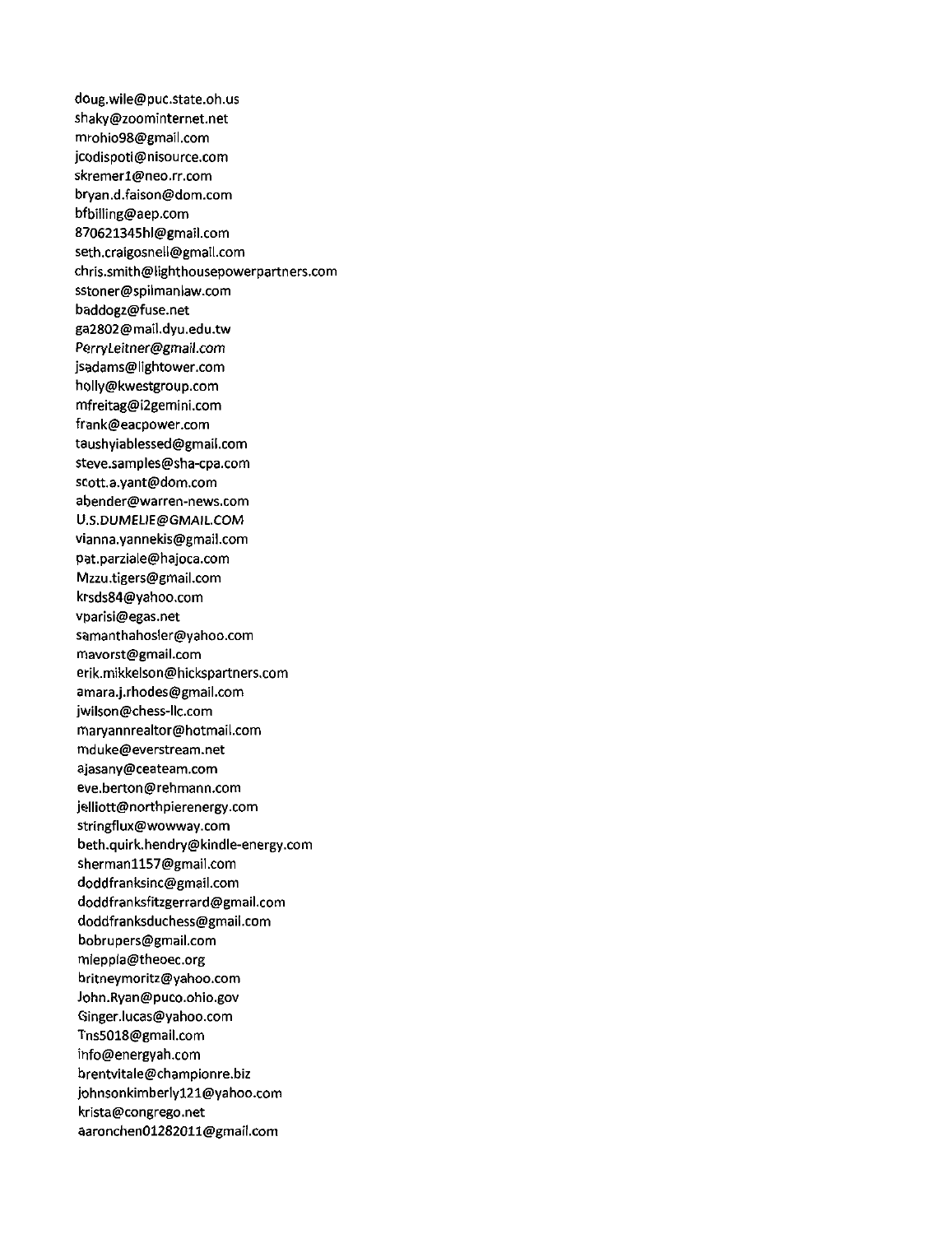doug.wile@puc.state.oh.us
shaky@zoominternet.net
mrohio98@gmail.com
jcodispoti@nisource.com
skremer1@neo.rr.com
bryan.d.faison@dom.com
bfbilling@aep.com
870621345hl@gmail.com
seth.craigosnell@gmail.com
chris.smith@lighthousepowerpartners.com
sstoner@spilmanlaw.com
baddogz@fuse.net
ga2802@mail.dyu.edu.tw
PerryLeitner@gmail.com
jsadams@lightower.com
holly@kwestgroup.com
mfreitag@i2gemini.com
frank@eacpower.com
taushyiablessed@gmail.com
steve.samples@sha-cpa.com
scott.a.yant@dom.com
abender@warren-news.com
U.S.DUMELIE@GMAIL.COM
vianna.yannekis@gmail.com
pat.parziale@hajoca.com
Mzzu.tigers@gmail.com
krsds84@yahoo.com
vparisi@egas.net
samanthahosler@yahoo.com
mavorst@gmail.com
erik.mikkelson@hickspartners.com
amara.j.rhodes@gmail.com
jwilson@chess-llc.com
maryannrealtor@hotmail.com
mduke@everstream.net
ajasany@ceateam.com
eve.berton@rehmann.com
jelliott@northpierenergy.com
stringflux@wowway.com
beth.quirk.hendry@kindle-energy.com
sherman1157@gmail.com
doddfranksinc@gmail.com
doddfranksfitzgerrard@gmail.com
doddfranksduchess@gmail.com
bobrupers@gmail.com
mleppla@theoec.org
britneymoritz@yahoo.com
John.Ryan@puco.ohio.gov
Ginger.lucas@yahoo.com
Tns5018@gmail.com
info@energyah.com
brentvitale@championre.biz
johnsonkimberly121@yahoo.com
krista@congrego.net
aaronchen01282011@gmail.com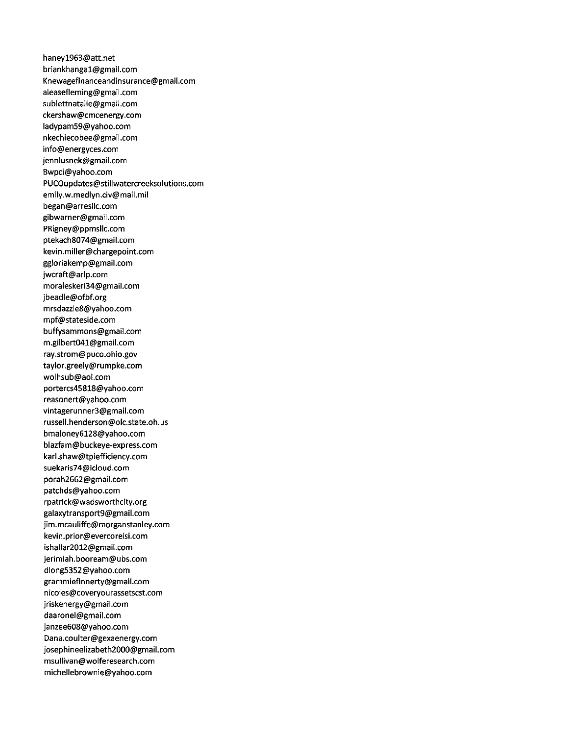haney1963@att.net
briankhanga1@gmail.com
Knewagefinanceandinsurance@gmail.com
aleasefleming@gmail.com
sublettnatalie@gmail.com
ckershaw@cmcenergy.com
ladypam59@yahoo.com
nkechiecobee@gmail.com
info@energyces.com
jennlusnek@gmail.com
Bwpci@yahoo.com
PUCOupdates@stillwatercreeksolutions.com
emily.w.medlyn.civ@mail.mil
began@arresllc.com
gibwarner@gmail.com
PRigney@ppmsllc.com
ptekach8074@gmail.com
kevin.miller@chargepoint.com
ggloriakemp@gmail.com
jwcraft@arlp.com
moraleskeri34@gmail.com
jbeadle@ofbf.org
mrsdazzle8@yahoo.com
mpf@stateside.com
buffysammons@gmail.com
m.gilbert041@gmail.com
ray.strom@puco.ohio.gov
taylor.greely@rumpke.com
wolhsub@aol.com
portercs45818@yahoo.com
reasonert@yahoo.com
vintagerunner3@gmail.com
russell.henderson@olc.state.oh.us
bmaloney6128@yahoo.com
blazfam@buckeye-express.com
karl.shaw@tpiefficiency.com
suekaris74@icloud.com
porah2662@gmail.com
patchds@yahoo.com
rpatrick@wadsworthcity.org
galaxytransport9@gmail.com
jim.mcauliffe@morganstanley.com
kevin.prior@evercoreisi.com
ishallar2012@gmail.com
jerimiah.booream@ubs.com
dlong5352@yahoo.com
grammiefinnerty@gmail.com
nicoles@coveryourassetscst.com
jriskenergy@gmail.com
daaronel@gmail.com
janzee608@yahoo.com
Dana.coulter@gexaenergy.com
josephineelizabeth2000@gmail.com
msullivan@wolferesearch.com
michellebrownie@yahoo.com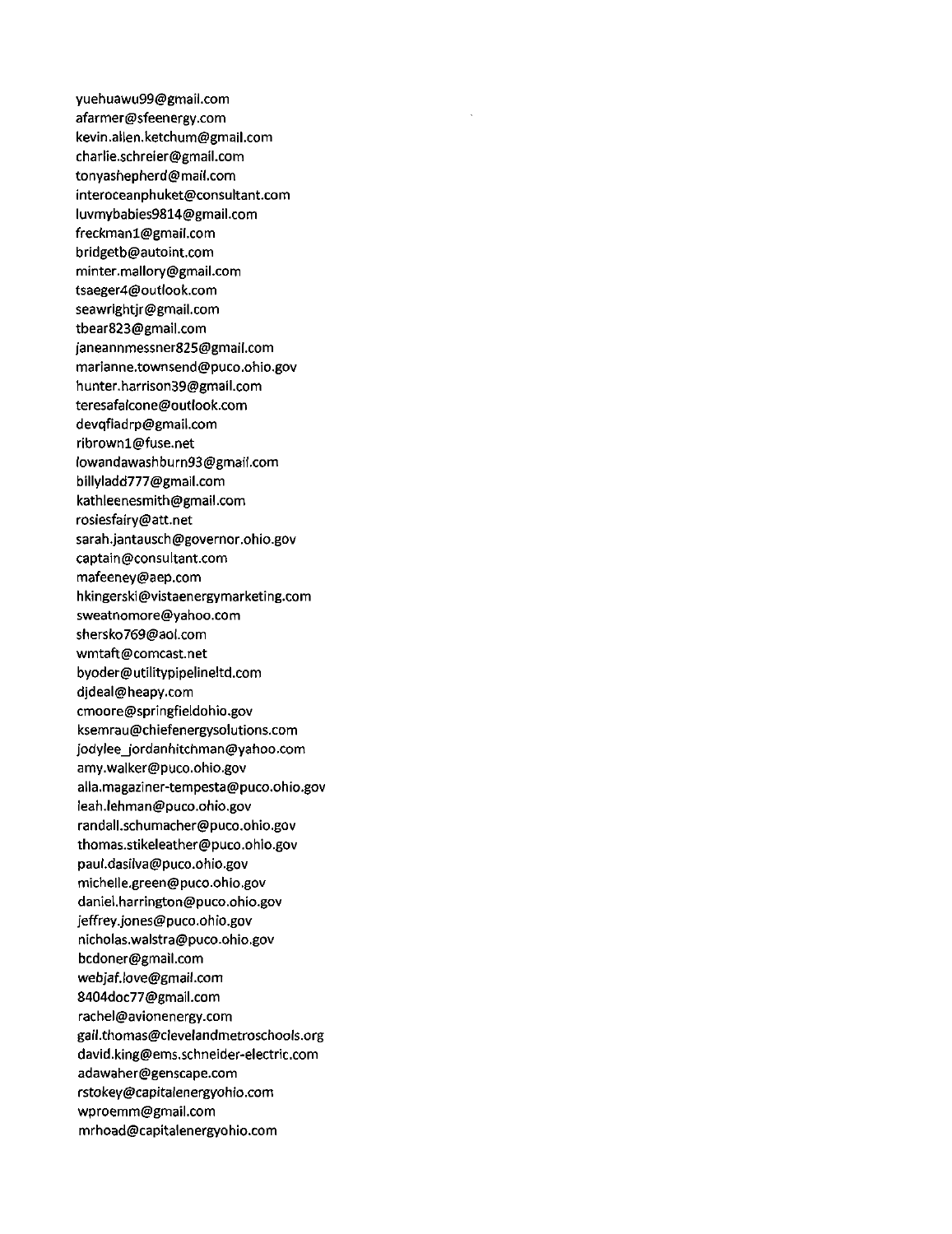yuehuawu99@gmail.com
afarmer@sfeenergy.com
kevin.allen.ketchum@gmail.com
charlie.schreier@gmail.com
tonyashepherd@mail.com
interoceanphuket@consultant.com
luvmybabies9814@gmail.com
freckman1@gmail.com
bridgetb@autoint.com
minter.mallory@gmail.com
tsaeger4@outlook.com
seawrightjr@gmail.com
tbear823@gmail.com
janeannmessner825@gmail.com
marianne.townsend@puco.ohio.gov
hunter.harrison39@gmail.com
teresafalcone@outlook.com
devqfiadrp@gmail.com
ribrown1@fuse.net
lowandawashburn93@gmail.com
billyladd777@gmail.com
kathleenesmith@gmail.com
rosiesfairy@att.net
sarah.jantausch@governor.ohio.gov
captain@consultant.com
mafeeney@aep.com
hkingerski@vistaenergymarketing.com
sweatnomore@yahoo.com
shersko769@aol.com
wmtaft@comcast.net
byoder@utilitypipelineltd.com
djdeal@heapy.com
cmoore@springfieldohio.gov
ksemrau@chiefenergysolutions.com
jodylee_jordanhitchman@yahoo.com
amy.walker@puco.ohio.gov
alla.magaziner-tempesta@puco.ohio.gov
leah.lehman@puco.ohio.gov
randall.schumacher@puco.ohio.gov
thomas.stikeleather@puco.ohio.gov
paul.dasilva@puco.ohio.gov
michelle.green@puco.ohio.gov
daniel.harrington@puco.ohio.gov
jeffrey.jones@puco.ohio.gov
nicholas.walstra@puco.ohio.gov
bcdoner@gmail.com
webjaf.love@gmail.com
8404doc77@gmail.com
rachel@avionenergy.com
gail.thomas@clevelandmetroschools.org
david.king@ems.schneider-electric.com
adawaher@genscape.com
rstokey@capitalenergyohio.com
wproemm@gmail.com
mrhoad@capitalenergyohio.com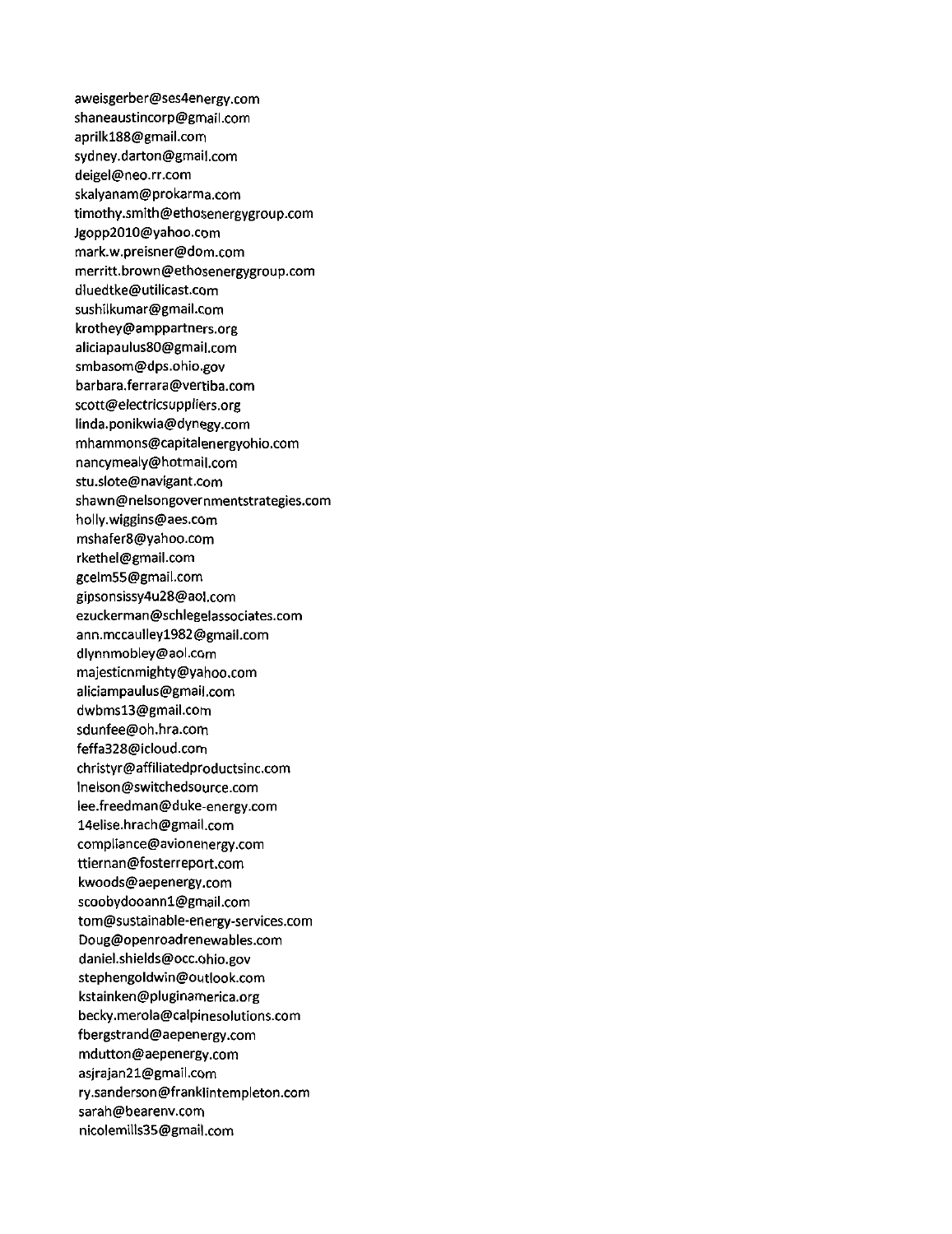aweisgerber@ses4energy.com
shaneaustincorp@gmail.com
aprilk188@gmail.com
sydney.darton@gmail.com
deigel@neo.rr.com
skalyanam@prokarma.com
timothy.smith@ethosenergygroup.com
Jgopp2010@yahoo.com
mark.w.preisner@dom.com
merritt.brown@ethosenergygroup.com
dluedtke@utilicast.com
sushilkumar@gmail.com
krothey@amppartners.org
aliciapaulus80@gmail.com
smbasom@dps.ohio.gov
barbara.ferrara@vertiba.com
scott@electricsuppliers.org
linda.ponikwia@dynegy.com
mhammons@capitalenergyohio.com
nancymealy@hotmail.com
stu.slote@navigant.com
shawn@nelsongovernmentstrategies.com
holly.wiggins@aes.com
mshafer8@yahoo.com
rkethel@gmail.com
gcelm55@gmail.com
gipsonsissy4u28@aol.com
ezuckerman@schlegelassociates.com
ann.mccaulley1982@gmail.com
dlynnmobley@aol.com
majesticnmighty@yahoo.com
aliciampaulus@gmail.com
dwbms13@gmail.com
sdunfee@oh.hra.com
feffa328@icloud.com
christyr@affiliatedproductsinc.com
lnelson@switchedsource.com
lee.freedman@duke-energy.com
14elise.hrach@gmail.com
compliance@avionenergy.com
ttiernan@fosterreport.com
kwoods@aepenergy.com
scoobydooann1@gmail.com
tom@sustainable-energy-services.com
Doug@openroadrenewables.com
daniel.shields@occ.ohio.gov
stephengoldwin@outlook.com
kstainken@pluginamerica.org
becky.merola@calpinesolutions.com
fbergstrand@aepenergy.com
mdutton@aepenergy.com
asjrajan21@gmail.com
ry.sanderson@franklintempleton.com
sarah@bearenv.com
nicolemills35@gmail.com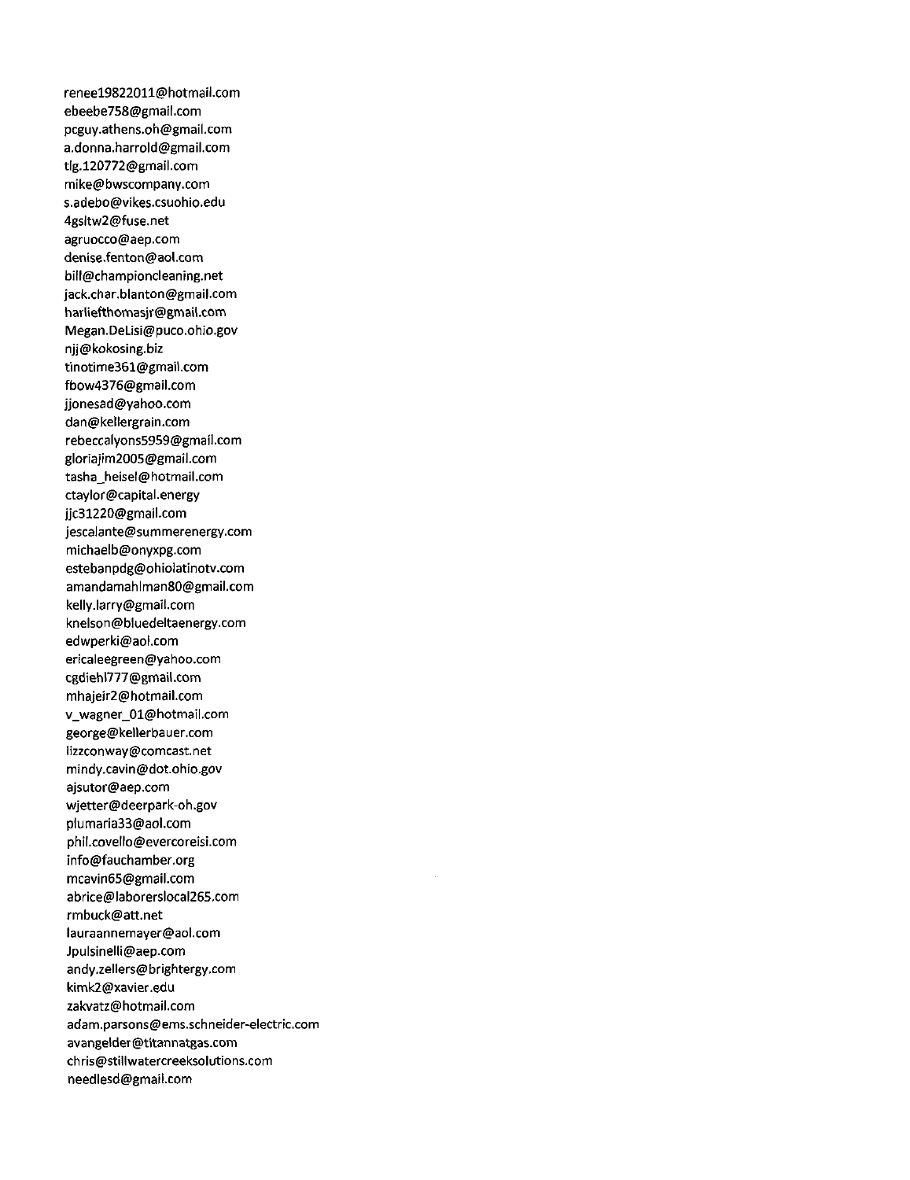renee19822011@hotmail.com
ebeebe758@gmail.com
pcguy.athens.oh@gmail.com
a.donna.harrold@gmail.com
tlg.120772@gmail.com
mike@bwscompany.com
s.adebo@vikes.csuohio.edu
4gsltw2@fuse.net
agruocco@aep.com
denise.fenton@aol.com
bill@championcleaning.net
jack.char.blanton@gmail.com
harliefthomasjr@gmail.com
Megan.DeLisi@puco.ohio.gov
njj@kokosing.biz
tinotime361@gmail.com
fbow4376@gmail.com
jjonesad@yahoo.com
dan@kellergrain.com
rebeccalyons5959@gmail.com
gloriajim2005@gmail.com
tasha_heisel@hotmail.com
ctaylor@capital.energy
jjc31220@gmail.com
jescalante@summerenergy.com
michaelb@onyxpg.com
estebanpdg@ohiolatinotv.com
amandamahlman80@gmail.com
kelly.larry@gmail.com
knelson@bluedeltaenergy.com
edwperki@aol.com
ericaleegreen@yahoo.com
cgdiehl777@gmail.com
mhajeir2@hotmail.com
v_wagner_01@hotmail.com
george@kellerbauer.com
lizzconway@comcast.net
mindy.cavin@dot.ohio.gov
ajsutor@aep.com
wjetter@deerpark-oh.gov
plumaria33@aol.com
phil.covello@evercoreisi.com
info@fauchamber.org
mcavin65@gmail.com
abrice@laborerslocal265.com
rmbuck@att.net
lauraannemayer@aol.com
Jpulsinelli@aep.com
andy.zellers@brightergy.com
kimk2@xavier.edu
zakvatz@hotmail.com
adam.parsons@ems.schneider-electric.com
avangelder@titannatgas.com
chris@stillwatercreeksolutions.com
needlesd@gmail.com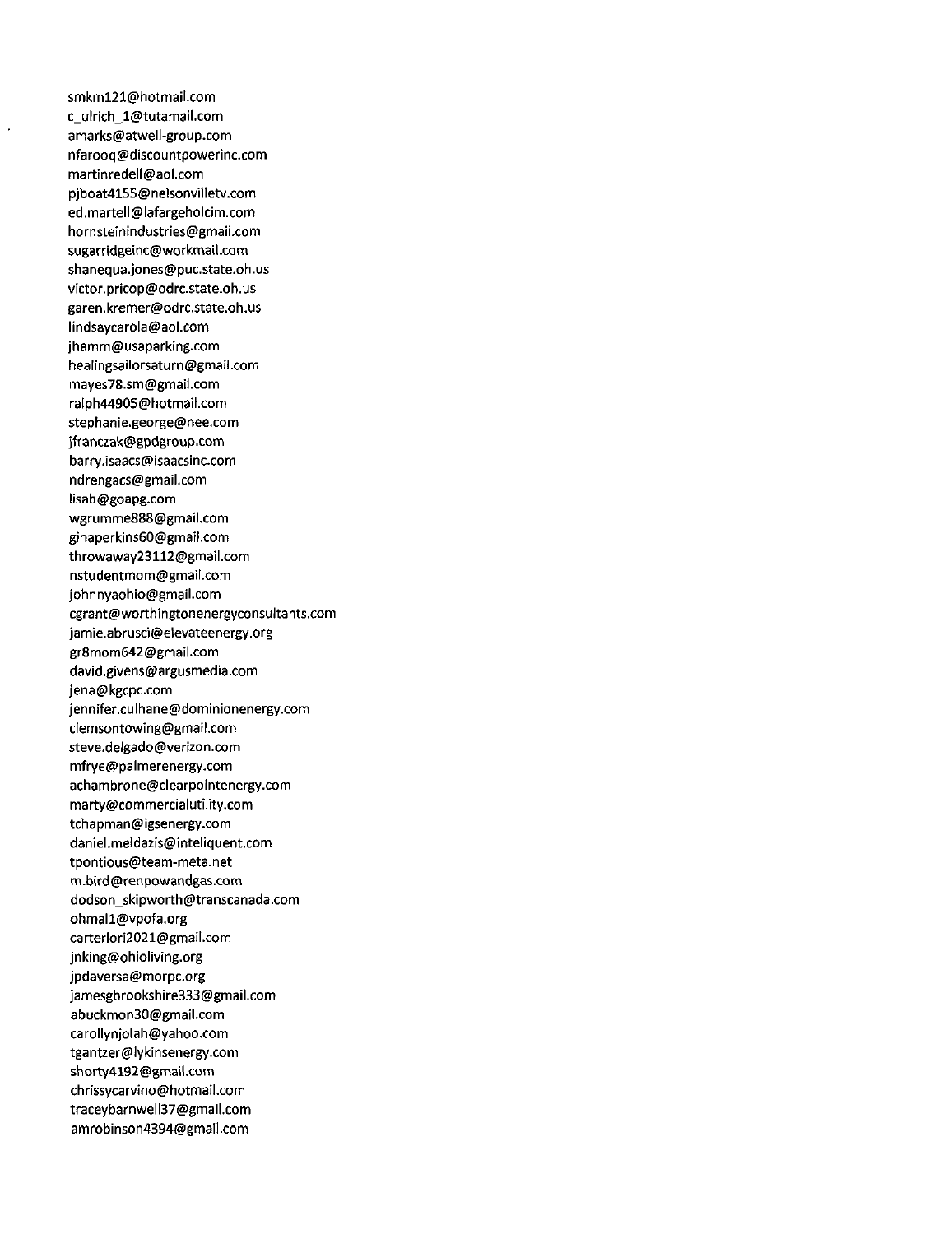smkm121@hotmail.com
c_ulrich_1@tutamail.com
amarks@atwell-group.com
nfarooq@discountpowerinc.com
martinredell@aol.com
pjboat4155@nelsonvilletv.com
ed.martell@lafargeholcim.com
hornsteinindustries@gmail.com
sugarridgeinc@workmail.com
shanequa.jones@puc.state.oh.us
victor.pricop@odrc.state.oh.us
garen.kremer@odrc.state.oh.us
lindsaycarola@aol.com
jhamm@usaparking.com
healingsailorsaturn@gmail.com
mayes78.sm@gmail.com
ralph44905@hotmail.com
stephanie.george@nee.com
jfranczak@gpdgroup.com
barry.isaacs@isaacsinc.com
ndrengacs@gmail.com
lisab@goapg.com
wgrumme888@gmail.com
ginaperkins60@gmail.com
throwaway23112@gmail.com
nstudentmom@gmail.com
johnnyaohio@gmail.com
cgrant@worthingtonenergyconsultants.com
jamie.abrusci@elevateenergy.org
gr8mom642@gmail.com
david.givens@argusmedia.com
jena@kgcpc.com
jennifer.culhane@dominionenergy.com
clemsontowing@gmail.com
steve.delgado@verizon.com
mfrye@palmerenergy.com
achambrone@clearpointenergy.com
marty@commercialutility.com
tchapman@igsenergy.com
daniel.meldazis@inteliquent.com
tpontious@team-meta.net
m.bird@renpowandgas.com
dodson_skipworth@transcanada.com
ohmal1@vpofa.org
carterlori2021@gmail.com
jnking@ohioliving.org
jpdaversa@morpc.org
jamesgbrookshire333@gmail.com
abuckmon30@gmail.com
carollynjolah@yahoo.com
tgantzer@lykinsenergy.com
shorty4192@gmail.com
chrissycarvino@hotmail.com
traceybarnwell37@gmail.com
amrobinson4394@gmail.com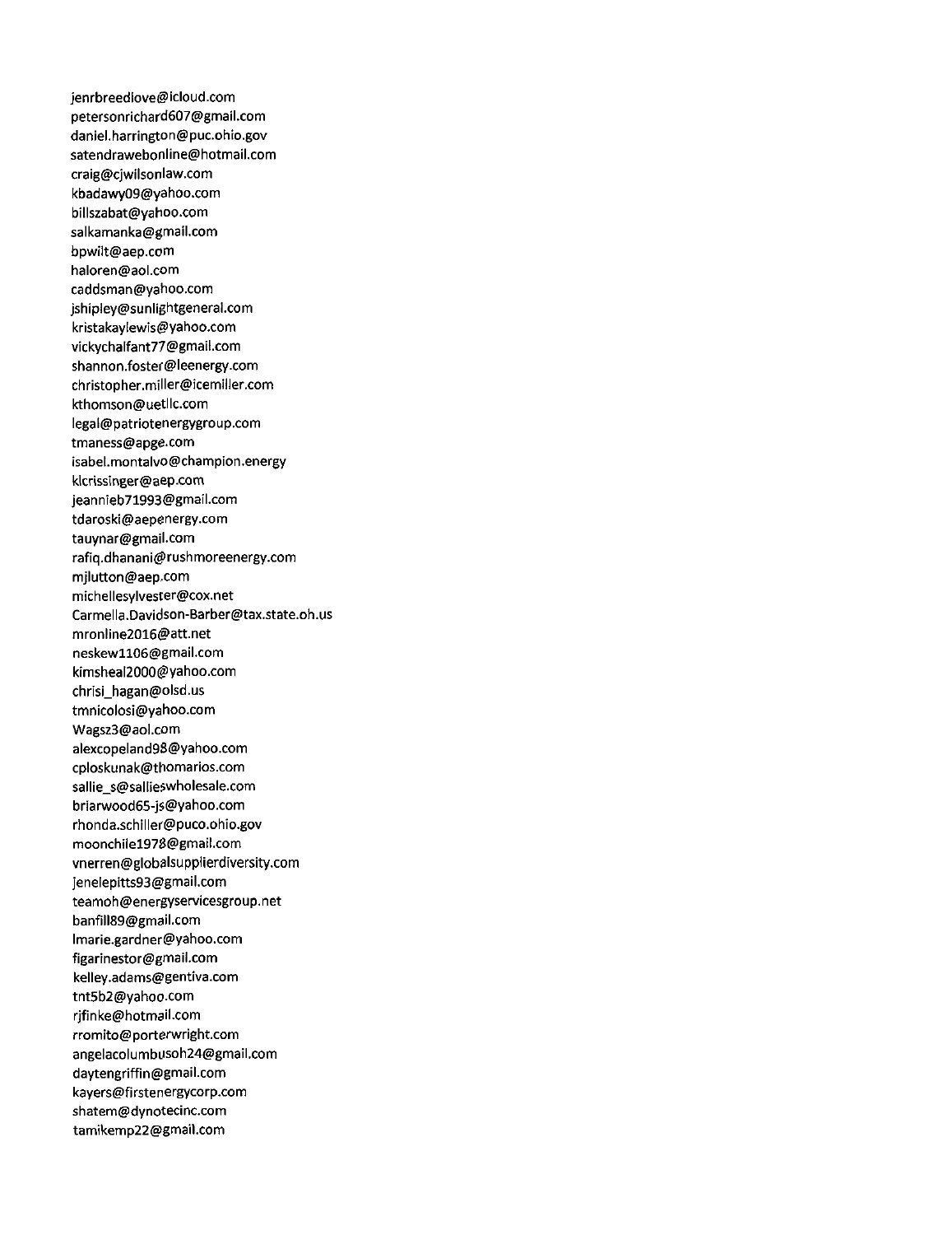jenrbreedlove@icloud.com
petersonrichard607@gmail.com
daniel.harrington@puc.ohio.gov
satendrawebonline@hotmail.com
craig@cjwilsonlaw.com
kbadawy09@yahoo.com
billszabat@yahoo.com
salkamanka@gmail.com
bpwilt@aep.com
haloren@aol.com
caddsman@yahoo.com
jshipley@sunlightgeneral.com
kristakaylewis@yahoo.com
vickychalfant77@gmail.com
shannon.foster@leenergy.com
christopher.miller@icemiller.com
kthomson@uetllc.com
legal@patriotenergygroup.com
tmaness@apge.com
isabel.montalvo@champion.energy
klcrissinger@aep.com
jeannieb71993@gmail.com
tdaroski@aepenergy.com
tauynar@gmail.com
rafiq.dhanani@rushmoreenergy.com
mjlutton@aep.com
michellesylvester@cox.net
Carmella.Davidson-Barber@tax.state.oh.us
mronline2016@att.net
neskew1106@gmail.com
kimsheal2000@yahoo.com
chrisi_hagan@olsd.us
tmnicolosi@yahoo.com
Wagsz3@aol.com
alexcopeland98@yahoo.com
cploskunak@thomarios.com
sallie_s@sallieswholesale.com
briarwood65-js@yahoo.com
rhonda.schiller@puco.ohio.gov
moonchile1978@gmail.com
vnerren@globalsupplierdiversity.com
jenelepitts93@gmail.com
teamoh@energyservicesgroup.net
banfill89@gmail.com
lmarie.gardner@yahoo.com
figarinestor@gmail.com
kelley.adams@gentiva.com
tnt5b2@yahoo.com
rjfinke@hotmail.com
rromito@porterwright.com
angelacolumbusoh24@gmail.com
daytengriffin@gmail.com
kayers@firstenergycorp.com
shatem@dynotecinc.com
tamikemp22@gmail.com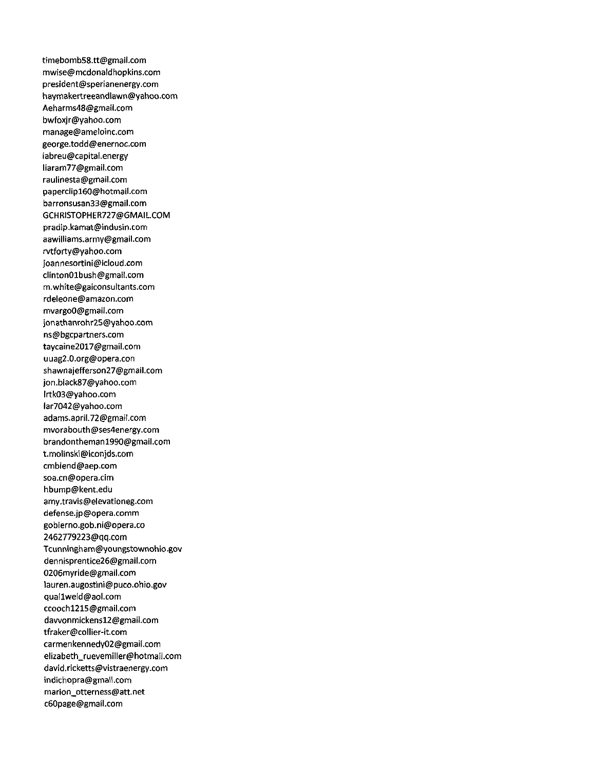timebomb58.tt@gmail.com
mwise@mcdonaldhopkins.com
president@sperianenergy.com
haymakertreeandlawn@yahoo.com
Aeharms48@gmail.com
bwfoxjr@yahoo.com
manage@ameloinc.com
george.todd@enernoc.com
iabreu@capital.energy
liaram77@gmail.com
raulinesta@gmail.com
paperclip160@hotmail.com
barronsusan33@gmail.com
GCHRISTOPHER727@GMAIL.COM
pradip.kamat@indusin.com
aawilliams.army@gmail.com
rvtforty@yahoo.com
joannesortini@icloud.com
clinton01bush@gmail.com
m.white@gaiconsultants.com
rdeleone@amazon.com
mvargo0@gmail.com
jonathanrohr25@yahoo.com
ns@bgcpartners.com
taycaine2017@gmail.com
uuag2.0.org@opera.con
shawnajefferson27@gmail.com
jon.black87@yahoo.com
lrtk03@yahoo.com
lar7042@yahoo.com
adams.april.72@gmail.com
mvorabouth@ses4energy.com
brandontheman1990@gmail.com
t.molinski@iconjds.com
cmblend@aep.com
soa.cn@opera.cim
hbump@kent.edu
amy.travis@elevationeg.com
defense.jp@opera.comm
gobierno.gob.ni@opera.co
2462779223@qq.com
Tcunningham@youngstownohio.gov
dennisprentice26@gmail.com
0206myride@gmail.com
lauren.augostini@puco.ohio.gov
qual1weld@aol.com
ccooch1215@gmail.com
davvonmickens12@gmail.com
tfraker@collier-it.com
carmenkennedy02@gmail.com
elizabeth_ruevemiller@hotmail.com
david.ricketts@vistraenergy.com
indichopra@gmail.com
marion_otterness@att.net
c60page@gmail.com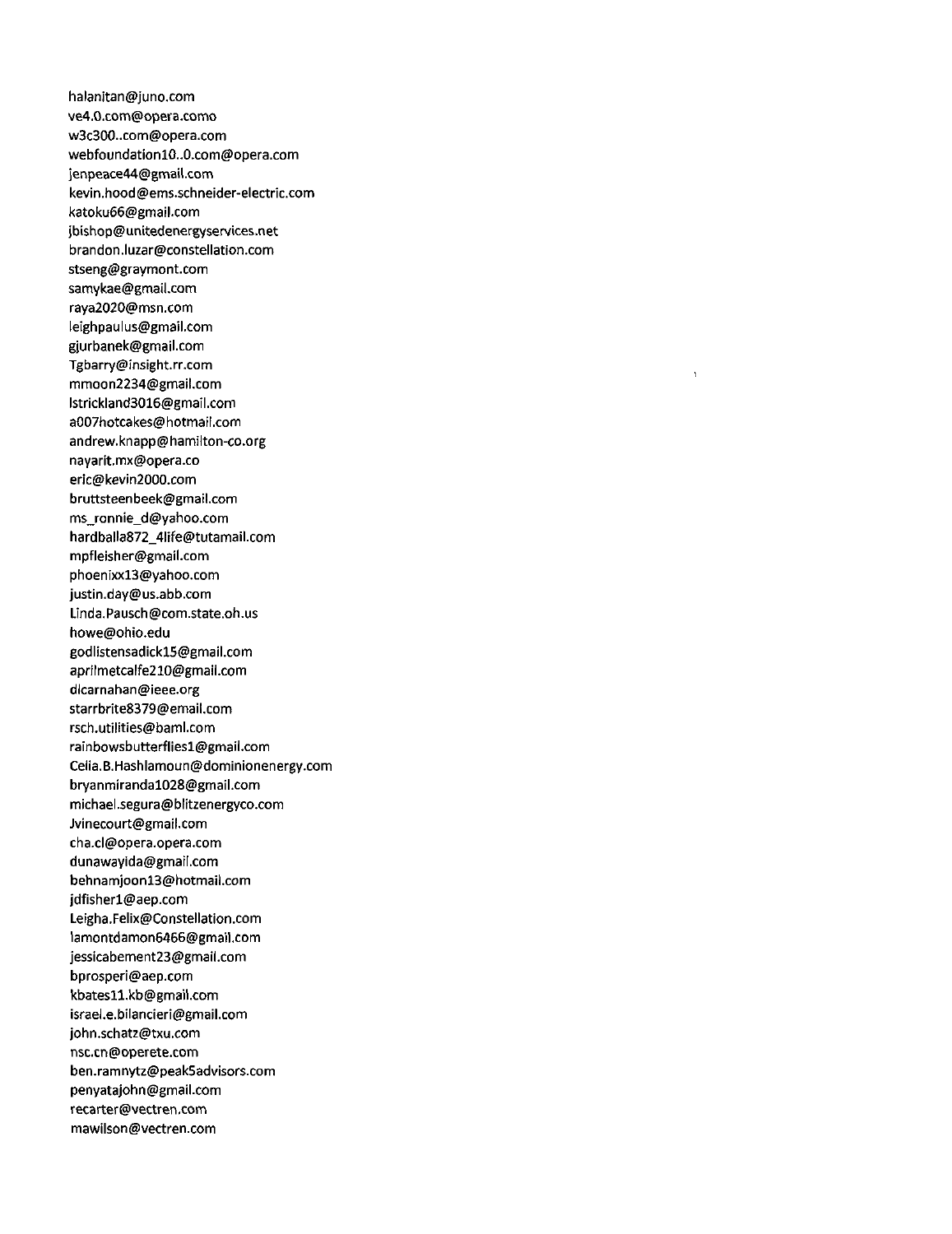halanitan@juno.com
ve4.0.com@opera.como
w3c300..com@opera.com
webfoundation10..0.com@opera.com
jenpeace44@gmail.com
kevin.hood@ems.schneider-electric.com
katoku66@gmail.com
jbishop@unitedenergyservices.net
brandon.luzar@constellation.com
stseng@graymont.com
samykae@gmail.com
raya2020@msn.com
leighpaulus@gmail.com
gjurbanek@gmail.com
Tgbarry@insight.rr.com
mmoon2234@gmail.com
lstrickland3016@gmail.com
a007hotcakes@hotmail.com
andrew.knapp@hamilton-co.org
nayarit.mx@opera.co
eric@kevin2000.com
bruttsteenbeek@gmail.com
ms_ronnie_d@yahoo.com
hardballa872_4life@tutamail.com
mpfleisher@gmail.com
phoenixx13@yahoo.com
justin.day@us.abb.com
Linda.Pausch@com.state.oh.us
howe@ohio.edu
godlistensadick15@gmail.com
aprilmetcalfe210@gmail.com
dlcarnahan@ieee.org
starrbrite8379@email.com
rsch.utilities@baml.com
rainbowsbutterflies1@gmail.com
Celia.B.Hashlamoun@dominionenergy.com
bryanmiranda1028@gmail.com
michael.segura@blitzenergyco.com
Jvinecourt@gmail.com
cha.cl@opera.opera.com
dunawayida@gmail.com
behnamjoon13@hotmail.com
jdfisher1@aep.com
Leigha.Felix@Constellation.com
lamontdamon6466@gmail.com
jessicabement23@gmail.com
bprosperi@aep.com
kbates11.kb@gmail.com
israel.e.bilancieri@gmail.com
john.schatz@txu.com
nsc.cn@operete.com
ben.ramnytz@peak5advisors.com
penyatajohn@gmail.com
recarter@vectren.com
mawilson@vectren.com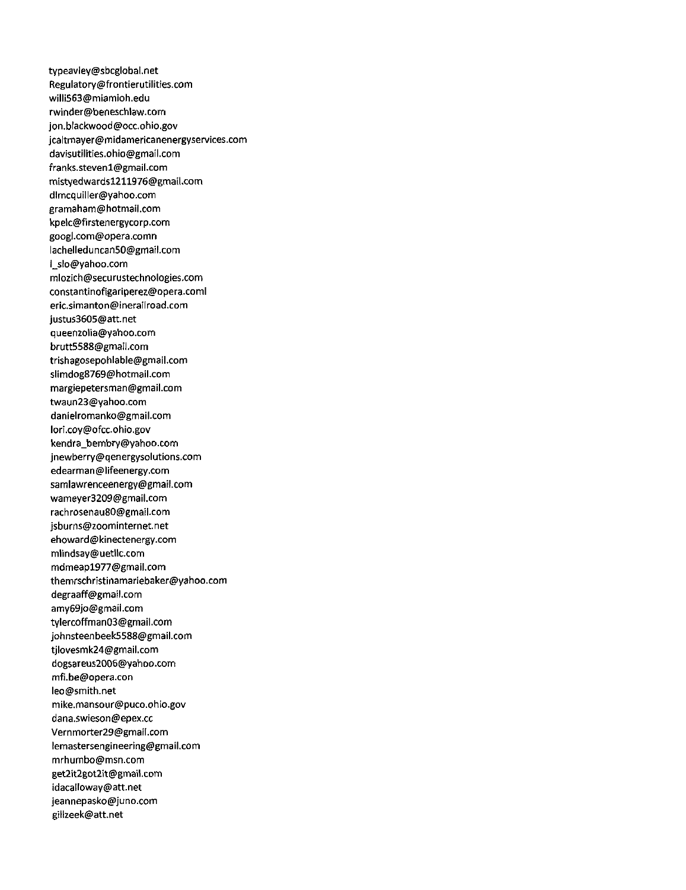typeavley@sbcglobal.net
Regulatory@frontierutilities.com
willi563@miamioh.edu
rwinder@beneschlaw.com
jon.blackwood@occ.ohio.gov
jcaltmayer@midamericanenergyservices.com
davisutilities.ohio@gmail.com
franks.steven1@gmail.com
mistyedwards1211976@gmail.com
dlmcquiller@yahoo.com
gramaham@hotmail.com
kpelc@firstenergycorp.com
googl.com@opera.comn
lachelleduncan50@gmail.com
l_slo@yahoo.com
mlozich@securustechnologies.com
constantinofigariperez@opera.coml
eric.simanton@inerailroad.com
justus3605@att.net
queenzolia@yahoo.com
brutt5588@gmail.com
trishagosepohlable@gmail.com
slimdog8769@hotmail.com
margiepetersman@gmail.com
twaun23@yahoo.com
danielromanko@gmail.com
lori.coy@ofcc.ohio.gov
kendra_bembry@yahoo.com
jnewberry@qenergysolutions.com
edearman@lifeenergy.com
samlawrenceenergy@gmail.com
wameyer3209@gmail.com
rachrosenau80@gmail.com
jsburns@zoominternet.net
ehoward@kinectenergy.com
mlindsay@uetllc.com
mdmeap1977@gmail.com
themrschristinamariebaker@yahoo.com
degraaff@gmail.com
amy69jo@gmail.com
tylercoffman03@gmail.com
johnsteenbeek5588@gmail.com
tjlovesmk24@gmail.com
dogsareus2006@yahoo.com
mfi.be@opera.con
leo@smith.net
mike.mansour@puco.ohio.gov
dana.swieson@epex.cc
Vernmorter29@gmail.com
lemastersengineering@gmail.com
mrhumbo@msn.com
get2it2got2it@gmail.com
idacalloway@att.net
jeannepasko@juno.com
gillzeek@att.net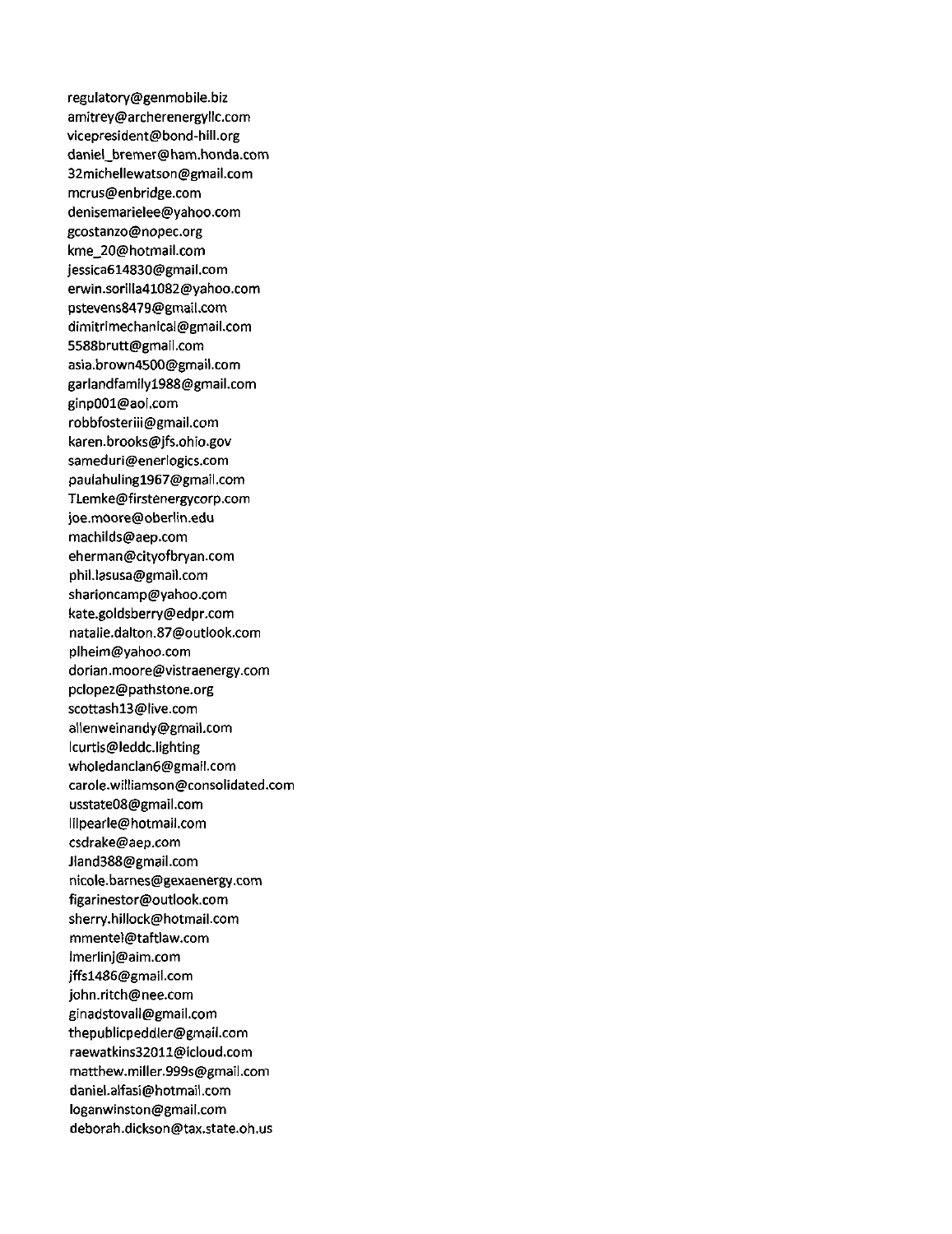regulatory@genmobile.biz
amitrey@archerenergyllc.com
vicepresident@bond-hill.org
daniel_bremer@ham.honda.com
32michellewatson@gmail.com
mcrus@enbridge.com
denisemarielee@yahoo.com
gcostanzo@nopec.org
kme_20@hotmail.com
jessica614830@gmail.com
erwin.sorilla41082@yahoo.com
pstevens8479@gmail.com
dimitrimechanical@gmail.com
5588brutt@gmail.com
asia.brown4500@gmail.com
garlandfamily1988@gmail.com
ginp001@aol.com
robbfosteriii@gmail.com
karen.brooks@jfs.ohio.gov
sameduri@enerlogics.com
paulahuling1967@gmail.com
TLemke@firstenergycorp.com
joe.moore@oberlin.edu
machilds@aep.com
eherman@cityofbryan.com
phil.lasusa@gmail.com
sharioncamp@yahoo.com
kate.goldsberry@edpr.com
natalie.dalton.87@outlook.com
plheim@yahoo.com
dorian.moore@vistraenergy.com
pclopez@pathstone.org
scottash13@live.com
allenweinandy@gmail.com
lcurtis@leddc.lighting
wholedanclan6@gmail.com
carole.williamson@consolidated.com
usstate08@gmail.com
lilpearle@hotmail.com
csdrake@aep.com
Jland388@gmail.com
nicole.barnes@gexaenergy.com
figarinestor@outlook.com
sherry.hillock@hotmail.com
mmentel@taftlaw.com
lmerlinj@aim.com
jffs1486@gmail.com
john.ritch@nee.com
ginadstovall@gmail.com
thepublicpeddler@gmail.com
raewatkins32011@icloud.com
matthew.miller.999s@gmail.com
daniel.alfasi@hotmail.com
loganwinston@gmail.com
deborah.dickson@tax.state.oh.us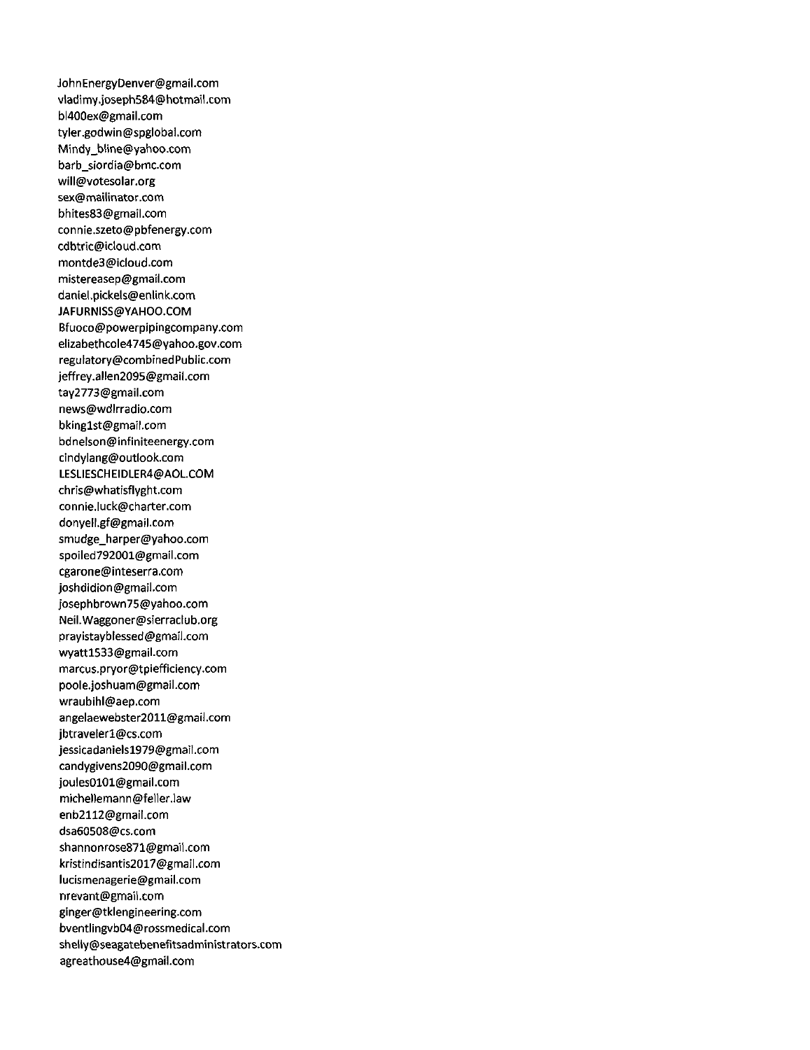JohnEnergyDenver@gmail.com
vladimy.joseph584@hotmail.com
bl400ex@gmail.com
tyler.godwin@spglobal.com
Mindy_bline@yahoo.com
barb_siordia@bmc.com
will@votesolar.org
sex@mailinator.com
bhites83@gmail.com
connie.szeto@pbfenergy.com
cdbtric@icloud.com
montde3@icloud.com
mistereasep@gmail.com
daniel.pickels@enlink.com
JAFURNISS@YAHOO.COM
Bfuoco@powerpipingcompany.com
elizabethcole4745@yahoo.gov.com
regulatory@combinedPublic.com
jeffrey.allen2095@gmail.com
tay2773@gmail.com
news@wdlrradio.com
bking1st@gmail.com
bdnelson@infiniteenergy.com
cindylang@outlook.com
LESLIESCHEIDLER4@AOL.COM
chris@whatisflyght.com
connie.luck@charter.com
donyell.gf@gmail.com
smudge_harper@yahoo.com
spoiled792001@gmail.com
cgarone@inteserra.com
joshdidion@gmail.com
josephbrown75@yahoo.com
Neil.Waggoner@sierraclub.org
prayistayblessed@gmail.com
wyatt1533@gmail.com
marcus.pryor@tpiefficiency.com
poole.joshuam@gmail.com
wraubihl@aep.com
angelaewebster2011@gmail.com
jbtraveler1@cs.com
jessicadaniels1979@gmail.com
candygivens2090@gmail.com
joules0101@gmail.com
michellemann@feller.law
enb2112@gmail.com
dsa60508@cs.com
shannonrose871@gmail.com
kristindisantis2017@gmail.com
lucismenagerie@gmail.com
nrevant@gmail.com
ginger@tklengineering.com
bventlingvb04@rossmedical.com
shelly@seagatebenefitsadministrators.com
agreathouse4@gmail.com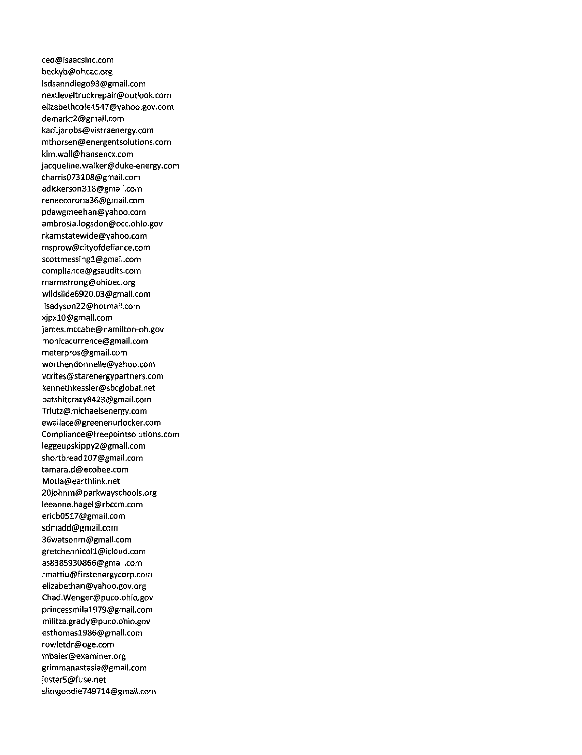ceo@isaacsinc.com
beckyb@ohcac.org
lsdsanndiego93@gmail.com
nextleveltruckrepair@outlook.com
elizabethcole4547@yahoo.gov.com
demarkt2@gmail.com
kaci.jacobs@vistraenergy.com
mthorsen@energentsolutions.com
kim.wall@hansencx.com
jacqueline.walker@duke-energy.com
charris073108@gmail.com
adickerson318@gmail.com
reneecorona36@gmail.com
pdawgmeehan@yahoo.com
ambrosia.logsdon@occ.ohio.gov
rkarnstatewide@yahoo.com
msprow@cityofdefiance.com
scottmessing1@gmail.com
compliance@gsaudits.com
marmstrong@ohioec.org
wildslide6920.03@gmail.com
lisadyson22@hotmail.com
xjpx10@gmail.com
james.mccabe@hamilton-oh.gov
monicacurrence@gmail.com
meterpros@gmail.com
worthendonnelle@yahoo.com
vcrites@starenergypartners.com
kennethkessler@sbcglobal.net
batshitcrazy8423@gmail.com
Trlutz@michaelsenergy.com
ewallace@greenehurlocker.com
Compliance@freepointsolutions.com
leggeupskippy2@gmail.com
shortbread107@gmail.com
tamara.d@ecobee.com
Motla@earthlink.net
20johnm@parkwayschools.org
leeanne.hagel@rbccm.com
ericb0517@gmail.com
sdmadd@gmail.com
36watsonm@gmail.com
gretchennicol1@icloud.com
as8385930866@gmail.com
rmattiu@firstenergycorp.com
elizabethan@yahoo.gov.org
Chad.Wenger@puco.ohio.gov
princessmila1979@gmail.com
militza.grady@puco.ohio.gov
esthomas1986@gmail.com
rowletdr@oge.com
mbaier@examiner.org
grimmanastasia@gmail.com
jester5@fuse.net
slimgoodie749714@gmail.com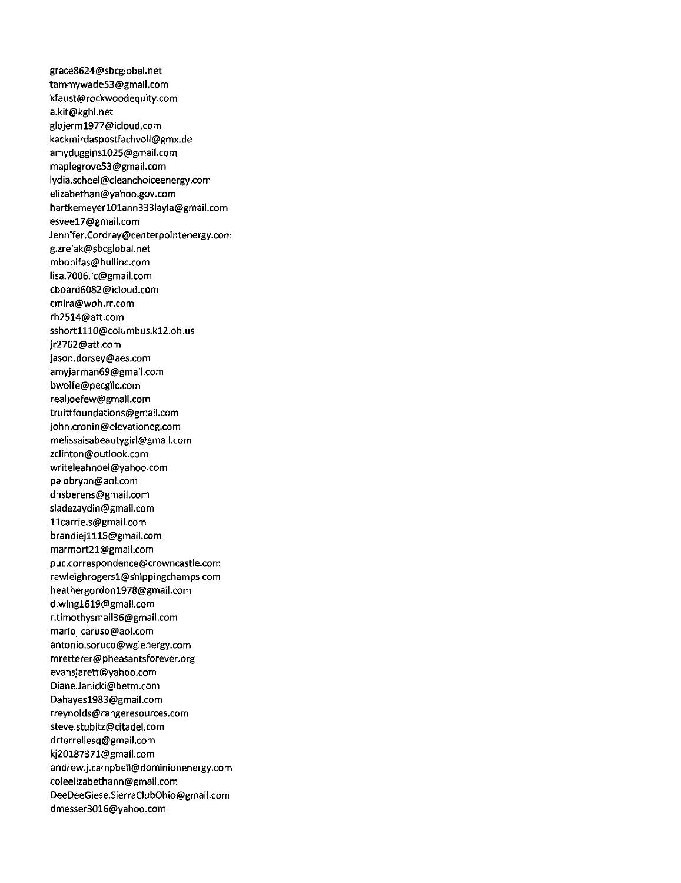grace8624@sbcglobal.net
tammywade53@gmail.com
kfaust@rockwoodequity.com
a.kit@kghl.net
glojerm1977@icloud.com
kackmirdaspostfachvoll@gmx.de
amyduggins1025@gmail.com
maplegrove53@gmail.com
lydia.scheel@cleanchoiceenergy.com
elizabethan@yahoo.gov.com
hartkemeyer101ann333layla@gmail.com
esvee17@gmail.com
Jennifer.Cordray@centerpointenergy.com
g.zrelak@sbcglobal.net
mbonifas@hullinc.com
lisa.7006.lc@gmail.com
cboard6082@icloud.com
cmira@woh.rr.com
rh2514@att.com
sshort1110@columbus.k12.oh.us
jr2762@att.com
jason.dorsey@aes.com
amyjarman69@gmail.com
bwolfe@pecgllc.com
realjoefew@gmail.com
truittfoundations@gmail.com
john.cronin@elevationeg.com
melissaisabeautygirl@gmail.com
zclinton@outlook.com
writeleahnoel@yahoo.com
palobryan@aol.com
dnsberens@gmail.com
sladezaydin@gmail.com
11carrie.s@gmail.com
brandiej1115@gmail.com
marmort21@gmail.com
puc.correspondence@crowncastle.com
rawleighrogers1@shippingchamps.com
heathergordon1978@gmail.com
d.wing1619@gmail.com
r.timothysmail36@gmail.com
mario_caruso@aol.com
antonio.soruco@wglenergy.com
mretterer@pheasantsforever.org
evansjarett@yahoo.com
Diane.Janicki@betm.com
Dahayes1983@gmail.com
rreynolds@rangeresources.com
steve.stubitz@citadel.com
drterrellesq@gmail.com
kj20187371@gmail.com
andrew.j.campbell@dominionenergy.com
coleelizabethann@gmail.com
DeeDeeGiese.SierraClubOhio@gmail.com
dmesser3016@yahoo.com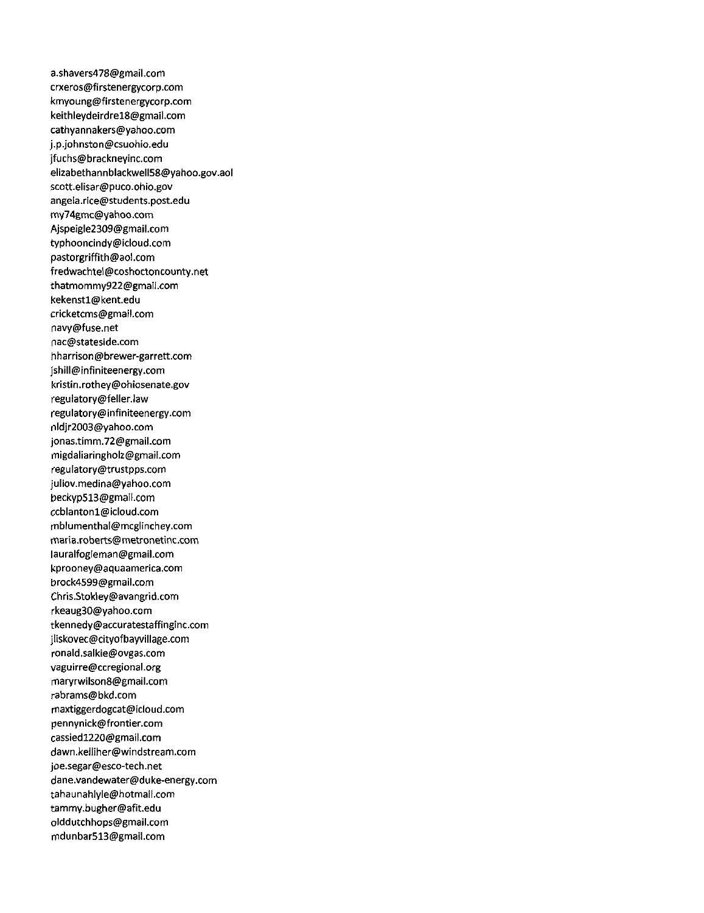a.shavers478@gmail.com
crxeros@firstenergycorp.com
kmyoung@firstenergycorp.com
keithleydeirdre18@gmail.com
cathyannakers@yahoo.com
j.p.johnston@csuohio.edu
jfuchs@brackneyinc.com
elizabethannblackwell58@yahoo.gov.aol
scott.elisar@puco.ohio.gov
angela.rice@students.post.edu
my74gmc@yahoo.com
Ajspeigle2309@gmail.com
typhooncindy@icloud.com
pastorgriffith@aol.com
fredwachtel@coshoctoncounty.net
thatmommy922@gmail.com
kekenst1@kent.edu
cricketcms@gmail.com
navy@fuse.net
nac@stateside.com
hharrison@brewer-garrett.com
jshill@infiniteenergy.com
kristin.rothey@ohiosenate.gov
regulatory@feller.law
regulatory@infiniteenergy.com
nldjr2003@yahoo.com
jonas.timm.72@gmail.com
migdaliaringholz@gmail.com
regulatory@trustpps.com
juliov.medina@yahoo.com
beckyp513@gmail.com
ccblanton1@icloud.com
mblumenthal@mcglinchey.com
maria.roberts@metronetinc.com
lauralfogleman@gmail.com
kprooney@aquaamerica.com
brock4599@gmail.com
Chris.Stokley@avangrid.com
rkeaug30@yahoo.com
tkennedy@accuratestaffinginc.com
jliskovec@cityofbayvillage.com
ronald.salkie@ovgas.com
vaguirre@ccregional.org
maryrwilson8@gmail.com
rabrams@bkd.com
maxtiggerdogcat@icloud.com
pennynick@frontier.com
cassied1220@gmail.com
dawn.kelliher@windstream.com
joe.segar@esco-tech.net
dane.vandewater@duke-energy.com
tahaunahlyle@hotmail.com
tammy.bugher@afit.edu
olddutchhops@gmail.com
mdunbar513@gmail.com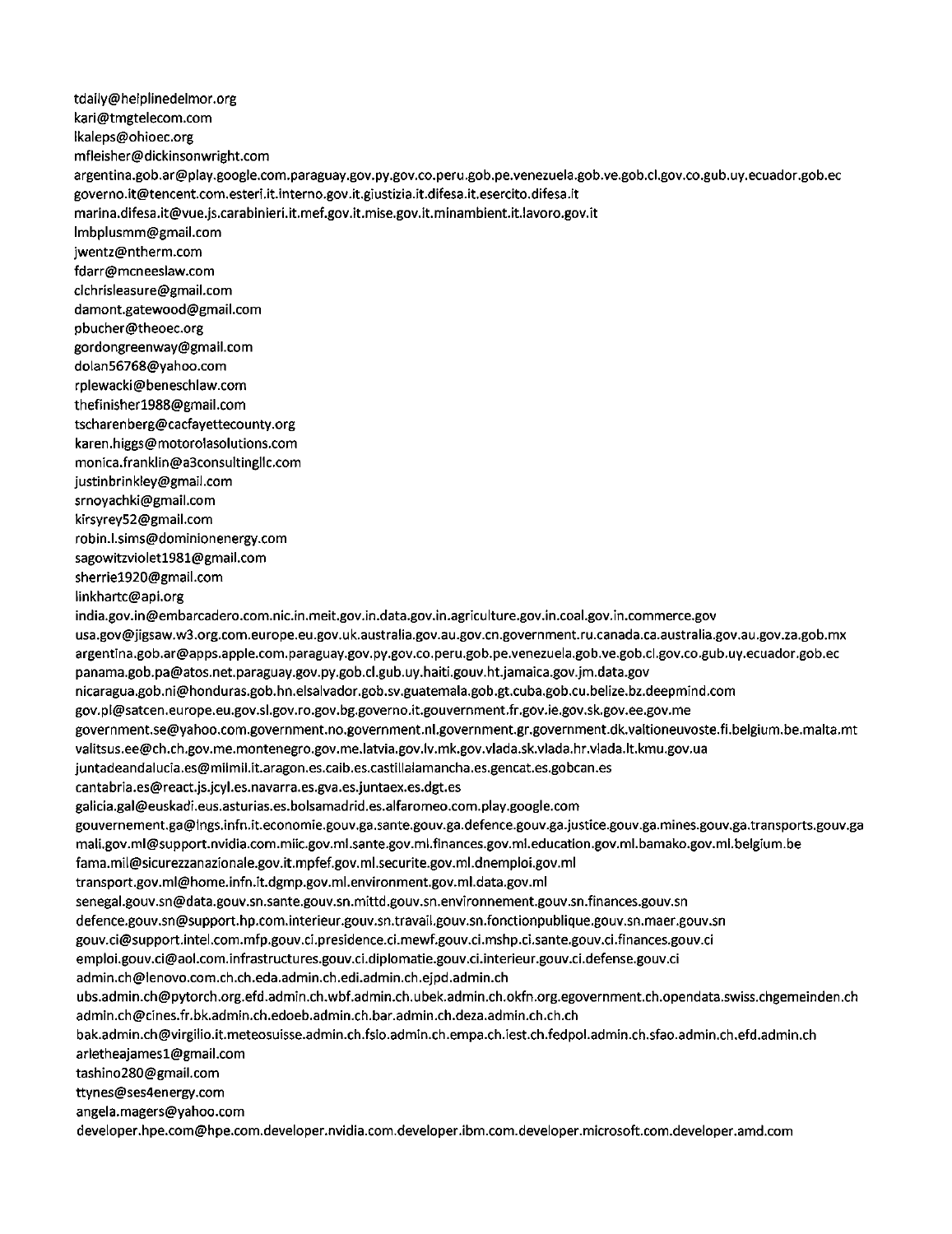tdaily@helplinedelmor.org
kari@tmgtelecom.com
lkaleps@ohioec.org
mfleisher@dickinsonwright.com
argentina.gob.ar@play.google.com.paraguay.gov.py.gov.co.peru.gob.pe.venezuela.gob.ve.gob.cl.gov.co.gub.uy.ecuador.gob.ec
governo.it@tencent.com.esteri.it.interno.gov.it.giustizia.it.difesa.it.esercito.difesa.it
marina.difesa.it@vue.js.carabinieri.it.mef.gov.it.mise.gov.it.minambient.it.lavoro.gov.it
lmbplusmm@gmail.com
jwentz@ntherm.com
fdarr@mcneeslaw.com
clchrisleasure@gmail.com
damont.gatewood@gmail.com
pbucher@theoec.org
gordongreenway@gmail.com
dolan56768@yahoo.com
rplewacki@beneschlaw.com
thefinisher1988@gmail.com
tscharenberg@cacfayettecounty.org
karen.higgs@motorolasolutions.com
monica.franklin@a3consultingllc.com
justinbrinkley@gmail.com
srnoyachki@gmail.com
kirsyrey52@gmail.com
robin.l.sims@dominionenergy.com
sagowitzviolet1981@gmail.com
sherrie1920@gmail.com
linkhartc@api.org
india.gov.in@embarcadero.com.nic.in.meit.gov.in.data.gov.in.agriculture.gov.in.coal.gov.in.commerce.gov
usa.gov@jigsaw.w3.org.com.europe.eu.gov.uk.australia.gov.au.gov.cn.government.ru.canada.ca.australia.gov.au.gov.za.gob.mx
argentina.gob.ar@apps.apple.com.paraguay.gov.py.gov.co.peru.gob.pe.venezuela.gob.ve.gob.cl.gov.co.gub.uy.ecuador.gob.ec
panama.gob.pa@atos.net.paraguay.gov.py.gob.cl.gub.uy.haiti.gouv.ht.jamaica.gov.jm.data.gov
nicaragua.gob.ni@honduras.gob.hn.elsalvador.gob.sv.guatemala.gob.gt.cuba.gob.cu.belize.bz.deepmind.com
gov.pl@satcen.europe.eu.gov.sl.gov.ro.gov.bg.governo.it.gouvernment.fr.gov.ie.gov.sk.gov.ee.gov.me
government.se@yahoo.com.government.no.government.nl.government.gr.government.dk.valtioneuvoste.fi.belgium.be.malta.mt
valitsus.ee@ch.ch.gov.me.montenegro.gov.me.latvia.gov.lv.mk.gov.vlada.sk.vlada.hr.vlada.lt.kmu.gov.ua
juntadeandalucia.es@milmil.it.aragon.es.caib.es.castillalamancha.es.gencat.es.gobcan.es
cantabria.es@react.js.jcyl.es.navarra.es.gva.es.juntaex.es.dgt.es
galicia.gal@euskadi.eus.asturias.es.bolsamadrid.es.alfaromeo.com.play.google.com
gouvernement.ga@lngs.infn.it.economie.gouv.ga.sante.gouv.ga.defence.gouv.ga.justice.gouv.ga.mines.gouv.ga.transports.gouv.ga
mali.gov.ml@support.nvidia.com.miic.gov.ml.sante.gov.ml.finances.gov.ml.education.gov.ml.bamako.gov.ml.belgium.be
fama.mil@sicurezzanazionale.gov.it.mpfef.gov.ml.securite.gov.ml.dnemploi.gov.ml
transport.gov.ml@home.infn.it.dgmp.gov.ml.environment.gov.ml.data.gov.ml
senegal.gouv.sn@data.gouv.sn.sante.gouv.sn.mittd.gouv.sn.environnement.gouv.sn.finances.gouv.sn
defence.gouv.sn@support.hp.com.interieur.gouv.sn.travail.gouv.sn.fonctionpublique.gouv.sn.maer.gouv.sn
gouv.ci@support.intel.com.mfp.gouv.ci.presidence.ci.mewf.gouv.ci.mshp.ci.sante.gouv.ci.finances.gouv.ci
emploi.gouv.ci@aol.com.infrastructures.gouv.ci.diplomatie.gouv.ci.interieur.gouv.ci.defense.gouv.ci
admin.ch@lenovo.com.ch.ch.eda.admin.ch.edi.admin.ch.ejpd.admin.ch
ubs.admin.ch@pytorch.org.efd.admin.ch.wbf.admin.ch.ubek.admin.ch.okfn.org.egovernment.ch.opendata.swiss.chgemeinden.ch
admin.ch@cines.fr.bk.admin.ch.edoeb.admin.ch.bar.admin.ch.deza.admin.ch.ch.ch
bak.admin.ch@virgilio.it.meteosuisse.admin.ch.fsio.admin.ch.empa.ch.iest.ch.fedpol.admin.ch.sfao.admin.ch.efd.admin.ch
arletheajames1@gmail.com
tashino280@gmail.com
ttynes@ses4energy.com
angela.magers@yahoo.com
developer.hpe.com@hpe.com.developer.nvidia.com.developer.ibm.com.developer.microsoft.com.developer.amd.com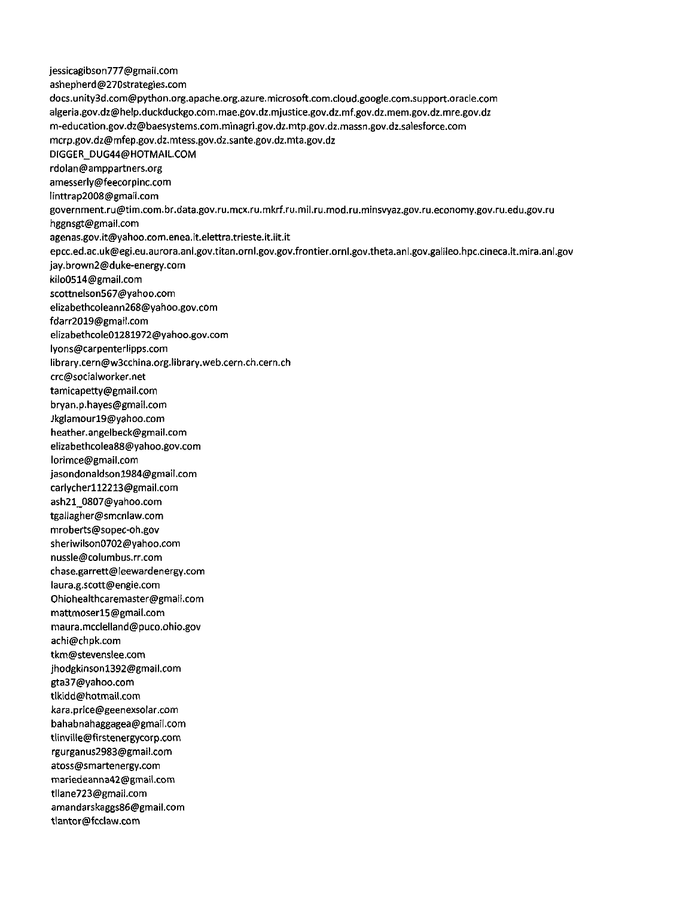jessicagibson777@gmail.com
ashepherd@270strategies.com
docs.unity3d.com@python.org.apache.org.azure.microsoft.com.cloud.google.com.support.oracle.com
algeria.gov.dz@help.duckduckgo.com.mae.gov.dz.mjustice.gov.dz.mf.gov.dz.mem.gov.dz.mre.gov.dz
m-education.gov.dz@baesystems.com.minagri.gov.dz.mtp.gov.dz.massn.gov.dz.salesforce.com
mcrp.gov.dz@mfep.gov.dz.mtess.gov.dz.sante.gov.dz.mta.gov.dz
DIGGER_DUG44@HOTMAIL.COM
rdolan@amppartners.org
amesserly@feecorpinc.com
linttrap2008@gmail.com
government.ru@tim.com.br.data.gov.ru.mcx.ru.mkrf.ru.mil.ru.mod.ru.minsvyaz.gov.ru.economy.gov.ru.edu.gov.ru
hggnsgt@gmail.com
agenas.gov.it@yahoo.com.enea.it.elettra.trieste.it.iit.it
epcc.ed.ac.uk@egi.eu.aurora.anl.gov.titan.ornl.gov.gov.frontier.ornl.gov.theta.anl.gov.galileo.hpc.cineca.it.mira.anl.gov
jay.brown2@duke-energy.com
kilo0514@gmail.com
scottnelson567@yahoo.com
elizabethcoleann268@yahoo.gov.com
fdarr2019@gmail.com
elizabethcole01281972@yahoo.gov.com
lyons@carpenterlipps.com
library.cern@w3cchina.org.library.web.cern.ch.cern.ch
crc@socialworker.net
tamicapetty@gmail.com
bryan.p.hayes@gmail.com
Jkglamour19@yahoo.com
heather.angelbeck@gmail.com
elizabethcolea88@yahoo.gov.com
lorimce@gmail.com
jasondonaldson1984@gmail.com
carlycher112213@gmail.com
ash21_0807@yahoo.com
tgallagher@smcnlaw.com
mroberts@sopec-oh.gov
sheriwilson0702@yahoo.com
nussle@columbus.rr.com
chase.garrett@leewardenergy.com
laura.g.scott@engie.com
Ohiohealthcaremaster@gmail.com
mattmoser15@gmail.com
maura.mcclelland@puco.ohio.gov
achi@chpk.com
tkm@stevenslee.com
jhodgkinson1392@gmail.com
gta37@yahoo.com
tlkidd@hotmail.com
kara.price@geenexsolar.com
bahabnahaggagea@gmail.com
tlinville@firstenergycorp.com
rgurganus2983@gmail.com
atoss@smartenergy.com
mariedeanna42@gmail.com
tllane723@gmail.com
amandarskaggs86@gmail.com
tlantor@fcclaw.com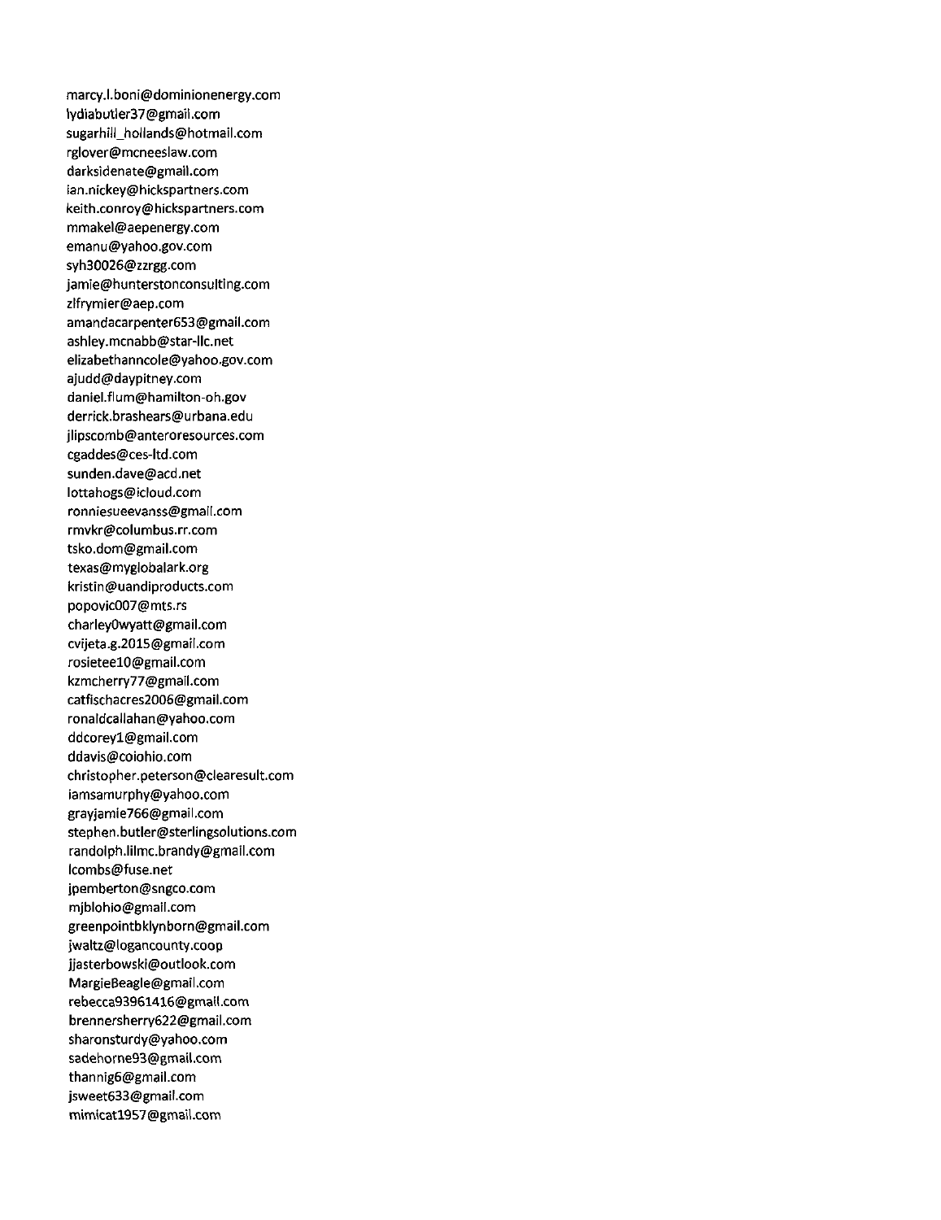marcy.l.boni@dominionenergy.com
lydiabutler37@gmail.com
sugarhill_hollands@hotmail.com
rglover@mcneeslaw.com
darksidenate@gmail.com
ian.nickey@hickspartners.com
keith.conroy@hickspartners.com
mmakel@aepenergy.com
emanu@yahoo.gov.com
syh30026@zzrgg.com
jamie@hunterstonconsulting.com
zlfrymier@aep.com
amandacarpenter653@gmail.com
ashley.mcnabb@star-llc.net
elizabethanncole@yahoo.gov.com
ajudd@daypitney.com
daniel.flum@hamilton-oh.gov
derrick.brashears@urbana.edu
jlipscomb@anteroresources.com
cgaddes@ces-ltd.com
sunden.dave@acd.net
lottahogs@icloud.com
ronniesueevanss@gmail.com
rmvkr@columbus.rr.com
tsko.dom@gmail.com
texas@myglobalark.org
kristin@uandiproducts.com
popovic007@mts.rs
charley0wyatt@gmail.com
cvijeta.g.2015@gmail.com
rosietee10@gmail.com
kzmcherry77@gmail.com
catfischacres2006@gmail.com
ronaldcallahan@yahoo.com
ddcorey1@gmail.com
ddavis@coiohio.com
christopher.peterson@clearesult.com
iamsamurphy@yahoo.com
grayjamie766@gmail.com
stephen.butler@sterlingsolutions.com
randolph.lilmc.brandy@gmail.com
lcombs@fuse.net
jpemberton@sngco.com
mjblohio@gmail.com
greenpointbklynborn@gmail.com
jwaltz@logancounty.coop
jjasterbowski@outlook.com
MargieBeagle@gmail.com
rebecca93961416@gmail.com
brennersherry622@gmail.com
sharonsturdy@yahoo.com
sadehorne93@gmail.com
thannig6@gmail.com
jsweet633@gmail.com
mimicat1957@gmail.com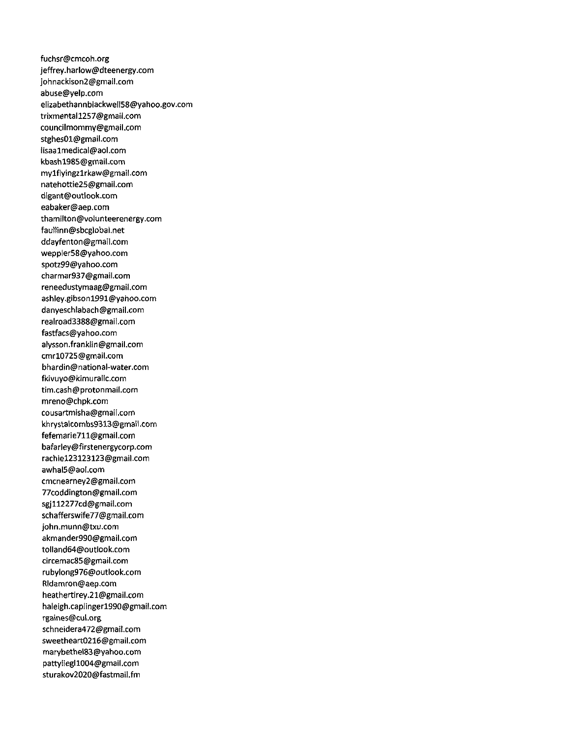fuchsr@cmcoh.org
jeffrey.harlow@dteenergy.com
johnackison2@gmail.com
abuse@yelp.com
elizabethannblackwell58@yahoo.gov.com
trixmental1257@gmail.com
councilmommy@gmail.com
stghes01@gmail.com
lisaa1medical@aol.com
kbash1985@gmail.com
my1flyingz1rkaw@gmail.com
natehottie25@gmail.com
dlgant@outlook.com
eabaker@aep.com
thamilton@volunteerenergy.com
faullinn@sbcglobal.net
ddayfenton@gmail.com
weppler58@yahoo.com
spotz99@yahoo.com
charmar937@gmail.com
reneedustymaag@gmail.com
ashley.gibson1991@yahoo.com
danyeschlabach@gmail.com
realroad3388@gmail.com
fastfacs@yahoo.com
alysson.franklin@gmail.com
cmr10725@gmail.com
bhardin@national-water.com
fkivuyo@kimurallc.com
tim.cash@protonmail.com
mreno@chpk.com
cousartmisha@gmail.com
khrystalcombs9313@gmail.com
fefemarie711@gmail.com
bafarley@firstenergycorp.com
rachie123123123@gmail.com
awhal5@aol.com
cmcnearney2@gmail.com
77coddington@gmail.com
sgj112277cd@gmail.com
schafferswife77@gmail.com
john.munn@txu.com
akmander990@gmail.com
tolland64@outlook.com
circemac85@gmail.com
rubylong976@outlook.com
Rldamron@aep.com
heathertirey.21@gmail.com
haleigh.caplinger1990@gmail.com
rgaines@cul.org
schneidera472@gmail.com
sweetheart0216@gmail.com
marybethel83@yahoo.com
pattyliegl1004@gmail.com
sturakov2020@fastmail.fm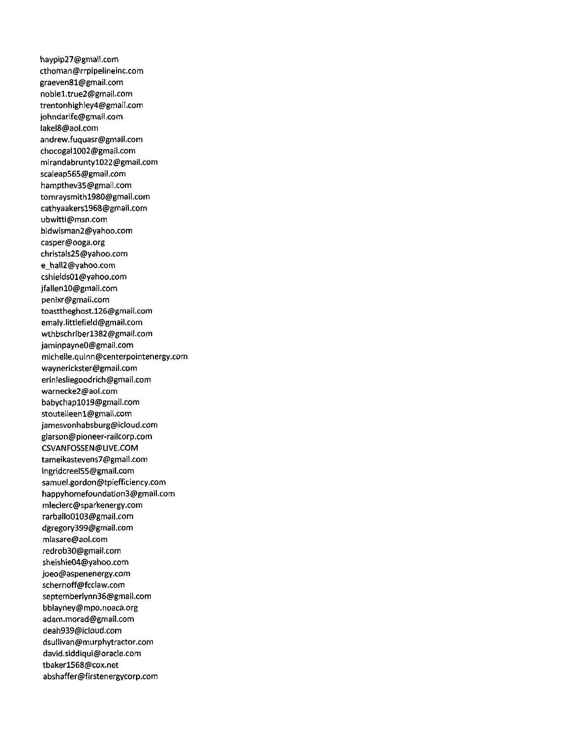haypip27@gmail.com
cthoman@rrpipelineinc.com
graeven81@gmail.com
noble1.true2@gmail.com
trentonhighley4@gmail.com
johndarife@gmail.com
lakel8@aol.com
andrew.fuquasr@gmail.com
chocogal1002@gmail.com
mirandabrunty1022@gmail.com
scaleap565@gmail.com
hampthev35@gmail.com
tomraysmith1980@gmail.com
cathyaakers1968@gmail.com
ubwitti@msn.com
bidwisman2@yahoo.com
casper@ooga.org
christals25@yahoo.com
e_hall2@yahoo.com
cshields01@yahoo.com
jfallen10@gmail.com
penixr@gmail.com
toasttheghost.126@gmail.com
emaly.littlefield@gmail.com
wthbschriber1382@gmail.com
jaminpayne0@gmail.com
michelle.quinn@centerpointenergy.com
waynerickster@gmail.com
erinlesliegoodrich@gmail.com
warnecke2@aol.com
babychap1019@gmail.com
stouteileen1@gmail.com
jamesvonhabsburg@icloud.com
glarson@pioneer-railcorp.com
CSVANFOSSEN@LIVE.COM
tameikastevens7@gmail.com
ingridcreel55@gmail.com
samuel.gordon@tpiefficiency.com
happyhomefoundation3@gmail.com
mleclerc@sparkenergy.com
rarballo0103@gmail.com
dgregory399@gmail.com
mlasare@aol.com
redrob30@gmail.com
shelshie04@yahoo.com
joeo@aspenenergy.com
schernoff@fcclaw.com
septemberlynn36@gmail.com
bblayney@mpo.noaca.org
adam.morad@gmail.com
deah939@icloud.com
dsullivan@murphytractor.com
david.siddiqui@oracle.com
tbaker1568@cox.net
abshaffer@firstenergycorp.com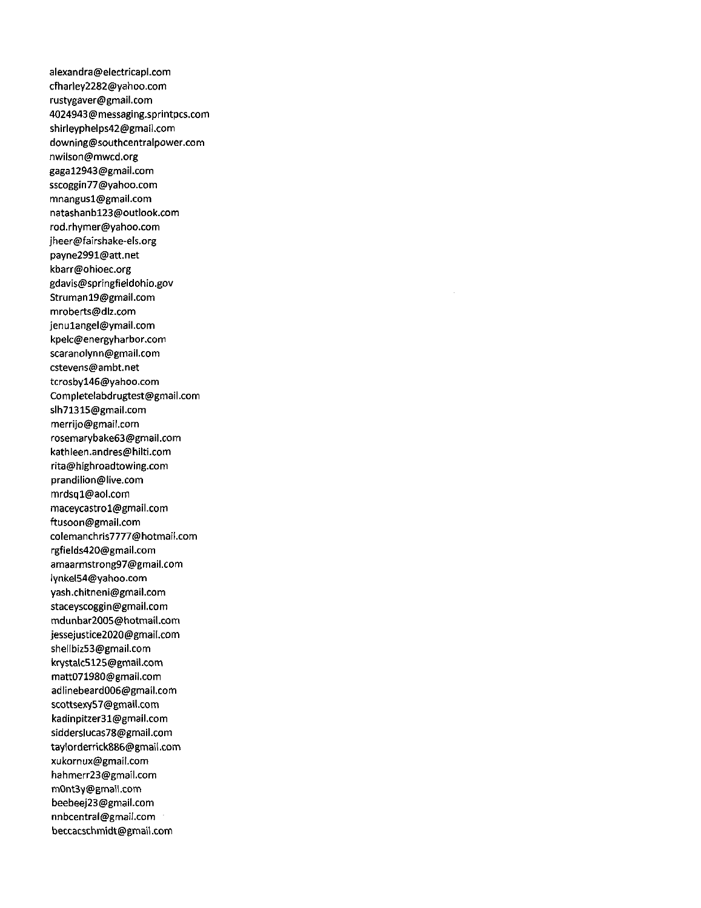alexandra@electricapl.com
cfharley2282@yahoo.com
rustygaver@gmail.com
4024943@messaging.sprintpcs.com
shirleyphelps42@gmail.com
downing@southcentralpower.com
nwilson@mwcd.org
gaga12943@gmail.com
sscoggin77@yahoo.com
mnangus1@gmail.com
natashanb123@outlook.com
rod.rhymer@yahoo.com
jheer@fairshake-els.org
payne2991@att.net
kbarr@ohioec.org
gdavis@springfieldohio.gov
Struman19@gmail.com
mroberts@dlz.com
jenu1angel@ymail.com
kpelc@energyharbor.com
scaranolynn@gmail.com
cstevens@ambt.net
tcrosby146@yahoo.com
Completelabdrugtest@gmail.com
slh71315@gmail.com
merrijo@gmail.com
rosemarybake63@gmail.com
kathleen.andres@hilti.com
rita@highroadtowing.com
prandilion@live.com
mrdsq1@aol.com
maceycastro1@gmail.com
ftusoon@gmail.com
colemanchris7777@hotmail.com
rgfields420@gmail.com
amaarmstrong97@gmail.com
lynkel54@yahoo.com
yash.chitneni@gmail.com
staceyscoggin@gmail.com
mdunbar2005@hotmail.com
jessejustice2020@gmail.com
shellbiz53@gmail.com
krystalc5125@gmail.com
matt071980@gmail.com
adlinebeard006@gmail.com
scottsexy57@gmail.com
kadinpitzer31@gmail.com
sidderslucas78@gmail.com
taylorderrick886@gmail.com
xukornux@gmail.com
hahmerr23@gmail.com
m0nt3y@gmail.com
beebeej23@gmail.com
nnbcentral@gmail.com
beccacschmidt@gmail.com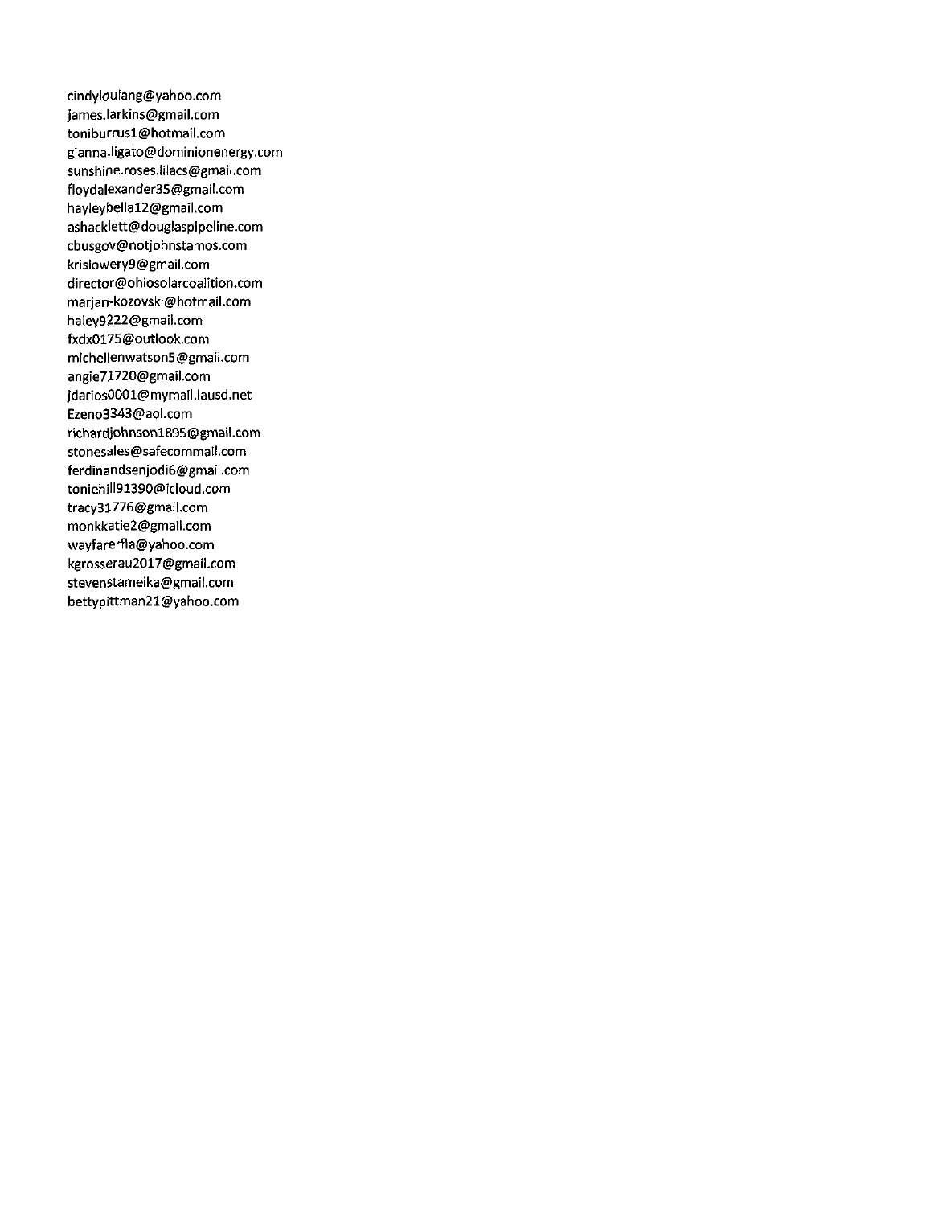cindyloulang@yahoo.com
james.larkins@gmail.com
toniburrus1@hotmail.com
gianna.ligato@dominionenergy.com
sunshine.roses.lilacs@gmail.com
floydalexander35@gmail.com
hayleybella12@gmail.com
ashacklett@douglaspipeline.com
cbusgov@notjohnstamos.com
krislowery9@gmail.com
director@ohiosolarcoalition.com
marjan-kozovski@hotmail.com
haley9222@gmail.com
fxdx0175@outlook.com
michellenwatson5@gmail.com
angie71720@gmail.com
jdarios0001@mymail.lausd.net
Ezeno3343@aol.com
richardjohnson1895@gmail.com
stonesales@safecommail.com
ferdinandsenjodi6@gmail.com
toniehill91390@icloud.com
tracy31776@gmail.com
monkkatie2@gmail.com
wayfarerfla@yahoo.com
kgrosserau2017@gmail.com
stevenstameika@gmail.com
bettypittman21@yahoo.com